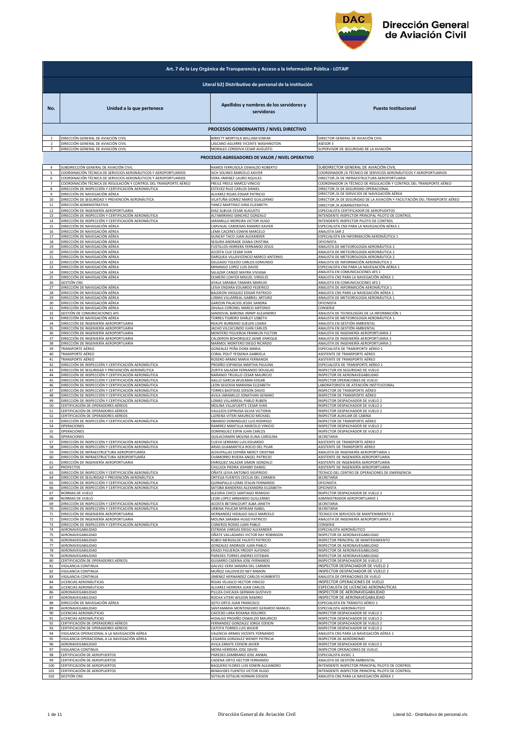# Dirección General de Aviación Civil

## Art. 7 de la Ley Orgánica de Transparencia y Acceso a la Información Pública - LOTAIP

### Literal b2) Distributivo de personal de la institución

| No. | Unidad a la que pertenece | Apellidos y nombres de los servidores y servidoras | Puesto Institucional |
|---|---|---|---|
| | **PROCESOS GOBERNANTES / NIVEL DIRECTIVO** | | |
| 1 | DIRECCIÓN GENERAL DE AVIACIÓN CIVIL | BIRKETT MORTOLA WILLIAM EDWAR | DIRECTOR GENERAL DE AVIACIÓN CIVIL |
| 2 | DIRECCIÓN GENERAL DE AVIACIÓN CIVIL | LASCANO AGUIRRE VICENTE WASHINGTON | ASESOR 5 |
| 3 | DIRECCIÓN GENERAL DE AVIACIÓN CIVIL | MORALES CORDOVA CESAR AUGUSTO | SUPERVISOR DE SEGURIDAD DE LA AVIACIÓN |
| | **PROCESOS AGREGADORES DE VALOR / NIVEL OPERATIVO** | | |
| 4 | SUBDIRECCIÓN GENERAL DE AVIACIÓN CIVIL | RAMOS FERRUSOLA OSWALDO ROBERTO | SUBDIRECTOR GENERAL DE AVIACIÓN CIVIL |
| 5 | COORDINACIÓN TÉCNICA DE SERVICIOS AERONÁUTICOS Y AEROPORTUARIOS | ISCH SOLINES MARCELO XAVIER | COORDINADOR /A TÉCNICO DE SERVICIOS AERONÁUTICOS Y AEROPORTUARIOS |
| 6 | COORDINACIÓN TÉCNICA DE SERVICIOS AERONÁUTICOS Y AEROPORTUARIOS | VERA JIMENEZ LAURO AQUILES | DIRECTOR /A DE INFRAESTRUCTURA AEROPORTUARIA |
| 7 | COORDINACIÓN TÉCNICA DE REGULACIÓN Y CONTROL DEL TRANSPORTE AÉREO | FREILE FREILE MARCO VINICIO | COORDINADOR /A TÉCNICO DE REGULACIÓN Y CONTROL DEL TRANSPORTE AÉREO |
| 8 | DIRECCIÓN DE INSPECCIÓN Y CERTIFICACIÓN AERONÁUTICA | ESTEVEZ RUIZ CARLOS DANIEL | DIRECTOR /A DE SEGURIDAD OPERACIONAL |
| 9 | DIRECCIÓN DE NAVEGACIÓN AÉREA | ALVAREZ ROJAS EDGAR PATRICIO | DIRECTOR /A DE SERVICIOS DE NAVEGACIÓN AÉREA |
| 10 | DIRECCIÓN DE SEGURIDAD Y PREVENCIÓN AERONÁUTICA | VILATUÑA GOMEZ MARIO GUILLERMO | DIRECTOR /A DE SEGURIDAD DE LA AVIACIÓN Y FACILITACIÓN DEL TRANSPORTE AÉREO |
| 11 | DIRECCIÓN ADMINISTRATIVA | YANEZ MARTINEZ GINA ELIZABETH | DIRECTOR /A ADMINISTRATIVA |
| 12 | DIRECCIÓN DE INGENIERÍA AEROPORTUARIA | DIAZ ALBUJA CESAR AUGUSTO | ESPECIALISTA CERTIFICADOR DE AEROPUERTOS |
| 13 | DIRECCIÓN DE INSPECCIÓN Y CERTIFICACIÓN AERONÁUTICA | ALTAMIRANO SANCHEZ GONZALO | INTENDENTE INSPECTOR PRINCIPAL PILOTO DE CONTROL |
| 14 | DIRECCIÓN DE INSPECCIÓN Y CERTIFICACIÓN AERONÁUTICA | JARAMILLO MOREIRA VICTOR HUGO | INTENDENTE INSPECTOR PILOTO DE CONTROL |
| 15 | DIRECCIÓN DE NAVEGACIÓN AÉREA | CARVAJAL CARDENAS RAMIRO XAVIER | ESPECIALISTA CNS PARA LA NAVEGACIÓN AÉREA 1 |
| 16 | DIRECCIÓN DE NAVEGACIÓN AÉREA | LEMA CACERES EDWIN MARCELO | ANALISTA SAR 2 |
| 17 | DIRECCIÓN DE NAVEGACIÓN AÉREA | GUNCAY TACO JUAN ALEXANDER | ESPECIALISTA EN INFORMACIÓN AERONÁUTICA 1 |
| 18 | DIRECCIÓN DE NAVEGACIÓN AÉREA | SEGURA ANDRADE DIANA CRISTINA | OFICINISTA |
| 19 | DIRECCIÓN DE NAVEGACIÓN AÉREA | FUSTILLOS HERRERA FERNANDO JESUS | ANALISTA DE METEOROLOGÍA AERONÁUTICA 2 |
| 20 | DIRECCIÓN DE NAVEGACIÓN AÉREA | ACOSTA CUJI CESAR IVAN | ANALISTA DE METEOROLOGÍA AERONÁUTICA 2 |
| 21 | DIRECCIÓN DE NAVEGACIÓN AÉREA | DARQUEA VILLAVICENCIO MARCO ANTONIO | ANALISTA DE METEOROLOGÍA AERONÁUTICA 2 |
| 22 | DIRECCIÓN DE NAVEGACIÓN AÉREA | DELGADO TOLEDO CARLOS EDMUNDO | ANALISTA DE INFORMACIÓN AERONÁUTICA 2 |
| 23 | DIRECCIÓN DE NAVEGACIÓN AÉREA | MINANGO LOPEZ LUIS DAVID | ESPECIALISTA CNS PARA LA NAVEGACIÓN AÉREA 1 |
| 24 | DIRECCIÓN DE NAVEGACIÓN AÉREA | SALAZAR CANGO MAYRA VIVIANA | ANALISTA EN COMUNICACIONES AFS 1 |
| 25 | DIRECCIÓN DE NAVEGACIÓN AÉREA | OLMEDO LOAYZA MIGUEL VIRGILIO | ANALISTA CNS PARA LA NAVEGACIÓN AÉREA 1 |
| 26 | GESTIÓN CNS | AYALA SARABIA TAMARA MARIUXI | ANALISTA EN COMUNICACIONES AFS 1 |
| 27 | DIRECCIÓN DE NAVEGACIÓN AÉREA | LEIVA ENDARA EDUARDO FEDERICO | ANALISTA DE INFORMACIÓN AERONÁUTICA 1 |
| 28 | DIRECCIÓN DE NAVEGACIÓN AÉREA | BALDEON VASQUEZ EDGAR PATRICIO | ANALISTA CNS PARA LA NAVEGACIÓN AÉREA 1 |
| 29 | DIRECCIÓN DE NAVEGACIÓN AÉREA | LOMAS VILLARREAL GABRIEL ARTURO | ANALISTA DE METEOROLOGÍA AERONÁUTICA 1 |
| 30 | DIRECCIÓN DE NAVEGACIÓN AÉREA | GARZON PALACIOS JESSIE SANDRA | OFICINISTA |
| 31 | DIRECCIÓN DE NAVEGACIÓN AÉREA | ZAVALA CORONEL MARCO ANTONIO | CONSERJE |
| 32 | GESTIÓN DE COMUNICACIONES AFS | SANDOVAL BARONA JIMMY ALEJANDRO | ANALISTA DE TECNOLOGÍAS DE LA INFORMACIÓN 1 |
| 33 | DIRECCIÓN DE NAVEGACIÓN AÉREA | TORRES TIGRERO SHIRLEY LISBETH | ANALISTA DE METEOROLOGÍA AERONÁUTICA 1 |
| 34 | DIRECCIÓN DE INGENIERÍA AEROPORTUARIA | REALPE BURBANO SUELEN LOANA | ANALISTA EN GESTIÓN AMBIENTAL |
| 35 | DIRECCIÓN DE INGENIERÍA AEROPORTUARIA | JACHO VILCACUNDO JUAN CARLOS | ANALISTA EN GESTIÓN AMBIENTAL |
| 36 | DIRECCIÓN DE INGENIERÍA AEROPORTUARIA | MONTERO FIGUEROA FRANKLIN FULTON | ANALISTA DE INGENIERÍA AEROPORTUARIA 2 |
| 37 | DIRECCIÓN DE INGENIERÍA AEROPORTUARIA | CALDERON BOHORQUEZ JAIME ENRIQUE | ANALISTA DE INGENIERÍA AEROPORTUARIA 2 |
| 38 | DIRECCIÓN DE INGENIERÍA AEROPORTUARIA | MARMOL MONTERO DIEGO RICARDO | ANALISTA DE INGENIERÍA AEROPORTUARIA 2 |
| 39 | TRANSPORTE AÉREO | GONZALEZ PEÑA DORA MARIA | ESPECIALISTA DE TRANSPORTE AÉREO 1 |
| 40 | TRANSPORTE AÉREO | CORAL POLIT YESSENIA GABRIELA | ASISTENTE DE TRANSPORTE AÉREO |
| 41 | TRANSPORTE AÉREO | ROSERO ARMAS MARIA FERNANDA | ASISTENTE DE TRANSPORTE AÉREO |
| 42 | DIRECCIÓN DE INSPECCIÓN Y CERTIFICACIÓN AERONÁUTICA | PROAÑO ESPINOSA MARTHA PAULINA | ESPECIALISTA DE TRANSPORTE AÉREO 1 |
| 43 | DIRECCIÓN DE SEGURIDAD Y PREVENCIÓN AERONÁUTICA | ZURITA SALAZAR FERNANDO DOUGLAS | INSPECTOR EN SEGURIDAD DE VUELO |
| 44 | DIRECCIÓN DE INSPECCIÓN Y CERTIFICACIÓN AERONÁUTICA | NARANJO TRUJILLO CESAR MAURICIO | INSPECTOR DE AERONAVEGABILIDAD |
| 45 | DIRECCIÓN DE INSPECCIÓN Y CERTIFICACIÓN AERONÁUTICA | GALLO GARCIA WUILMAN EDGAR | INSPECTOR OPERACIONES DE VUELO |
| 46 | DIRECCIÓN DE INSPECCIÓN Y CERTIFICACIÓN AERONÁUTICA | LEON SEGOVIA MARIANA ELIZABETH | LABORATORISTA DE ATENCIÓN INSTITUCIONAL |
| 47 | DIRECCIÓN DE INSPECCIÓN Y CERTIFICACIÓN AERONÁUTICA | TORRES BASTIDAS EDISON DAVID | INSPECTOR DE TRANSPORTE AÉREO |
| 48 | DIRECCIÓN DE INSPECCIÓN Y CERTIFICACIÓN AERONÁUTICA | AVILA JARAMILLO JONATHAN GENARO | INSPECTOR DE TRANSPORTE AÉREO |
| 49 | DIRECCIÓN DE INSPECCIÓN Y CERTIFICACIÓN AERONÁUTICA | LOMAS VILLARREAL PABLO RUBEN | INSPECTOR DESPACHADOR DE VUELO 2 |
| 50 | CERTIFICACIÓN DE OPERADORES AÉREOS | MOLINA VILLAFUERTE CESAR IVAN | INSPECTOR DESPACHADOR DE VUELO 2 |
| 51 | CERTIFICACIÓN DE OPERADORES AÉREOS | VALLEJOS ESPINOSA SILVIA VICTORIA | INSPECTOR DESPACHADOR DE VUELO 2 |
| 52 | CERTIFICACIÓN DE OPERADORES AÉREOS | LLERENA VITERI MAURICIO MICHAEL | INSPECTOR AUXILIAR DE CABINA |
| 53 | DIRECCIÓN DE INSPECCIÓN Y CERTIFICACIÓN AERONÁUTICA | OBANDO DOMINGUEZ LUIS RODRIGO | INSPECTOR DE TRANSPORTE AÉREO |
| 54 | OPERACIONES | RAMIREZ MANTILLA MARCELO VINICIO | INSPECTOR DESPACHADOR DE VUELO 2 |
| 55 | OPERACIONES | DOMINGUEZ ESPIN JUAN CARLOS | INSPECTOR DESPACHADOR DE VUELO 2 |
| 56 | OPERACIONES | QUILACHAMIN MOLINA ELINA CAROLINA | SECRETARIA |
| 57 | DIRECCIÓN DE INSPECCIÓN Y CERTIFICACIÓN AERONÁUTICA | CUEVA SERRANO LUIS EDUARDO | ASISTENTE DE TRANSPORTE AÉREO |
| 58 | DIRECCIÓN DE INSPECCIÓN Y CERTIFICACIÓN AERONÁUTICA | ARIAS GUAMANTICA ROCIO DEL PILAR | ASISTENTE DE TRANSPORTE AÉREO |
| 59 | DIRECCIÓN DE INFRAESTRUCTURA AEROPORTUARIA | ACHUPALLAS ESPAÑA MERCY CRISTINA | ANALISTA DE INGENIERÍA AEROPORTIARIA 1 |
| 60 | DIRECCIÓN DE INFRAESTRUCTURA AEROPORTUARIA | CHAMORRO RIVERA ANGEL PATRICIO | ASISTENTE DE INGENIERÍA AEROPORTUARIA |
| 61 | DIRECCIÓN DE INGENIERÍA AEROPORTUARIA | ENRIQUEZ SALAZAR SIMON GONZALO | ASISTENTE DE INGENIERÍA AEROPORTUARIA |
| 62 | PROYECTOS | CHILUIZA PIEDRA JOHNNY DANIEL | ASISTENTE DE INGENIERÍA AEROPORTUARIA |
| 63 | DIRECCIÓN DE INSPECCIÓN Y CERTIFICACIÓN AERONÁUTICA | OÑATE LEIVA ANTONIO SIGIFREDO | TÉCNICO DEL CENTRO DE OPERACIONES DE EMERGENCIA |
| 64 | DIRECCIÓN DE SEGURIDAD Y PREVENCIÓN AERONÁUTICA | ORTEGA FUENTES CECILIA DEL CARMEN | SECRETARIA |
| 65 | DIRECCIÓN DE INSPECCIÓN Y CERTIFICACIÓN AERONÁUTICA | QUINAPALLO LOMA STALIN FERNANDO | OFICINISTA |
| 66 | DIRECCIÓN DE INSPECCIÓN Y CERTIFICACIÓN AERONÁUTICA | SATOBA BANDERAS ALEXANDRA ELIZABETH | OFICINISTA |
| 67 | NORMAS DE VUELO | ALEGRIA CHICO SANTIAGO REMIGIO | INSPECTOR DESPACHADOR DE VUELO 2 |
| 68 | NORMAS DE VUELO | LEON LOPEZ ARMANDO GUILLERMO | ADMINISTRADOR AEROPORTUARIO 1 |
| 69 | DIRECCIÓN DE INSPECCIÓN Y CERTIFICACIÓN AERONÁUTICA | ACOSTA BETANCOURT ALBA JANETH | SECRETARIA |
| 70 | DIRECCIÓN DE INSPECCIÓN Y CERTIFICACIÓN AERONÁUTICA | URBINA PAUCAR MYRIAM ISABEL | SECRETARIA |
| 71 | DIRECCIÓN DE INGENIERÍA AEROPORTUARIA | HERNANDEZ HIDALGO GALO MARCELO | TÉCNICO EN SERVICIOS DE MANTENIMIENTO 1 |
| 72 | DIRECCIÓN DE INGENIERÍA AEROPORTUARIA | MOLINA SARABIA HUGO PATRICIO | ANALISTA DE INGENIERÍA AEROPORTUARIA 2 |
| 73 | DIRECCIÓN DE INSPECCIÓN Y CERTIFICACIÓN AERONÁUTICA | CISNEROS RODAS JUAN PABLO | CONSERJE |
| 74 | AERONAVEGABILIDAD | ESTRADA VARGAS DIEGO ALEXANDER | ESPECIALISTA AERONÁUTICO |
| 75 | AERONAVEGABILIDAD | OÑATE VALLADARES VICTOR RAY ROBINSON | INSPECTOR DE AERONAVEGABILIDAD |
| 76 | AERONAVEGABILIDAD | RUBIO MERIZALDE FAUSTO PATRICIO | INSPECTOR PRINCIPAL DE MANTENIMIENTO |
| 77 | AERONAVEGABILIDAD | GONZALEZ ANDRADE JUAN PABLO | INSPECTOR DE AERONAVEGABILIDAD |
| 78 | AERONAVEGABILIDAD | ERAZO FIGUEROA FREDDY ALFONSO | INSPECTOR DE AERONAVEGABILIDAD |
| 79 | AERONAVEGABILIDAD | PAREDES TORRES ANDRES ESTEBAN | INSPECTOR DE AERONAVEGABILIDAD |
| 80 | CERTIFICACIÓN DE OPERADORES AÉREOS | GUIJARRO CADENA JOSE FERNANDO | INSPECTOR DESPACHADOR DE VUELO 2 |
| 81 | VIGILANCIA CONTINUA | GALVEZ VERA SANDRA DEL CARMEN | INSPECTOR DESPACHADOR DE VUELO 2 |
| 82 | VIGILANCIA CONTINUA | MUÑOZ VALDIVIEZO NEY RAMON | INSPECTOR DESPACHADOR DE VUELO 2 |
| 83 | VIGILANCIA CONTINUA | JIMENEZ HERNANDEZ CARLOS HUMBERTO | ANALISTA DE OPERACIONES DE VUELO |
| 84 | LICENCIAS AERONÁUTICAS | ROJAS VELASCO HECTOR VINICIO | INSPECTOR OPERACIONES DE VUELO |
| 85 | LICENCIAS AERONÁUTICAS | ALVAREZ HERRERA JUAN CARLOS | ESPECIALISTA DE LICENCIAS AERONÁUTICAS |
| 86 | AERONAVEGABILIDAD | PILLIZA CHICAIZA GERMAN GUSTAVO | INSPECTOR DE AERONAVEGABILIDAD |
| 87 | AERONAVEGABILIDAD | ROCHA VITERI WILSON RAMIRO | INSPECTOR DE AERONAVEGABILIDAD |
| 88 | DIRECCIÓN DE NAVEGACIÓN AÉREA | SOTO ORTIZ JUAN FRANCISCO | ESPECIALISTA EN TRÁNSITO AÉREO 1 |
| 89 | AERONAVEGABILIDAD | SANTAMARIA MONTENEGRO GERARDO MANUEL | ESPECIALISTA AERONÁUTICO |
| 90 | LICENCIAS AERONÁUTICAS | CAICEDO LARA ROXANA DOLORES | INSPECTOR DESPACHADOR DE VUELO 2 |
| 91 | LICENCIAS AERONÁUTICAS | HIDALGO PROAÑO OSWALDO MAURICIO | INSPECTOR DESPACHADOR DE VUELO 2 |
| 92 | CERTIFICACIÓN DE OPERADORES AÉREOS | FERNANDEZ GONZALEZ JORGE EDISON | INSPECTOR DESPACHADOR DE VUELO 2 |
| 93 | CERTIFICACIÓN DE OPERADORES AÉREOS | CATOTA TORRES LUIS WILKIR | INSPECTOR DESPACHADOR DE VUELO 2 |
| 94 | VIGILANCIA OPERACIONAL A LA NAVEGACIÓN AÉREA | VALENCIA ARMAS VICENTE FERNANDO | ANALISTA CNS PARA LA NAVEGACIÓN AÉREA 1 |
| 95 | VIGILANCIA OPERACIONAL A LA NAVEGACIÓN AÉREA | LEGARDA GONZALEZ WENDY PATRICIA | INSPECTOR DE AERÓDROMO |
| 96 | AERONAVEGABILIDAD | AVILA ZARATE EDISON JAVIER | INSPECTOR DESPACHADOR DE VUELO 2 |
| 97 | VIGILANCIA CONTINUA | MORA HERRERA JOSE DAVID | INSPECTOR OPERACIONES DE VUELO |
| 98 | CERTIFICACIÓN DE AEROPUERTOS | PAREDES ZAMBRANO JOSE ANIBAL | ESPECIALISTA AVSEC 1 |
| 99 | CERTIFICACIÓN DE AEROPUERTOS | CADENA ORTIZ HECTOR FERNANDO | ANALISTA DE GESTIÓN AMBIENTAL |
| 100 | CERTIFICACIÓN DE AEROPUERTOS | BAQUERO FLORES LUIS EDWIN ALEJANDRO | INTENDENTE INSPECTOR PRINCIPAL PILOTO DE CONTROL |
| 101 | CERTIFICACIÓN DE AEROPUERTOS | BENAVIDES FUENTES VICTOR HUGO | INTENDENTE INSPECTOR PRINCIPAL PILOTO DE CONTROL |
| 102 | GESTIÓN CNS | SOTALIN SOTALIN HERNAN EDISON | ANALISTA CNS PARA LA NAVEGACIÓN AÉREA 1 |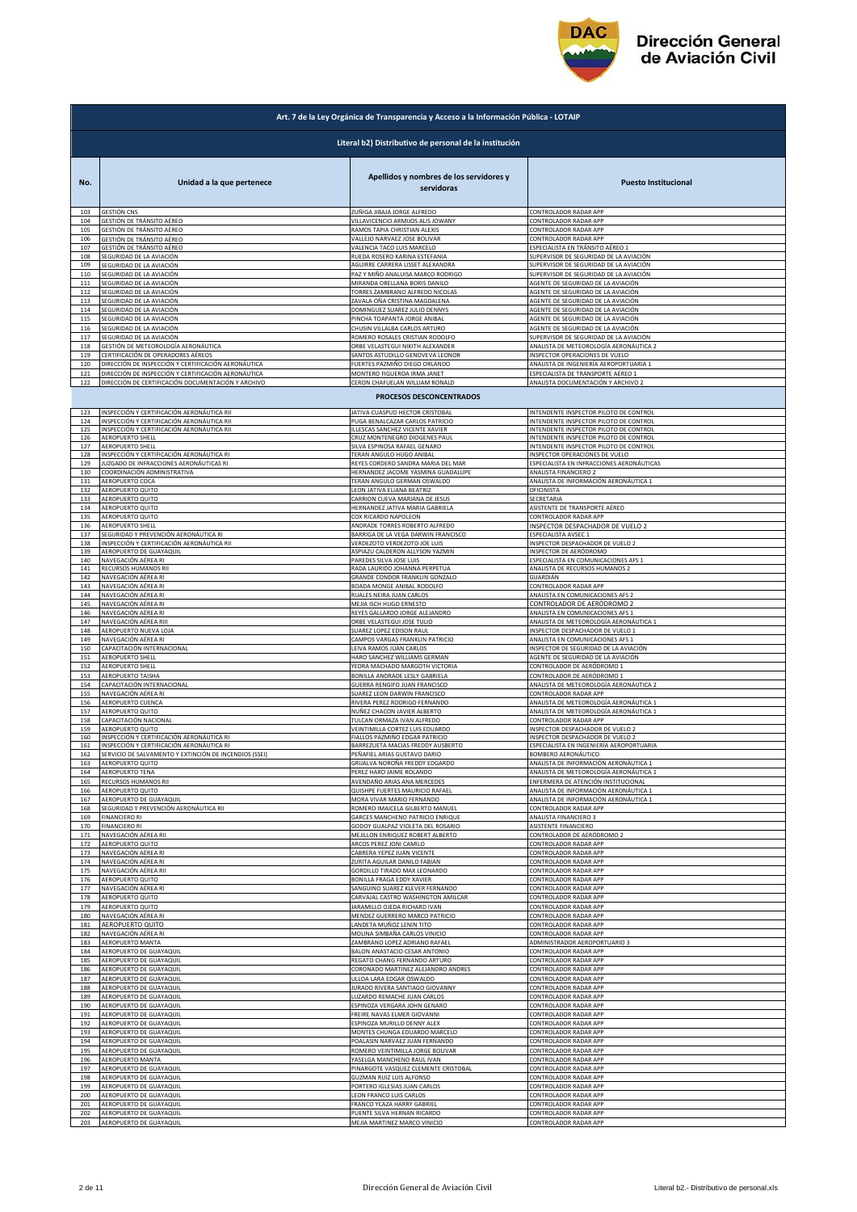## Art. 7 de la Ley Orgánica de Transparencia y Acceso a la Información Pública - LOTAIP

### Literal b2) Distributivo de personal de la institución

| No. | Unidad a la que pertenece | Apellidos y nombres de los servidores y servidoras | Puesto Institucional |
|---|---|---|---|
| 103 | GESTIÓN CNS | ZUÑIGA JIBAJA JORGE ALFREDO | CONTROLADOR RADAR APP |
| 104 | GESTIÓN DE TRÁNSITO AÉREO | VILLAVICENCIO ARMIJOS ALIS JOWANY | CONTROLADOR RADAR APP |
| 105 | GESTIÓN DE TRÁNSITO AÉREO | RAMOS TAPIA CHRISTIAN ALEXIS | CONTROLADOR RADAR APP |
| 106 | GESTIÓN DE TRÁNSITO AÉREO | VALLEJO NARVAEZ JOSE BOLIVAR | CONTROLADOR RADAR APP |
| 107 | GESTIÓN DE TRÁNSITO AÉREO | VALENCIA TACO LUIS MARCELO | ESPECIALISTA EN TRÁNSITO AÉREO 1 |
| 108 | SEGURIDAD DE LA AVIACIÓN | RUEDA ROSERO KARINA ESTEFANIA | SUPERVISOR DE SEGURIDAD DE LA AVIACIÓN |
| 109 | SEGURIDAD DE LA AVIACIÓN | AGUIRRE CARRERA LISSET ALEXANDRA | SUPERVISOR DE SEGURIDAD DE LA AVIACIÓN |
| 110 | SEGURIDAD DE LA AVIACIÓN | PAZ Y MIÑO ANALUISA MARCO RODRIGO | SUPERVISOR DE SEGURIDAD DE LA AVIACIÓN |
| 111 | SEGURIDAD DE LA AVIACIÓN | MIRANDA ORELLANA BORIS DANILO | AGENTE DE SEGURIDAD DE LA AVIACIÓN |
| 112 | SEGURIDAD DE LA AVIACIÓN | TORRES ZAMBRANO ALFREDO NICOLAS | AGENTE DE SEGURIDAD DE LA AVIACIÓN |
| 113 | SEGURIDAD DE LA AVIACIÓN | ZAVALA OÑA CRISTINA MAGDALENA | AGENTE DE SEGURIDAD DE LA AVIACIÓN |
| 114 | SEGURIDAD DE LA AVIACIÓN | DOMINGUEZ SUAREZ JULIO DENNYS | AGENTE DE SEGURIDAD DE LA AVIACIÓN |
| 115 | SEGURIDAD DE LA AVIACIÓN | PINCHA TOAPANTA JORGE ANIBAL | AGENTE DE SEGURIDAD DE LA AVIACIÓN |
| 116 | SEGURIDAD DE LA AVIACIÓN | CHUSIN VILLALBA CARLOS ARTURO | AGENTE DE SEGURIDAD DE LA AVIACIÓN |
| 117 | SEGURIDAD DE LA AVIACIÓN | ROMERO ROSALES CRISTIAN RODOLFO | SUPERVISOR DE SEGURIDAD DE LA AVIACIÓN |
| 118 | GESTIÓN DE METEOROLOGÍA AERONÁUTICA | ORBE VELASTEGUI NIKITH ALEXANDER | ANALISTA DE METEOROLOGÍA AERONÁUTICA 2 |
| 119 | CERTIFICACIÓN DE OPERADORES AÉREOS | SANTOS ASTUDILLO GENOVEVA LEONOR | INSPECTOR OPERACIONES DE VUELO |
| 120 | DIRECCIÓN DE INSPECCIÓN Y CERTIFICACIÓN AERONÁUTICA | FUERTES PAZMIÑO DIEGO ORLANDO | ANALISTA DE INGENIERÍA AEROPORTUARIA 1 |
| 121 | DIRECCIÓN DE INSPECCIÓN Y CERTIFICACIÓN AERONÁUTICA | MONTERO FIGUEROA IRMA JANET | ESPECIALISTA DE TRANSPORTE AÉREO 1 |
| 122 | DIRECCIÓN DE CERTIFICACIÓN DOCUMENTACIÓN Y ARCHIVO | CERON CHAFUELAN WILLIAM RONALD | ANALISTA DOCUMENTACIÓN Y ARCHIVO 2 |
| | **PROCESOS DESCONCENTRADOS** | | |
| 123 | INSPECCIÓN Y CERTIFICACIÓN AERONÁUTICA RII | JATIVA CUASPUD HECTOR CRISTOBAL | INTENDENTE INSPECTOR PILOTO DE CONTROL |
| 124 | INSPECCIÓN Y CERTIFICACIÓN AERONÁUTICA RII | PUGA BENALCAZAR CARLOS PATRICIO | INTENDENTE INSPECTOR PILOTO DE CONTROL |
| 125 | INSPECCIÓN Y CERTIFICACIÓN AERONÁUTICA RII | ILLESCAS SANCHEZ VICENTE XAVIER | INTENDENTE INSPECTOR PILOTO DE CONTROL |
| 126 | AEROPUERTO SHELL | CRUZ MONTENEGRO DIOGENES PAUL | INTENDENTE INSPECTOR PILOTO DE CONTROL |
| 127 | AEROPUERTO SHELL | SILVA ESPINOSA RAFAEL GENARO | INTENDENTE INSPECTOR PILOTO DE CONTROL |
| 128 | INSPECCIÓN Y CERTIFICACIÓN AERONÁUTICA RI | TERAN ANGULO HUGO ANIBAL | INSPECTOR OPERACIONES DE VUELO |
| 129 | JUZGADO DE INFRACCIONES AERONÁUTICAS RI | REYES CORDERO SANDRA MARIA DEL MAR | ESPECIALISTA EN INFRACCIONES AERONÁUTICAS |
| 130 | COORDINACIÓN ADMINISTRATIVA | HERNANDEZ JACOME YASMINA GUADALUPE | ANALISTA FINANCIERO 2 |
| 131 | AEROPUERTO COCA | TERAN ANGULO GERMAN OSWALDO | ANALISTA DE INFORMACIÓN AERONÁUTICA 1 |
| 132 | AEROPUERTO QUITO | LEON JATIVA ELIANA BEATRIZ | OFICINISTA |
| 133 | AEROPUERTO QUITO | CARRION CUEVA MARIANA DE JESUS | SECRETARIA |
| 134 | AEROPUERTO QUITO | HERNANDEZ JATIVA MARIA GABRIELA | ASISTENTE DE TRANSPORTE AÉREO |
| 135 | AEROPUERTO QUITO | COX RICARDO NAPOLEON | CONTROLADOR RADAR APP |
| 136 | AEROPUERTO SHELL | ANDRADE TORRES ROBERTO ALFREDO | INSPECTOR DESPACHADOR DE VUELO 2 |
| 137 | SEGURIDAD Y PREVENCIÓN AERONÁUTICA RI | BARRIGA DE LA VEGA DARWIN FRANCISCO | ESPECIALISTA AVSEC 1 |
| 138 | INSPECCIÓN Y CERTIFICACIÓN AERONÁUTICA RII | VERDEZOTO VERDEZOTO JOE LUIS | INSPECTOR DESPACHADOR DE VUELO 2 |
| 139 | AEROPUERTO DE GUAYAQUIL | ASPIAZU CALDERON ALLYSON YAZMIN | INSPECTOR DE AERÓDROMO |
| 140 | NAVEGACIÓN AÉREA RI | PAREDES SILVA JOSE LUIS | ESPECIALISTA EN COMUNICACIONES AFS 1 |
| 141 | RECURSOS HUMANOS RII | RADA LAURIDO JOHANNA PERPETUA | ANALISTA DE RECURSOS HUMANOS 2 |
| 142 | NAVEGACIÓN AÉREA RI | GRANDE CONDOR FRANKLIN GONZALO | GUARDIÁN |
| 143 | NAVEGACIÓN AÉREA RI | BOADA MONGE ANIBAL RODOLFO | CONTROLADOR RADAR APP |
| 144 | NAVEGACIÓN AÉREA RI | RUALES NEIRA JUAN CARLOS | ANALISTA EN COMUNICACIONES AFS 2 |
| 145 | NAVEGACIÓN AÉREA RI | MEJIA ISCH HUGO ERNESTO | CONTROLADOR DE AERÓDROMO 2 |
| 146 | NAVEGACIÓN AÉREA RI | REYES GALLARDO JORGE ALEJANDRO | ANALISTA EN COMUNICACIONES AFS 1 |
| 147 | NAVEGACIÓN AÉREA RIII | ORBE VELASTEGUI JOSE TULIO | ANALISTA DE METEOROLOGÍA AERONÁUTICA 1 |
| 148 | AEROPUERTO NUEVA LOJA | SUAREZ LOPEZ EDISON RAUL | INSPECTOR DESPACHADOR DE VUELO 1 |
| 149 | NAVEGACIÓN AÉREA RI | CAMPOS VARGAS FRANKLIN PATRICIO | ANALISTA EN COMUNICACIONES AFS 1 |
| 150 | CAPACITACIÓN INTERNACIONAL | LEIVA RAMOS JUAN CARLOS | INSPECTOR DE SEGURIDAD DE LA AVIACIÓN |
| 151 | AEROPUERTO SHELL | HARO SANCHEZ WILLIAMS GERMAN | AGENTE DE SEGURIDAD DE LA AVIACIÓN |
| 152 | AEROPUERTO SHELL | YEDRA MACHADO MARGOTH VICTORIA | CONTROLADOR DE AERÓDROMO 1 |
| 153 | AEROPUERTO TAISHA | BONILLA ANDRADE LESLY GABRIELA | CONTROLADOR DE AERÓDROMO 1 |
| 154 | CAPACITACIÓN INTERNACIONAL | GUERRA RENGIFO JUAN FRANCISCO | ANALISTA DE METEOROLOGÍA AERONÁUTICA 2 |
| 155 | NAVEGACIÓN AÉREA RI | SUAREZ LEON DARWIN FRANCISCO | CONTROLADOR RADAR APP |
| 156 | AEROPUERTO CUENCA | RIVERA PEREZ RODRIGO FERNANDO | ANALISTA DE METEOROLOGÍA AERONÁUTICA 1 |
| 157 | AEROPUERTO QUITO | NUÑEZ CHACON JAVIER ALBERTO | ANALISTA DE METEOROLOGÍA AERONÁUTICA 1 |
| 158 | CAPACITACIÓN NACIONAL | TULCAN ORMAZA IVAN ALFREDO | CONTROLADOR RADAR APP |
| 159 | AEROPUERTO QUITO | VEINTIMILLA CORTEZ LUIS EDUARDO | INSPECTOR DESPACHADOR DE VUELO 2 |
| 160 | INSPECCIÓN Y CERTIFICACIÓN AERONÁUTICA RI | FIALLOS PAZMIÑO EDGAR PATRICIO | INSPECTOR DESPACHADOR DE VUELO 2 |
| 161 | INSPECCIÓN Y CERTIFICACIÓN AERONÁUTICA RI | BARREZUETA MACIAS FREDDY AUSBERTO | ESPECIALISTA EN INGENIERÍA AEROPORTUARIA |
| 162 | SERVICIO DE SALVAMENTO Y EXTINCIÓN DE INCENDIOS (SSEI) | PEÑAFIEL ARIAS GUSTAVO DARIO | BOMBERO AERONÁUTICO |
| 163 | AEROPUERTO QUITO | GRIJALVA NOROÑA FREDDY EDGARDO | ANALISTA DE INFORMACIÓN AERONÁUTICA 1 |
| 164 | AEROPUERTO TENA | PEREZ HARO JAIME ROLANDO | ANALISTA DE METEOROLOGÍA AERONÁUTICA 1 |
| 165 | RECURSOS HUMANOS RII | AVENDAÑO ARIAS ANA MERCEDES | ENFERMERA DE ATENCIÓN INSTITUCIONAL |
| 166 | AEROPUERTO QUITO | QUISHPE FUERTES MAURICIO RAFAEL | ANALISTA DE INFORMACIÓN AERONÁUTICA 1 |
| 167 | AEROPUERTO DE GUAYAQUIL | MORA VIVAR MARIO FERNANDO | ANALISTA DE INFORMACIÓN AERONÁUTICA 1 |
| 168 | SEGURIDAD Y PREVENCIÓN AERONÁUTICA RII | ROMERO IMAICELA GILBERTO MANUEL | CONTROLADOR RADAR APP |
| 169 | FINANCIERO RI | GARCES MANCHENO PATRICIO ENRIQUE | ANALISTA FINANCIERO 3 |
| 170 | FINANCIERO RI | GODOY GUALPAZ VIOLETA DEL ROSARIO | ASISTENTE FINANCIERO |
| 171 | NAVEGACIÓN AÉREA RII | MEJILLON ENRIQUEZ ROBERT ALBERTO | CONTROLADOR DE AERÓDROMO 2 |
| 172 | AEROPUERTO QUITO | ARCOS PEREZ JONI CAMILO | CONTROLADOR RADAR APP |
| 173 | NAVEGACIÓN AÉREA RI | CABRERA YEPEZ JUAN VICENTE | CONTROLADOR RADAR APP |
| 174 | NAVEGACIÓN AÉREA RI | ZURITA AGUILAR DANILO FABIAN | CONTROLADOR RADAR APP |
| 175 | NAVEGACIÓN AÉREA RII | GORDILLO TIRADO MAX LEONARDO | CONTROLADOR RADAR APP |
| 176 | AEROPUERTO QUITO | BONILLA FRAGA EDDY XAVIER | CONTROLADOR RADAR APP |
| 177 | NAVEGACIÓN AÉREA RI | SANGUINO SUAREZ KLEVER FERNANDO | CONTROLADOR RADAR APP |
| 178 | AEROPUERTO QUITO | CARVAJAL CASTRO WASHINGTON AMILCAR | CONTROLADOR RADAR APP |
| 179 | AEROPUERTO QUITO | JARAMILLO OJEDA RICHARD IVAN | CONTROLADOR RADAR APP |
| 180 | NAVEGACIÓN AÉREA RI | MENDEZ GUERRERO MARCO PATRICIO | CONTROLADOR RADAR APP |
| 181 | AEROPUERTO QUITO | LANDETA MUÑOZ LENIN TITO | CONTROLADOR RADAR APP |
| 182 | NAVEGACIÓN AÉREA RI | MOLINA SIMBAÑA CARLOS VINICIO | CONTROLADOR RADAR APP |
| 183 | AEROPUERTO MANTA | ZAMBRANO LOPEZ ADRIANO RAFAEL | ADMINISTRADOR AEROPORTUARIO 3 |
| 184 | AEROPUERTO DE GUAYAQUIL | BALON ANASTACIO CESAR ANTONIO | CONTROLADOR RADAR APP |
| 185 | AEROPUERTO DE GUAYAQUIL | REGATO CHANG FERNANDO ARTURO | CONTROLADOR RADAR APP |
| 186 | AEROPUERTO DE GUAYAQUIL | CORONADO MARTINEZ ALEJANDRO ANDRES | CONTROLADOR RADAR APP |
| 187 | AEROPUERTO DE GUAYAQUIL | ULLOA LARA EDGAR OSWALDO | CONTROLADOR RADAR APP |
| 188 | AEROPUERTO DE GUAYAQUIL | JURADO RIVERA SANTIAGO GIOVANNY | CONTROLADOR RADAR APP |
| 189 | AEROPUERTO DE GUAYAQUIL | LUZARDO REMACHE JUAN CARLOS | CONTROLADOR RADAR APP |
| 190 | AEROPUERTO DE GUAYAQUIL | ESPINOZA VERGARA JOHN GENARO | CONTROLADOR RADAR APP |
| 191 | AEROPUERTO DE GUAYAQUIL | FREIRE NAVAS ELMER GIOVANNI | CONTROLADOR RADAR APP |
| 192 | AEROPUERTO DE GUAYAQUIL | ESPINOZA MURILLO DENNY ALEX | CONTROLADOR RADAR APP |
| 193 | AEROPUERTO DE GUAYAQUIL | MONTES CHUNGA EDUARDO MARCELO | CONTROLADOR RADAR APP |
| 194 | AEROPUERTO DE GUAYAQUIL | POALASIN NARVAEZ JUAN FERNANDO | CONTROLADOR RADAR APP |
| 195 | AEROPUERTO DE GUAYAQUIL | ROMERO VEINTIMILLA JORGE BOLIVAR | CONTROLADOR RADAR APP |
| 196 | AEROPUERTO MANTA | YASELGA MANCHENO RAUL IVAN | CONTROLADOR RADAR APP |
| 197 | AEROPUERTO DE GUAYAQUIL | PINARGOTE VASQUEZ CLEMENTE CRISTOBAL | CONTROLADOR RADAR APP |
| 198 | AEROPUERTO DE GUAYAQUIL | GUZMAN RUIZ LUIS ALFONSO | CONTROLADOR RADAR APP |
| 199 | AEROPUERTO DE GUAYAQUIL | PORTERO IGLESIAS JUAN CARLOS | CONTROLADOR RADAR APP |
| 200 | AEROPUERTO DE GUAYAQUIL | LEON FRANCO LUIS CARLOS | CONTROLADOR RADAR APP |
| 201 | AEROPUERTO DE GUAYAQUIL | FRANCO YCAZA HARRY GABRIEL | CONTROLADOR RADAR APP |
| 202 | AEROPUERTO DE GUAYAQUIL | PUENTE SILVA HERNAN RICARDO | CONTROLADOR RADAR APP |
| 203 | AEROPUERTO DE GUAYAQUIL | MEJIA MARTINEZ MARCO VINICIO | CONTROLADOR RADAR APP |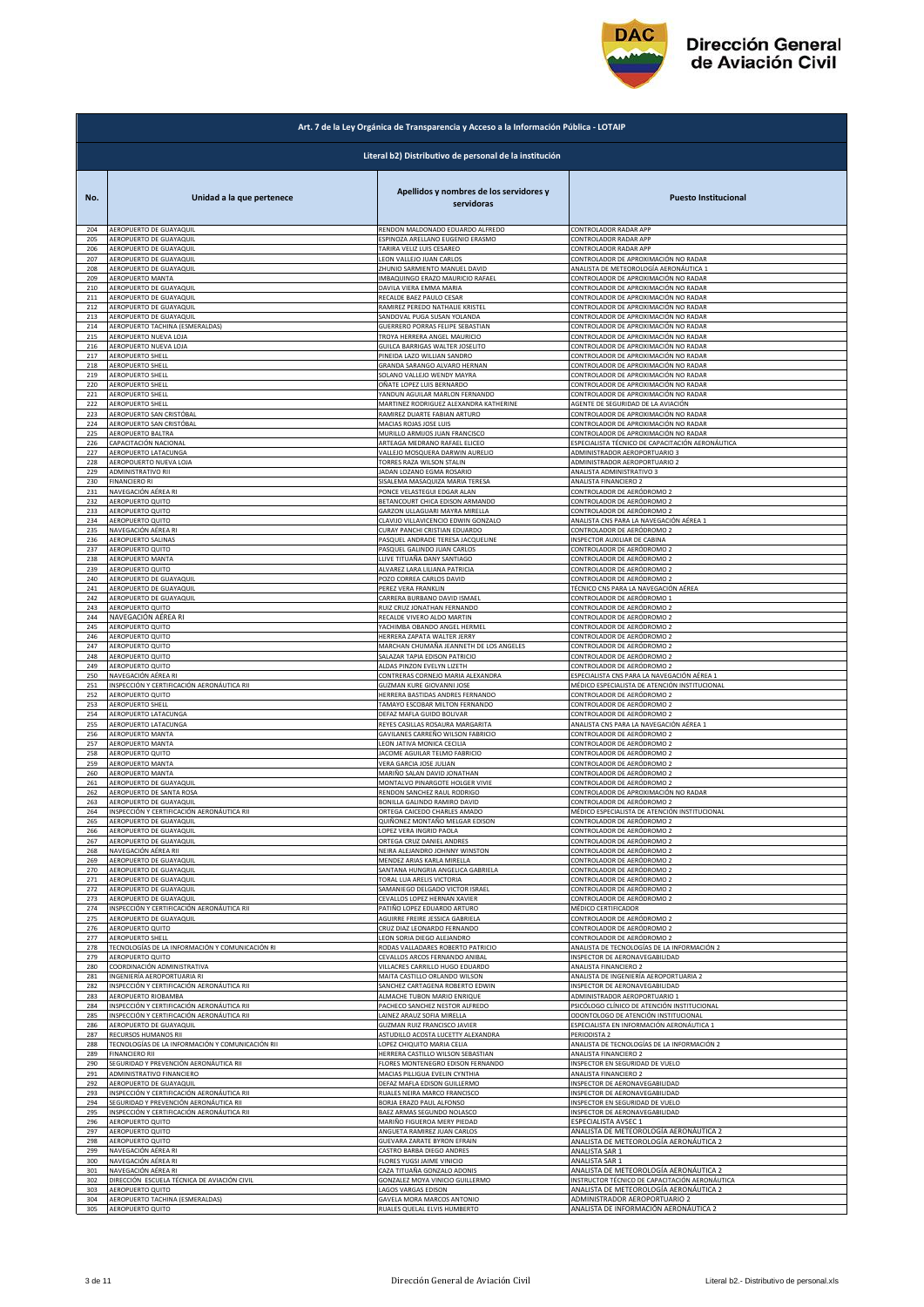**Art. 7 de la Ley Orgánica de Transparencia y Acceso a la Información Pública - LOTAIP**

**Literal b2) Distributivo de personal de la institución**

| No. | Unidad a la que pertenece | Apellidos y nombres de los servidores y servidoras | Puesto Institucional |
|---|---|---|---|
| 204 | AEROPUERTO DE GUAYAQUIL | RENDON MALDONADO EDUARDO ALFREDO | CONTROLADOR RADAR APP |
| 205 | AEROPUERTO DE GUAYAQUIL | ESPINOZA ARELLANO EUGENIO ERASMO | CONTROLADOR RADAR APP |
| 206 | AEROPUERTO DE GUAYAQUIL | TARIRA VELIZ LUIS CESAREO | CONTROLADOR RADAR APP |
| 207 | AEROPUERTO DE GUAYAQUIL | LEON VALLEJO JUAN CARLOS | CONTROLADOR DE APROXIMACIÓN NO RADAR |
| 208 | AEROPUERTO DE GUAYAQUIL | ZHUNIO SARMIENTO MANUEL DAVID | ANALISTA DE METEOROLOGÍA AERONÁUTICA 1 |
| 209 | AEROPUERTO MANTA | IMBAQUINGO ERAZO MAURICIO RAFAEL | CONTROLADOR DE APROXIMACIÓN NO RADAR |
| 210 | AEROPUERTO DE GUAYAQUIL | DAVILA VIERA EMMA MARIA | CONTROLADOR DE APROXIMACIÓN NO RADAR |
| 211 | AEROPUERTO DE GUAYAQUIL | RECALDE BAEZ PAULO CESAR | CONTROLADOR DE APROXIMACIÓN NO RADAR |
| 212 | AEROPUERTO DE GUAYAQUIL | RAMIREZ PEREDO NATHALIE KRISTEL | CONTROLADOR DE APROXIMACIÓN NO RADAR |
| 213 | AEROPUERTO DE GUAYAQUIL | SANDOVAL PUGA SUSAN YOLANDA | CONTROLADOR DE APROXIMACIÓN NO RADAR |
| 214 | AEROPUERTO TACHINA (ESMERALDAS) | GUERRERO PORRAS FELIPE SEBASTIAN | CONTROLADOR DE APROXIMACIÓN NO RADAR |
| 215 | AEROPUERTO NUEVA LOJA | TROYA HERRERA ANGEL MAURICIO | CONTROLADOR DE APROXIMACIÓN NO RADAR |
| 216 | AEROPUERTO NUEVA LOJA | GUILCA BARRIGAS WALTER JOSELITO | CONTROLADOR DE APROXIMACIÓN NO RADAR |
| 217 | AEROPUERTO SHELL | PINEIDA LAZO WILLIAN SANDRO | CONTROLADOR DE APROXIMACIÓN NO RADAR |
| 218 | AEROPUERTO SHELL | GRANDA SARANGO ALVARO HERNAN | CONTROLADOR DE APROXIMACIÓN NO RADAR |
| 219 | AEROPUERTO SHELL | SOLANO VALLEJO WENDY MAYRA | CONTROLADOR DE APROXIMACIÓN NO RADAR |
| 220 | AEROPUERTO SHELL | OÑATE LOPEZ LUIS BERNARDO | CONTROLADOR DE APROXIMACIÓN NO RADAR |
| 221 | AEROPUERTO SHELL | YANDUN AGUILAR MARLON FERNANDO | CONTROLADOR DE APROXIMACIÓN NO RADAR |
| 222 | AEROPUERTO SHELL | MARTINEZ RODRIGUEZ ALEXANDRA KATHERINE | AGENTE DE SEGURIDAD DE LA AVIACIÓN |
| 223 | AEROPUERTO SAN CRISTÓBAL | RAMIREZ DUARTE FABIAN ARTURO | CONTROLADOR DE APROXIMACIÓN NO RADAR |
| 224 | AEROPUERTO SAN CRISTÓBAL | MACIAS ROJAS JOSE LUIS | CONTROLADOR DE APROXIMACIÓN NO RADAR |
| 225 | AEROPUERTO BALTRA | MURILLO ARMIJOS JUAN FRANCISCO | CONTROLADOR DE APROXIMACIÓN NO RADAR |
| 226 | CAPACITACIÓN NACIONAL | ARTEAGA MEDRANO RAFAEL ELICEO | ESPECIALISTA TÉCNICO DE CAPACITACIÓN AERONÁUTICA |
| 227 | AEROPUERTO LATACUNGA | VALLEJO MOSQUERA DARWIN AURELIO | ADMINISTRADOR AEROPORTUARIO 3 |
| 228 | AEROPUERTO NUEVA LOJA | TORRES RAZA WILSON STALIN | ADMINISTRADOR AEROPORTUARIO 2 |
| 229 | ADMINISTRATIVO RII | JADAN LOZANO EGMA ROSARIO | ANALISTA ADMINISTRATIVO 3 |
| 230 | FINANCIERO RI | SISALEMA MASAQUIZA MARIA TERESA | ANALISTA FINANCIERO 2 |
| 231 | NAVEGACIÓN AÉREA RI | PONCE VELASTEGUI EDGAR ALAN | CONTROLADOR DE AERÓDROMO 2 |
| 232 | AEROPUERTO QUITO | BETANCOURT CHICA EDISON ARMANDO | CONTROLADOR DE AERÓDROMO 2 |
| 233 | AEROPUERTO QUITO | GARZON ULLAGUARI MAYRA MIRELLA | CONTROLADOR DE AERÓDROMO 2 |
| 234 | AEROPUERTO QUITO | CLAVIJO VILLAVICENCIO EDWIN GONZALO | ANALISTA CNS PARA LA NAVEGACIÓN AÉREA 1 |
| 235 | NAVEGACIÓN AÉREA RI | CURAY PANCHI CRISTIAN EDUARDO | CONTROLADOR DE AERÓDROMO 2 |
| 236 | AEROPUERTO SALINAS | PASQUEL ANDRADE TERESA JACQUELINE | INSPECTOR AUXILIAR DE CABINA |
| 237 | AEROPUERTO QUITO | PASQUEL GALINDO JUAN CARLOS | CONTROLADOR DE AERÓDROMO 2 |
| 238 | AEROPUERTO MANTA | LLIVE TITUAÑA DANY SANTIAGO | CONTROLADOR DE AERÓDROMO 2 |
| 239 | AEROPUERTO QUITO | ALVAREZ LARA LILIANA PATRICIA | CONTROLADOR DE AERÓDROMO 2 |
| 240 | AEROPUERTO DE GUAYAQUIL | POZO CORREA CARLOS DAVID | CONTROLADOR DE AERÓDROMO 2 |
| 241 | AEROPUERTO DE GUAYAQUIL | PEREZ VERA FRANKLIN | TÉCNICO CNS PARA LA NAVEGACIÓN AÉREA |
| 242 | AEROPUERTO DE GUAYAQUIL | CARRERA BURBANO DAVID ISMAEL | CONTROLADOR DE AERÓDROMO 1 |
| 243 | AEROPUERTO QUITO | RUIZ CRUZ JONATHAN FERNANDO | CONTROLADOR DE AERÓDROMO 2 |
| 244 | NAVEGACIÓN AÉREA RI | RECALDE VIVERO ALDO MARTIN | CONTROLADOR DE AERÓDROMO 2 |
| 245 | AEROPUERTO QUITO | YACHIMBA OBANDO ANGEL HERMEL | CONTROLADOR DE AERÓDROMO 2 |
| 246 | AEROPUERTO QUITO | HERRERA ZAPATA WALTER JERRY | CONTROLADOR DE AERÓDROMO 2 |
| 247 | AEROPUERTO QUITO | MARCHAN CHUMAÑA JEANNETH DE LOS ANGELES | CONTROLADOR DE AERÓDROMO 2 |
| 248 | AEROPUERTO QUITO | SALAZAR TAPIA EDISON PATRICIO | CONTROLADOR DE AERÓDROMO 2 |
| 249 | AEROPUERTO QUITO | ALDAS PINZON EVELYN LIZETH | CONTROLADOR DE AERÓDROMO 2 |
| 250 | NAVEGACIÓN AÉREA RI | CONTRERAS CORNEJO MARIA ALEXANDRA | ESPECIALISTA CNS PARA LA NAVEGACIÓN AÉREA 1 |
| 251 | INSPECCIÓN Y CERTIFICACIÓN AERONÁUTICA RII | GUZMAN KURE GIOVANNI JOSE | MÉDICO ESPECIALISTA DE ATENCIÓN INSTITUCIONAL |
| 252 | AEROPUERTO QUITO | HERRERA BASTIDAS ANDRES FERNANDO | CONTROLADOR DE AERÓDROMO 2 |
| 253 | AEROPUERTO SHELL | TAMAYO ESCOBAR MILTON FERNANDO | CONTROLADOR DE AERÓDROMO 2 |
| 254 | AEROPUERTO LATACUNGA | DEFAZ MAFLA GUIDO BOLIVAR | CONTROLADOR DE AERÓDROMO 2 |
| 255 | AEROPUERTO LATACUNGA | REYES CASILLAS ROSAURA MARGARITA | ANALISTA CNS PARA LA NAVEGACIÓN AÉREA 1 |
| 256 | AEROPUERTO MANTA | GAVILANES CARREÑO WILSON FABRICIO | CONTROLADOR DE AERÓDROMO 2 |
| 257 | AEROPUERTO MANTA | LEON JATIVA MONICA CECILIA | CONTROLADOR DE AERÓDROMO 2 |
| 258 | AEROPUERTO QUITO | JACOME AGUILAR TELMO FABRICIO | CONTROLADOR DE AERÓDROMO 2 |
| 259 | AEROPUERTO MANTA | VERA GARCIA JOSE JULIAN | CONTROLADOR DE AERÓDROMO 2 |
| 260 | AEROPUERTO MANTA | MARIÑO SALAN DAVID JONATHAN | CONTROLADOR DE AERÓDROMO 2 |
| 261 | AEROPUERTO DE GUAYAQUIL | MONTALVO PINARGOTE HOLGER VIVIE | CONTROLADOR DE AERÓDROMO 2 |
| 262 | AEROPUERTO DE SANTA ROSA | RENDON SANCHEZ RAUL RODRIGO | CONTROLADOR DE APROXIMACIÓN NO RADAR |
| 263 | AEROPUERTO DE GUAYAQUIL | BONILLA GALINDO RAMIRO DAVID | CONTROLADOR DE AERÓDROMO 2 |
| 264 | INSPECCIÓN Y CERTIFICACIÓN AERONÁUTICA RII | ORTEGA CAICEDO CHARLES AMADO | MÉDICO ESPECIALISTA DE ATENCIÓN INSTITUCIONAL |
| 265 | AEROPUERTO DE GUAYAQUIL | QUIÑONEZ MONTAÑO MELGAR EDISON | CONTROLADOR DE AERÓDROMO 2 |
| 266 | AEROPUERTO DE GUAYAQUIL | LOPEZ VERA INGRID PAOLA | CONTROLADOR DE AERÓDROMO 2 |
| 267 | AEROPUERTO DE GUAYAQUIL | ORTEGA CRUZ DANIEL ANDRES | CONTROLADOR DE AERÓDROMO 2 |
| 268 | NAVEGACIÓN AÉREA RII | NEIRA ALEJANDRO JOHNNY WINSTON | CONTROLADOR DE AERÓDROMO 2 |
| 269 | AEROPUERTO DE GUAYAQUIL | MENDEZ ARIAS KARLA MIRELLA | CONTROLADOR DE AERÓDROMO 2 |
| 270 | AEROPUERTO DE GUAYAQUIL | SANTANA HUNGRIA ANGELICA GABRIELA | CONTROLADOR DE AERÓDROMO 2 |
| 271 | AEROPUERTO DE GUAYAQUIL | TORAL LUA ARELIS VICTORIA | CONTROLADOR DE AERÓDROMO 2 |
| 272 | AEROPUERTO DE GUAYAQUIL | SAMANIEGO DELGADO VICTOR ISRAEL | CONTROLADOR DE AERÓDROMO 2 |
| 273 | AEROPUERTO DE GUAYAQUIL | CEVALLOS LOPEZ HERNAN XAVIER | CONTROLADOR DE AERÓDROMO 2 |
| 274 | INSPECCIÓN Y CERTIFICACIÓN AERONÁUTICA RII | PATIÑO LOPEZ EDUARDO ARTURO | MÉDICO CERTIFICADOR |
| 275 | AEROPUERTO DE GUAYAQUIL | AGUIRRE FREIRE JESSICA GABRIELA | CONTROLADOR DE AERÓDROMO 2 |
| 276 | AEROPUERTO QUITO | CRUZ DIAZ LEONARDO FERNANDO | CONTROLADOR DE AERÓDROMO 2 |
| 277 | AEROPUERTO SHELL | LEON SORIA DIEGO ALEJANDRO | CONTROLADOR DE AERÓDROMO 2 |
| 278 | TECNOLOGÍAS DE LA INFORMACIÓN Y COMUNICACIÓN RI | RODAS VALLADARES ROBERTO PATRICIO | ANALISTA DE TECNOLOGÍAS DE LA INFORMACIÓN 2 |
| 279 | AEROPUERTO QUITO | CEVALLOS ARCOS FERNANDO ANIBAL | INSPECTOR DE AERONAVEGABILIDAD |
| 280 | COORDINACIÓN ADMINISTRATIVA | VILLACRES CARRILLO HUGO EDUARDO | ANALISTA FINANCIERO 2 |
| 281 | INGENIERÍA AEROPORTUARIA RI | MAITA CASTILLO ORLANDO WILSON | ANALISTA DE INGENIERÍA AEROPORTUARIA 2 |
| 282 | INSPECCIÓN Y CERTIFICACIÓN AERONÁUTICA RII | SANCHEZ CARTAGENA ROBERTO EDWIN | INSPECTOR DE AERONAVEGABILIDAD |
| 283 | AEROPUERTO RIOBAMBA | ALMACHE TUBON MARIO ENRIQUE | ADMINISTRADOR AEROPORTUARIO 1 |
| 284 | INSPECCIÓN Y CERTIFICACIÓN AERONÁUTICA RII | PACHECO SANCHEZ NESTOR ALFREDO | PSICÓLOGO CLÍNICO DE ATENCIÓN INSTITUCIONAL |
| 285 | INSPECCIÓN Y CERTIFICACIÓN AERONÁUTICA RII | LAINEZ ARAUZ SOFIA MIRELLA | ODONTOLOGO DE ATENCIÓN INSTITUCIONAL |
| 286 | AEROPUERTO DE GUAYAQUIL | GUZMAN RUIZ FRANCISCO JAVIER | ESPECIALISTA EN INFORMACIÓN AERONÁUTICA 1 |
| 287 | RECURSOS HUMANOS RII | ASTUDILLO ACOSTA LUCETTY ALEXANDRA | PERIODISTA 2 |
| 288 | TECNOLOGÍAS DE LA INFORMACIÓN Y COMUNICACIÓN RII | LOPEZ CHIQUITO MARIA CELIA | ANALISTA DE TECNOLOGÍAS DE LA INFORMACIÓN 2 |
| 289 | FINANCIERO RII | HERRERA CASTILLO WILSON SEBASTIAN | ANALISTA FINANCIERO 2 |
| 290 | SEGURIDAD Y PREVENCIÓN AERONÁUTICA RII | FLORES MONTENEGRO EDISON FERNANDO | INSPECTOR EN SEGURIDAD DE VUELO |
| 291 | ADMINISTRATIVO FINANCIERO | MACIAS PILLIGUA EVELIN CYNTHIA | ANALISTA FINANCIERO 2 |
| 292 | AEROPUERTO DE GUAYAQUIL | DEFAZ MAFLA EDISON GUILLERMO | INSPECTOR DE AERONAVEGABILIDAD |
| 293 | INSPECCIÓN Y CERTIFICACIÓN AERONÁUTICA RII | RUALES NEIRA MARCO FRANCISCO | INSPECTOR DE AERONAVEGABILIDAD |
| 294 | SEGURIDAD Y PREVENCIÓN AERONÁUTICA RII | BORJA ERAZO PAUL ALFONSO | INSPECTOR EN SEGURIDAD DE VUELO |
| 295 | INSPECCIÓN Y CERTIFICACIÓN AERONÁUTICA RII | BAEZ ARMAS SEGUNDO NOLASCO | INSPECTOR DE AERONAVEGABILIDAD |
| 296 | AEROPUERTO QUITO | MARIÑO FIGUEROA MERY PIEDAD | ESPECIALISTA AVSEC 1 |
| 297 | AEROPUERTO QUITO | ANGUETA RAMIREZ JUAN CARLOS | ANALISTA DE METEOROLOGÍA AERONÁUTICA 2 |
| 298 | AEROPUERTO QUITO | GUEVARA ZARATE BYRON EFRAIN | ANALISTA DE METEOROLOGÍA AERONÁUTICA 2 |
| 299 | NAVEGACIÓN AÉREA RI | CASTRO BARBA DIEGO ANDRES | ANALISTA SAR 1 |
| 300 | NAVEGACIÓN AÉREA RI | FLORES YUGSI JAIME VINICIO | ANALISTA SAR 1 |
| 301 | NAVEGACIÓN AÉREA RI | CAZA TITUAÑA GONZALO ADONIS | ANALISTA DE METEOROLOGÍA AERONÁUTICA 2 |
| 302 | DIRECCIÓN ESCUELA TÉCNICA DE AVIACIÓN CIVIL | GONZALEZ MOYA VINICIO GUILLERMO | INSTRUCTOR TÉCNICO DE CAPACITACIÓN AERONÁUTICA |
| 303 | AEROPUERTO QUITO | LAGOS VARGAS EDISON | ANALISTA DE METEOROLOGÍA AERONÁUTICA 2 |
| 304 | AEROPUERTO TACHINA (ESMERALDAS) | GAVELA MORA MARCOS ANTONIO | ADMINISTRADOR AEROPORTUARIO 2 |
| 305 | AEROPUERTO QUITO | RUALES QUELAL ELVIS HUMBERTO | ANALISTA DE INFORMACIÓN AERONÁUTICA 2 |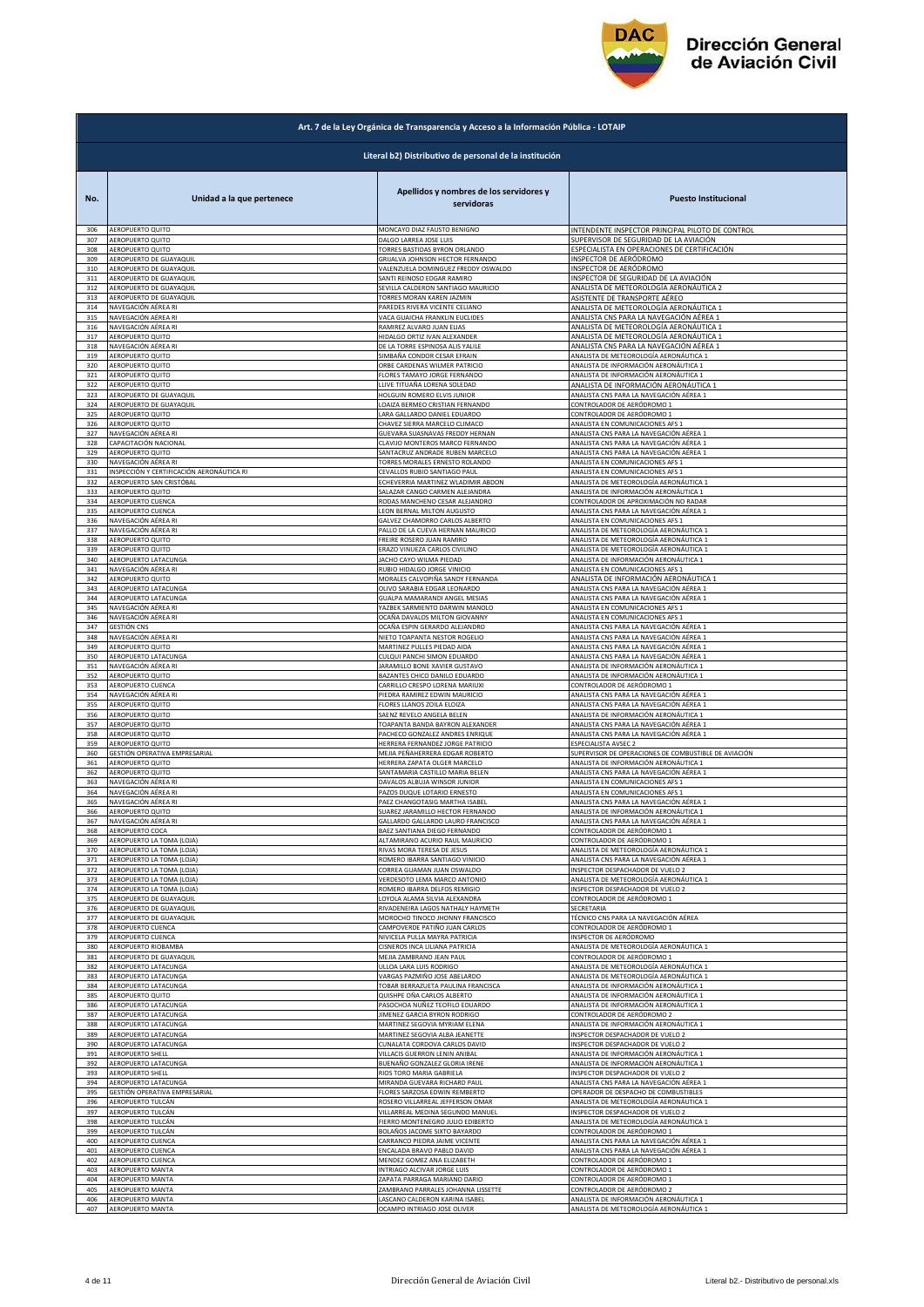# Dirección General de Aviación Civil

## Art. 7 de la Ley Orgánica de Transparencia y Acceso a la Información Pública - LOTAIP

### Literal b2) Distributivo de personal de la institución

| No. | Unidad a la que pertenece | Apellidos y nombres de los servidores y servidoras | Puesto Institucional |
|---|---|---|---|
| 306 | AEROPUERTO QUITO | MONCAYO DIAZ FAUSTO BENIGNO | INTENDENTE INSPECTOR PRINCIPAL PILOTO DE CONTROL |
| 307 | AEROPUERTO QUITO | DALGO LARREA JOSE LUIS | SUPERVISOR DE SEGURIDAD DE LA AVIACIÓN |
| 308 | AEROPUERTO QUITO | TORRES BASTIDAS BYRON ORLANDO | ESPECIALISTA EN OPERACIONES DE CERTIFICACIÓN |
| 309 | AEROPUERTO DE GUAYAQUIL | GRIJALVA JOHNSON HECTOR FERNANDO | INSPECTOR DE AERÓDROMO |
| 310 | AEROPUERTO DE GUAYAQUIL | VALENZUELA DOMINGUEZ FREDDY OSWALDO | INSPECTOR DE AERÓDROMO |
| 311 | AEROPUERTO DE GUAYAQUIL | SANTI REINOSO EDGAR RAMIRO | INSPECTOR DE SEGURIDAD DE LA AVIACIÓN |
| 312 | AEROPUERTO DE GUAYAQUIL | SEVILLA CALDERON SANTIAGO MAURICIO | ANALISTA DE METEOROLOGÍA AERONÁUTICA 2 |
| 313 | AEROPUERTO DE GUAYAQUIL | TORRES MORAN KAREN JAZMIN | ASISTENTE DE TRANSPORTE AÉREO |
| 314 | NAVEGACIÓN AÉREA RI | PAREDES RIVERA VICENTE CELIANO | ANALISTA DE METEOROLOGÍA AERONÁUTICA 1 |
| 315 | NAVEGACIÓN AÉREA RI | VACA GUAICHA FRANKLIN EUCLIDES | ANALISTA CNS PARA LA NAVEGACIÓN AÉREA 1 |
| 316 | NAVEGACIÓN AÉREA RI | RAMIREZ ALVARO JUAN ELIAS | ANALISTA DE METEOROLOGÍA AERONÁUTICA 1 |
| 317 | AEROPUERTO QUITO | HIDALGO ORTIZ IVAN ALEXANDER | ANALISTA DE METEOROLOGÍA AERONÁUTICA 1 |
| 318 | NAVEGACIÓN AÉREA RI | DE LA TORRE ESPINOSA ALIS YALILE | ANALISTA CNS PARA LA NAVEGACIÓN AÉREA 1 |
| 319 | AEROPUERTO QUITO | SIMBAÑA CONDOR CESAR EFRAIN | ANALISTA DE METEOROLOGÍA AERONÁUTICA 1 |
| 320 | AEROPUERTO QUITO | ORBE CARDENAS WILMER PATRICIO | ANALISTA DE INFORMACIÓN AERONÁUTICA 1 |
| 321 | AEROPUERTO QUITO | FLORES TAMAYO JORGE FERNANDO | ANALISTA DE INFORMACIÓN AERONÁUTICA 1 |
| 322 | AEROPUERTO QUITO | LLIVE TITUAÑA LORENA SOLEDAD | ANALISTA DE INFORMACIÓN AERONÁUTICA 1 |
| 323 | AEROPUERTO DE GUAYAQUIL | HOLGUIN ROMERO ELVIS JUNIOR | ANALISTA CNS PARA LA NAVEGACIÓN AÉREA 1 |
| 324 | AEROPUERTO DE GUAYAQUIL | LOAIZA BERMEO CRISTIAN FERNANDO | CONTROLADOR DE AERÓDROMO 1 |
| 325 | AEROPUERTO QUITO | LARA GALLARDO DANIEL EDUARDO | CONTROLADOR DE AERÓDROMO 1 |
| 326 | AEROPUERTO QUITO | CHAVEZ SIERRA MARCELO CLIMACO | ANALISTA EN COMUNICACIONES AFS 1 |
| 327 | NAVEGACIÓN AÉREA RI | GUEVARA SUASNAVAS FREDDY HERNAN | ANALISTA CNS PARA LA NAVEGACIÓN AÉREA 1 |
| 328 | CAPACITACIÓN NACIONAL | CLAVIJO MONTEROS MARCO FERNANDO | ANALISTA CNS PARA LA NAVEGACIÓN AÉREA 1 |
| 329 | AEROPUERTO QUITO | SANTACRUZ ANDRADE RUBEN MARCELO | ANALISTA CNS PARA LA NAVEGACIÓN AÉREA 1 |
| 330 | NAVEGACIÓN AÉREA RI | TORRES MORALES ERNESTO ROLANDO | ANALISTA EN COMUNICACIONES AFS 1 |
| 331 | INSPECCIÓN Y CERTIFICACIÓN AERONÁUTICA RI | CEVALLOS RUBIO SANTIAGO PAUL | ANALISTA EN COMUNICACIONES AFS 1 |
| 332 | AEROPUERTO SAN CRISTÓBAL | ECHEVERRIA MARTINEZ WLADIMIR ABDON | ANALISTA DE METEOROLOGÍA AERONÁUTICA 1 |
| 333 | AEROPUERTO QUITO | SALAZAR CANGO CARMEN ALEJANDRA | ANALISTA DE INFORMACIÓN AERONÁUTICA 1 |
| 334 | AEROPUERTO CUENCA | RODAS MANCHENO CESAR ALEJANDRO | CONTROLADOR DE APROXIMACIÓN NO RADAR |
| 335 | AEROPUERTO CUENCA | LEON BERNAL MILTON AUGUSTO | ANALISTA CNS PARA LA NAVEGACIÓN AÉREA 1 |
| 336 | NAVEGACIÓN AÉREA RI | GALVEZ CHAMORRO CARLOS ALBERTO | ANALISTA EN COMUNICACIONES AFS 1 |
| 337 | NAVEGACIÓN AÉREA RI | PALLO DE LA CUEVA HERNAN MAURICIO | ANALISTA DE METEOROLOGÍA AERONÁUTICA 1 |
| 338 | AEROPUERTO QUITO | FREIRE ROSERO JUAN RAMIRO | ANALISTA DE METEOROLOGÍA AERONÁUTICA 1 |
| 339 | AEROPUERTO QUITO | ERAZO VINUEZA CARLOS CIVILINO | ANALISTA DE METEOROLOGÍA AERONÁUTICA 1 |
| 340 | AEROPUERTO LATACUNGA | JACHO CAYO WILMA PIEDAD | ANALISTA DE INFORMACIÓN AERONÁUTICA 1 |
| 341 | NAVEGACIÓN AÉREA RI | RUBIO HIDALGO JORGE VINICIO | ANALISTA EN COMUNICACIONES AFS 1 |
| 342 | AEROPUERTO QUITO | MORALES CALVOPIÑA SANDY FERNANDA | ANALISTA DE INFORMACIÓN AERONÁUTICA 1 |
| 343 | AEROPUERTO LATACUNGA | OLIVO SARABIA EDGAR LEONARDO | ANALISTA CNS PARA LA NAVEGACIÓN AÉREA 1 |
| 344 | AEROPUERTO LATACUNGA | GUALPA MAMARANDI ANGEL MESIAS | ANALISTA CNS PARA LA NAVEGACIÓN AÉREA 1 |
| 345 | NAVEGACIÓN AÉREA RI | YAZBEK SARMIENTO DARWIN MANOLO | ANALISTA EN COMUNICACIONES AFS 1 |
| 346 | NAVEGACIÓN AÉREA RI | OCAÑA DAVALOS MILTON GIOVANNY | ANALISTA EN COMUNICACIONES AFS 1 |
| 347 | GESTIÓN CNS | OCAÑA ESPIN GERARDO ALEJANDRO | ANALISTA CNS PARA LA NAVEGACIÓN AÉREA 1 |
| 348 | NAVEGACIÓN AÉREA RI | NIETO TOAPANTA NESTOR ROGELIO | ANALISTA CNS PARA LA NAVEGACIÓN AÉREA 1 |
| 349 | AEROPUERTO QUITO | MARTINEZ PULLES PIEDAD AIDA | ANALISTA CNS PARA LA NAVEGACIÓN AÉREA 1 |
| 350 | AEROPUERTO LATACUNGA | CULQUI PANCHI SIMON EDUARDO | ANALISTA CNS PARA LA NAVEGACIÓN AÉREA 1 |
| 351 | NAVEGACIÓN AÉREA RI | JARAMILLO BONE XAVIER GUSTAVO | ANALISTA DE INFORMACIÓN AERONÁUTICA 1 |
| 352 | AEROPUERTO QUITO | BAZANTES CHICO DANILO EDUARDO | ANALISTA DE INFORMACIÓN AERONÁUTICA 1 |
| 353 | AEROPUERTO CUENCA | CARRILLO CRESPO LORENA MARIUXI | CONTROLADOR DE AERÓDROMO 1 |
| 354 | NAVEGACIÓN AÉREA RI | PIEDRA RAMIREZ EDWIN MAURICIO | ANALISTA CNS PARA LA NAVEGACIÓN AÉREA 1 |
| 355 | AEROPUERTO QUITO | FLORES LLANOS ZOILA ELOIZA | ANALISTA CNS PARA LA NAVEGACIÓN AÉREA 1 |
| 356 | AEROPUERTO QUITO | SAENZ REVELO ANGELA BELEN | ANALISTA DE INFORMACIÓN AERONÁUTICA 1 |
| 357 | AEROPUERTO QUITO | TOAPANTA BANDA BAYRON ALEXANDER | ANALISTA CNS PARA LA NAVEGACIÓN AÉREA 1 |
| 358 | AEROPUERTO QUITO | PACHECO GONZALEZ ANDRES ENRIQUE | ANALISTA CNS PARA LA NAVEGACIÓN AÉREA 1 |
| 359 | AEROPUERTO QUITO | HERRERA FERNANDEZ JORGE PATRICIO | ESPECIALISTA AVSEC 2 |
| 360 | GESTIÓN OPERATIVA EMPRESARIAL | MEJIA PEÑAHERRERA EDGAR ROBERTO | SUPERVISOR DE OPERACIONES DE COMBUSTIBLE DE AVIACIÓN |
| 361 | AEROPUERTO QUITO | HERRERA ZAPATA OLGER MARCELO | ANALISTA DE INFORMACIÓN AERONÁUTICA 1 |
| 362 | AEROPUERTO QUITO | SANTAMARIA CASTILLO MARIA BELEN | ANALISTA CNS PARA LA NAVEGACIÓN AÉREA 1 |
| 363 | NAVEGACIÓN AÉREA RI | DAVALOS ALBUJA WINSOR JUNIOR | ANALISTA EN COMUNICACIONES AFS 1 |
| 364 | NAVEGACIÓN AÉREA RI | PAZOS DUQUE LOTARIO ERNESTO | ANALISTA EN COMUNICACIONES AFS 1 |
| 365 | NAVEGACIÓN AÉREA RI | PAEZ CHANGOTASIG MARTHA ISABEL | ANALISTA CNS PARA LA NAVEGACIÓN AÉREA 1 |
| 366 | AEROPUERTO QUITO | SUAREZ JARAMILLO HECTOR FERNANDO | ANALISTA DE INFORMACIÓN AERONÁUTICA 1 |
| 367 | NAVEGACIÓN AÉREA RI | GALLARDO GALLARDO LAURO FRANCISCO | ANALISTA CNS PARA LA NAVEGACIÓN AÉREA 1 |
| 368 | AEROPUERTO COCA | BAEZ SANTIANA DIEGO FERNANDO | CONTROLADOR DE AERÓDROMO 1 |
| 369 | AEROPUERTO LA TOMA (LOJA) | ALTAMIRANO ACURIO RAUL MAURICIO | CONTROLADOR DE AERÓDROMO 1 |
| 370 | AEROPUERTO LA TOMA (LOJA) | RIVAS MORA TERESA DE JESUS | ANALISTA DE METEOROLOGÍA AERONÁUTICA 1 |
| 371 | AEROPUERTO LA TOMA (LOJA) | ROMERO IBARRA SANTIAGO VINICIO | ANALISTA CNS PARA LA NAVEGACIÓN AÉREA 1 |
| 372 | AEROPUERTO LA TOMA (LOJA) | CORREA GUAMAN JUAN OSWALDO | INSPECTOR DESPACHADOR DE VUELO 2 |
| 373 | AEROPUERTO LA TOMA (LOJA) | VERDESOTO LEMA MARCO ANTONIO | ANALISTA DE METEOROLOGÍA AERONÁUTICA 1 |
| 374 | AEROPUERTO LA TOMA (LOJA) | ROMERO IBARRA DELFOS REMIGIO | INSPECTOR DESPACHADOR DE VUELO 2 |
| 375 | AEROPUERTO DE GUAYAQUIL | LOYOLA ALAMA SILVIA ALEXANDRA | CONTROLADOR DE AERÓDROMO 1 |
| 376 | AEROPUERTO DE GUAYAQUIL | RIVADENEIRA LAGOS NATHALY HAYMETH | SECRETARIA |
| 377 | AEROPUERTO DE GUAYAQUIL | MOROCHO TINOCO JHONNY FRANCISCO | TÉCNICO CNS PARA LA NAVEGACIÓN AÉREA |
| 378 | AEROPUERTO CUENCA | CAMPOVERDE PATIÑO JUAN CARLOS | CONTROLADOR DE AERÓDROMO 1 |
| 379 | AEROPUERTO CUENCA | NIVICELA PULLA MAYRA PATRICIA | INSPECTOR DE AERÓDROMO |
| 380 | AEROPUERTO RIOBAMBA | CISNEROS INCA LILIANA PATRICIA | ANALISTA DE METEOROLOGÍA AERONÁUTICA 1 |
| 381 | AEROPUERTO DE GUAYAQUIL | MEJIA ZAMBRANO JEAN PAUL | CONTROLADOR DE AERÓDROMO 1 |
| 382 | AEROPUERTO LATACUNGA | ULLOA LARA LUIS RODRIGO | ANALISTA DE METEOROLOGÍA AERONÁUTICA 1 |
| 383 | AEROPUERTO LATACUNGA | VARGAS PAZMIÑO JOSE ABELARDO | ANALISTA DE METEOROLOGÍA AERONÁUTICA 1 |
| 384 | AEROPUERTO LATACUNGA | TOBAR BERRAZUETA PAULINA FRANCISCA | ANALISTA DE INFORMACIÓN AERONÁUTICA 1 |
| 385 | AEROPUERTO QUITO | QUISHPE OÑA CARLOS ALBERTO | ANALISTA DE INFORMACIÓN AERONÁUTICA 1 |
| 386 | AEROPUERTO LATACUNGA | PASOCHOA NUÑEZ TEOFILO EDUARDO | ANALISTA DE INFORMACIÓN AERONÁUTICA 1 |
| 387 | AEROPUERTO LATACUNGA | JIMENEZ GARCIA BYRON RODRIGO | CONTROLADOR DE AERÓDROMO 2 |
| 388 | AEROPUERTO LATACUNGA | MARTINEZ SEGOVIA MYRIAM ELENA | ANALISTA DE INFORMACIÓN AERONÁUTICA 1 |
| 389 | AEROPUERTO LATACUNGA | MARTINEZ SEGOVIA ALBA JEANETTE | INSPECTOR DESPACHADOR DE VUELO 2 |
| 390 | AEROPUERTO LATACUNGA | CUNALATA CORDOVA CARLOS DAVID | INSPECTOR DESPACHADOR DE VUELO 2 |
| 391 | AEROPUERTO SHELL | VILLACIS GUERRON LENIN ANIBAL | ANALISTA DE INFORMACIÓN AERONÁUTICA 1 |
| 392 | AEROPUERTO LATACUNGA | BUENAÑO GONZALEZ GLORIA IRENE | ANALISTA DE INFORMACIÓN AERONÁUTICA 1 |
| 393 | AEROPUERTO SHELL | RIOS TORO MARIA GABRIELA | INSPECTOR DESPACHADOR DE VUELO 2 |
| 394 | AEROPUERTO LATACUNGA | MIRANDA GUEVARA RICHARD PAUL | ANALISTA CNS PARA LA NAVEGACIÓN AÉREA 1 |
| 395 | GESTIÓN OPERATIVA EMPRESARIAL | FLORES SARZOSA EDWIN REMBERTO | OPERADOR DE DESPACHO DE COMBUSTIBLES |
| 396 | AEROPUERTO TULCÁN | ROSERO VILLARREAL JEFFERSON OMAR | ANALISTA DE METEOROLOGÍA AERONÁUTICA 1 |
| 397 | AEROPUERTO TULCÁN | VILLARREAL MEDINA SEGUNDO MANUEL | INSPECTOR DESPACHADOR DE VUELO 2 |
| 398 | AEROPUERTO TULCÁN | FIERRO MONTENEGRO JULIO EDIBERTO | ANALISTA DE METEOROLOGÍA AERONÁUTICA 1 |
| 399 | AEROPUERTO TULCÁN | BOLAÑOS JACOME SIXTO BAYARDO | CONTROLADOR DE AERÓDROMO 1 |
| 400 | AEROPUERTO CUENCA | CARRANCO PIEDRA JAIME VICENTE | ANALISTA CNS PARA LA NAVEGACIÓN AÉREA 1 |
| 401 | AEROPUERTO CUENCA | ENCALADA BRAVO PABLO DAVID | ANALISTA CNS PARA LA NAVEGACIÓN AÉREA 1 |
| 402 | AEROPUERTO CUENCA | MENDEZ GOMEZ ANA ELIZABETH | CONTROLADOR DE AERÓDROMO 1 |
| 403 | AEROPUERTO MANTA | INTRIAGO ALCIVAR JORGE LUIS | CONTROLADOR DE AERÓDROMO 1 |
| 404 | AEROPUERTO MANTA | ZAPATA PARRAGA MARIANO DARIO | CONTROLADOR DE AERÓDROMO 1 |
| 405 | AEROPUERTO MANTA | ZAMBRANO PARRALES JOHANNA LISSETTE | CONTROLADOR DE AERÓDROMO 2 |
| 406 | AEROPUERTO MANTA | LASCANO CALDERON KARINA ISABEL | ANALISTA DE INFORMACIÓN AERONÁUTICA 1 |
| 407 | AEROPUERTO MANTA | OCAMPO INTRIAGO JOSE OLIVER | ANALISTA DE METEOROLOGÍA AERONÁUTICA 1 |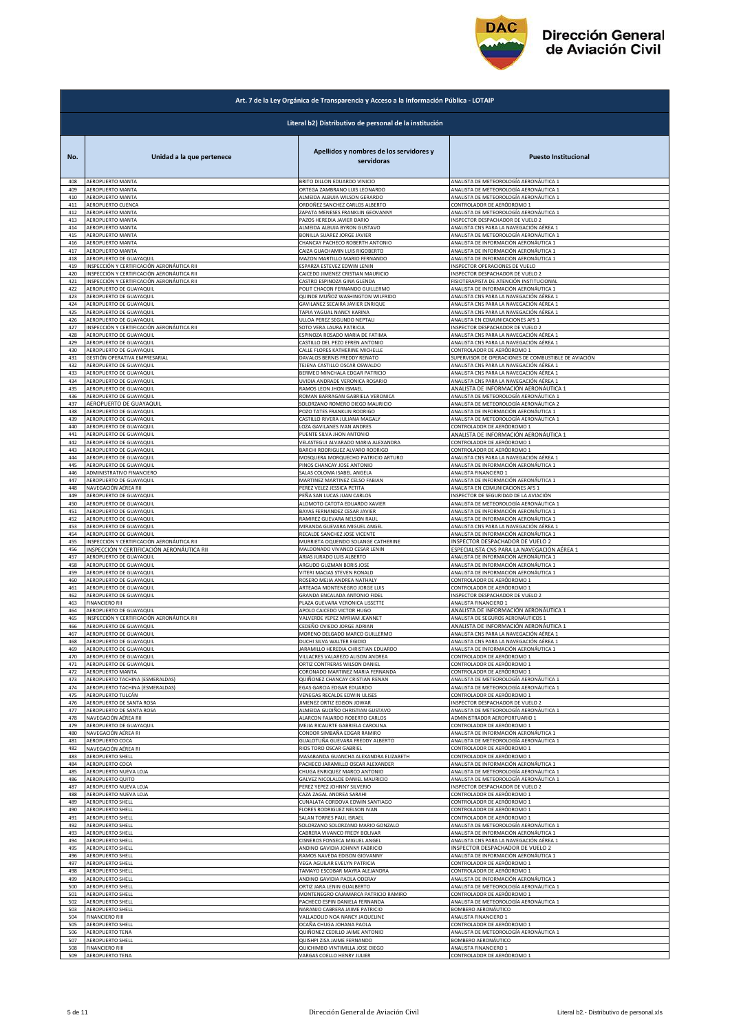# Dirección General de Aviación Civil

## Art. 7 de la Ley Orgánica de Transparencia y Acceso a la Información Pública - LOTAIP

### Literal b2) Distributivo de personal de la institución

| No. | Unidad a la que pertenece | Apellidos y nombres de los servidores y servidoras | Puesto Institucional |
|---|---|---|---|
| 408 | AEROPUERTO MANTA | BRITO DILLON EDUARDO VINICIO | ANALISTA DE METEOROLOGÍA AERONÁUTICA 1 |
| 409 | AEROPUERTO MANTA | ORTEGA ZAMBRANO LUIS LEONARDO | ANALISTA DE METEOROLOGÍA AERONÁUTICA 1 |
| 410 | AEROPUERTO MANTA | ALMEIDA ALBUJA WILSON GERARDO | ANALISTA DE METEOROLOGÍA AERONÁUTICA 1 |
| 411 | AEROPUERTO CUENCA | ORDOÑEZ SANCHEZ CARLOS ALBERTO | CONTROLADOR DE AERÓDROMO 1 |
| 412 | AEROPUERTO MANTA | ZAPATA MENESES FRANKLIN GEOVANNY | ANALISTA DE METEOROLOGÍA AERONÁUTICA 1 |
| 413 | AEROPUERTO MANTA | PAZOS HEREDIA JAVIER DARIO | INSPECTOR DESPACHADOR DE VUELO 2 |
| 414 | AEROPUERTO MANTA | ALMEIDA ALBUJA BYRON GUSTAVO | ANALISTA CNS PARA LA NAVEGACIÓN AÉREA 1 |
| 415 | AEROPUERTO MANTA | BONILLA SUAREZ JORGE JAVIER | ANALISTA DE METEOROLOGÍA AERONÁUTICA 1 |
| 416 | AEROPUERTO MANTA | CHANCAY PACHECO ROBERTH ANTONIO | ANALISTA DE INFORMACIÓN AERONÁUTICA 1 |
| 417 | AEROPUERTO MANTA | CAIZA GUACHAMIN LUIS RIGOBERTO | ANALISTA DE INFORMACIÓN AERONÁUTICA 1 |
| 418 | AEROPUERTO DE GUAYAQUIL | MAZON MARTILLO MARIO FERNANDO | ANALISTA DE INFORMACIÓN AERONÁUTICA 1 |
| 419 | INSPECCIÓN Y CERTIFICACIÓN AERONÁUTICA RII | ESPARZA ESTEVEZ EDWIN LENIN | INSPECTOR OPERACIONES DE VUELO |
| 420 | INSPECCIÓN Y CERTIFICACIÓN AERONÁUTICA RII | CAICEDO JIMENEZ CRISTIAN MAURICIO | INSPECTOR DESPACHADOR DE VUELO 2 |
| 421 | INSPECCIÓN Y CERTIFICACIÓN AERONÁUTICA RII | CASTRO ESPINOZA GINA GLENDA | FISIOTERAPISTA DE ATENCIÓN INSTITUCIONAL |
| 422 | AEROPUERTO DE GUAYAQUIL | POLIT CHACON FERNANDO GUILLERMO | ANALISTA DE INFORMACIÓN AERONÁUTICA 1 |
| 423 | AEROPUERTO DE GUAYAQUIL | QUINDE MUÑOZ WASHINGTON WILFRIDO | ANALISTA CNS PARA LA NAVEGACIÓN AÉREA 1 |
| 424 | AEROPUERTO DE GUAYAQUIL | GAVILANEZ SECAIRA JAVIER ENRIQUE | ANALISTA CNS PARA LA NAVEGACIÓN AÉREA 1 |
| 425 | AEROPUERTO DE GUAYAQUIL | TAPIA YAGUAL NANCY KARINA | ANALISTA CNS PARA LA NAVEGACIÓN AÉREA 1 |
| 426 | AEROPUERTO DE GUAYAQUIL | ULLOA PEREZ SEGUNDO NEPTALI | ANALISTA EN COMUNICACIONES AFS 1 |
| 427 | INSPECCIÓN Y CERTIFICACIÓN AERONÁUTICA RII | SOTO VERA LAURA PATRICIA | INSPECTOR DESPACHADOR DE VUELO 2 |
| 428 | AEROPUERTO DE GUAYAQUIL | ESPINOZA ROSADO MARIA DE FATIMA | ANALISTA CNS PARA LA NAVEGACIÓN AÉREA 1 |
| 429 | AEROPUERTO DE GUAYAQUIL | CASTILLO DEL PEZO EFREN ANTONIO | ANALISTA CNS PARA LA NAVEGACIÓN AÉREA 1 |
| 430 | AEROPUERTO DE GUAYAQUIL | CALLE FLORES KATHERINE MICHELLE | CONTROLADOR DE AERÓDROMO 1 |
| 431 | GESTIÓN OPERATIVA EMPRESARIAL | DAVALOS BERNIS FREDDY RENATO | SUPERVISOR DE OPERACIONES DE COMBUSTIBLE DE AVIACIÓN |
| 432 | AEROPUERTO DE GUAYAQUIL | TEJENA CASTILLO OSCAR OSWALDO | ANALISTA CNS PARA LA NAVEGACIÓN AÉREA 1 |
| 433 | AEROPUERTO DE GUAYAQUIL | BERMEO MINCHALA EDGAR PATRICIO | ANALISTA CNS PARA LA NAVEGACIÓN AÉREA 1 |
| 434 | AEROPUERTO DE GUAYAQUIL | UVIDIA ANDRADE VERONICA ROSARIO | ANALISTA CNS PARA LA NAVEGACIÓN AÉREA 1 |
| 435 | AEROPUERTO DE GUAYAQUIL | RAMOS LEON JHON ISMAEL | ANALISTA DE INFORMACIÓN AERONÁUTICA 1 |
| 436 | AEROPUERTO DE GUAYAQUIL | ROMAN BARRAGAN GABRIELA VERONICA | ANALISTA DE METEOROLOGÍA AERONÁUTICA 1 |
| 437 | AEROPUERTO DE GUAYAQUIL | SOLORZANO ROMERO DIEGO MAURICIO | ANALISTA DE METEOROLOGÍA AERONÁUTICA 2 |
| 438 | AEROPUERTO DE GUAYAQUIL | POZO TATES FRANKLIN RODRIGO | ANALISTA DE INFORMACIÓN AERONÁUTICA 1 |
| 439 | AEROPUERTO DE GUAYAQUIL | CASTILLO RIVERA JULIANA MAGALY | ANALISTA DE METEOROLOGÍA AERONÁUTICA 1 |
| 440 | AEROPUERTO DE GUAYAQUIL | LOZA GAVILANES IVAN ANDRES | CONTROLADOR DE AERÓDROMO 1 |
| 441 | AEROPUERTO DE GUAYAQUIL | PUENTE SILVA JHON ANTONIO | ANALISTA DE INFORMACIÓN AERONÁUTICA 1 |
| 442 | AEROPUERTO DE GUAYAQUIL | VELASTEGUI ALVARADO MARIA ALEXANDRA | CONTROLADOR DE AERÓDROMO 1 |
| 443 | AEROPUERTO DE GUAYAQUIL | BARCHI RODRIGUEZ ALVARO RODRIGO | CONTROLADOR DE AERÓDROMO 1 |
| 444 | AEROPUERTO DE GUAYAQUIL | MOSQUERA MORQUECHO PATRICIO ARTURO | ANALISTA CNS PARA LA NAVEGACIÓN AÉREA 1 |
| 445 | AEROPUERTO DE GUAYAQUIL | PINOS CHANCAY JOSE ANTONIO | ANALISTA DE INFORMACIÓN AERONÁUTICA 1 |
| 446 | ADMINISTRATIVO FINANCIERO | SALAS COLOMA ISABEL ANGELA | ANALISTA FINANCIERO 1 |
| 447 | AEROPUERTO DE GUAYAQUIL | MARTINEZ MARTINEZ CELSO FABIAN | ANALISTA DE INFORMACIÓN AERONÁUTICA 1 |
| 448 | NAVEGACIÓN AÉREA RII | PEREZ VELEZ JESSICA PETITA | ANALISTA EN COMUNICACIONES AFS 1 |
| 449 | AEROPUERTO DE GUAYAQUIL | PEÑA SAN LUCAS JUAN CARLOS | INSPECTOR DE SEGURIDAD DE LA AVIACIÓN |
| 450 | AEROPUERTO DE GUAYAQUIL | ALOMOTO CATOTA EDUARDO XAVIER | ANALISTA DE METEOROLOGÍA AERONÁUTICA 1 |
| 451 | AEROPUERTO DE GUAYAQUIL | BAYAS FERNANDEZ CESAR JAVIER | ANALISTA DE INFORMACIÓN AERONÁUTICA 1 |
| 452 | AEROPUERTO DE GUAYAQUIL | RAMIREZ GUEVARA NELSON RAUL | ANALISTA DE INFORMACIÓN AERONÁUTICA 1 |
| 453 | AEROPUERTO DE GUAYAQUIL | MIRANDA GUEVARA MIGUEL ANGEL | ANALISTA CNS PARA LA NAVEGACIÓN AÉREA 1 |
| 454 | AEROPUERTO DE GUAYAQUIL | RECALDE SANCHEZ JOSE VICENTE | ANALISTA DE INFORMACIÓN AERONÁUTICA 1 |
| 455 | INSPECCIÓN Y CERTIFICACIÓN AERONÁUTICA RII | MURRIETA OQUENDO SOLANGE CATHERINE | INSPECTOR DESPACHADOR DE VUELO 2 |
| 456 | INSPECCIÓN Y CERTIFICACIÓN AERONÁUTICA RII | MALDONADO VIVANCO CESAR LENIN | ESPECIALISTA CNS PARA LA NAVEGACIÓN AÉREA 1 |
| 457 | AEROPUERTO DE GUAYAQUIL | ARIAS JURADO LUIS ALBERTO | ANALISTA DE INFORMACIÓN AERONÁUTICA 1 |
| 458 | AEROPUERTO DE GUAYAQUIL | ARGUDO GUZMAN BORIS JOSE | ANALISTA DE INFORMACIÓN AERONÁUTICA 1 |
| 459 | AEROPUERTO DE GUAYAQUIL | VITERI MACIAS STEVEN RONALD | ANALISTA DE INFORMACIÓN AERONÁUTICA 1 |
| 460 | AEROPUERTO DE GUAYAQUIL | ROSERO MEJIA ANDREA NATHALY | CONTROLADOR DE AERÓDROMO 1 |
| 461 | AEROPUERTO DE GUAYAQUIL | ARTEAGA MONTENEGRO JORGE LUIS | CONTROLADOR DE AERÓDROMO 1 |
| 462 | AEROPUERTO DE GUAYAQUIL | GRANDA ENCALADA ANTONIO FIDEL | INSPECTOR DESPACHADOR DE VUELO 2 |
| 463 | FINANCIERO RII | PLAZA GUEVARA VERONICA LISSETTE | ANALISTA FINANCIERO 1 |
| 464 | AEROPUERTO DE GUAYAQUIL | APOLO CAICEDO VICTOR HUGO | ANALISTA DE INFORMACIÓN AERONÁUTICA 1 |
| 465 | INSPECCIÓN Y CERTIFICACIÓN AERONÁUTICA RII | VALVERDE YEPEZ MYRIAM JEANNET | ANALISTA DE SEGUROS AERONÁUTICOS 1 |
| 466 | AEROPUERTO DE GUAYAQUIL | CEDEÑO OVIEDO JORGE ADRIAN | ANALISTA DE INFORMACIÓN AERONÁUTICA 1 |
| 467 | AEROPUERTO DE GUAYAQUIL | MORENO DELGADO MARCO GUILLERMO | ANALISTA CNS PARA LA NAVEGACIÓN AÉREA 1 |
| 468 | AEROPUERTO DE GUAYAQUIL | DUCHI SILVA WALTER EGIDIO | ANALISTA CNS PARA LA NAVEGACIÓN AÉREA 1 |
| 469 | AEROPUERTO DE GUAYAQUIL | JARAMILLO HEREDIA CHRISTIAN EDUARDO | ANALISTA DE INFORMACIÓN AERONÁUTICA 1 |
| 470 | AEROPUERTO DE GUAYAQUIL | VILLACRES VALAREZO ALISON ANDREA | CONTROLADOR DE AERÓDROMO 1 |
| 471 | AEROPUERTO DE GUAYAQUIL | ORTIZ CONTRERAS WILSON DANIEL | CONTROLADOR DE AERÓDROMO 1 |
| 472 | AEROPUERTO MANTA | CORONADO MARTINEZ MARIA FERNANDA | CONTROLADOR DE AERÓDROMO 1 |
| 473 | AEROPUERTO TACHINA (ESMERALDAS) | QUIÑONEZ CHANCAY CRISTIAN RENAN | ANALISTA DE METEOROLOGÍA AERONÁUTICA 1 |
| 474 | AEROPUERTO TACHINA (ESMERALDAS) | EGAS GARCIA EDGAR EDUARDO | ANALISTA DE METEOROLOGÍA AERONÁUTICA 1 |
| 475 | AEROPUERTO TULCÁN | VENEGAS RECALDE EDWIN ULISES | CONTROLADOR DE AERÓDROMO 1 |
| 476 | AEROPUERTO DE SANTA ROSA | JIMENEZ ORTIZ EDISON JOWAR | INSPECTOR DESPACHADOR DE VUELO 2 |
| 477 | AEROPUERTO DE SANTA ROSA | ALMEIDA GUDIÑO CHRISTIAN GUSTAVO | ANALISTA DE METEOROLOGÍA AERONÁUTICA 1 |
| 478 | NAVEGACIÓN AÉREA RII | ALARCON FAJARDO ROBERTO CARLOS | ADMINISTRADOR AEROPORTUARIO 1 |
| 479 | AEROPUERTO DE GUAYAQUIL | MEJIA RICAURTE GABRIELA CAROLINA | CONTROLADOR DE AERÓDROMO 1 |
| 480 | NAVEGACIÓN AÉREA RI | CONDOR SIMBAÑA EDGAR RAMIRO | ANALISTA DE INFORMACIÓN AERONÁUTICA 1 |
| 481 | AEROPUERTO COCA | GUALOTUÑA GUEVARA FREDDY ALBERTO | ANALISTA DE METEOROLOGÍA AERONÁUTICA 1 |
| 482 | NAVEGACIÓN AÉREA RI | RIOS TORO OSCAR GABRIEL | CONTROLADOR DE AERÓDROMO 1 |
| 483 | AEROPUERTO SHELL | MASABANDA GUANCHA ALEXANDRA ELIZABETH | CONTROLADOR DE AERÓDROMO 1 |
| 484 | AEROPUERTO COCA | PACHECO JARAMILLO OSCAR ALEXANDER | ANALISTA DE INFORMACIÓN AERONÁUTICA 1 |
| 485 | AEROPUERTO NUEVA LOJA | CHUGA ENRIQUEZ MARCO ANTONIO | ANALISTA DE METEOROLOGÍA AERONÁUTICA 1 |
| 486 | AEROPUERTO QUITO | GALVEZ NICOLALDE DANIEL MAURICIO | ANALISTA DE METEOROLOGÍA AERONÁUTICA 1 |
| 487 | AEROPUERTO NUEVA LOJA | PEREZ YEPEZ JOHNNY SILVERIO | INSPECTOR DESPACHADOR DE VUELO 2 |
| 488 | AEROPUERTO NUEVA LOJA | CAZA ZAGAL ANDREA SARAHI | CONTROLADOR DE AERÓDROMO 1 |
| 489 | AEROPUERTO SHELL | CUNALATA CORDOVA EDWIN SANTIAGO | CONTROLADOR DE AERÓDROMO 1 |
| 490 | AEROPUERTO SHELL | FLORES RODRIGUEZ NELSON IVAN | CONTROLADOR DE AERÓDROMO 1 |
| 491 | AEROPUERTO SHELL | SALAN TORRES PAUL ISRAEL | CONTROLADOR DE AERÓDROMO 1 |
| 492 | AEROPUERTO SHELL | SOLORZANO SOLORZANO MARIO GONZALO | ANALISTA DE METEOROLOGÍA AERONÁUTICA 1 |
| 493 | AEROPUERTO SHELL | CABRERA VIVANCO FREDY BOLIVAR | ANALISTA DE INFORMACIÓN AERONÁUTICA 1 |
| 494 | AEROPUERTO SHELL | CISNEROS FONSECA MIGUEL ANGEL | ANALISTA CNS PARA LA NAVEGACIÓN AÉREA 1 |
| 495 | AEROPUERTO SHELL | ANDINO GAVIDIA JOHNNY FABRICIO | INSPECTOR DESPACHADOR DE VUELO 2 |
| 496 | AEROPUERTO SHELL | RAMOS NAVEDA EDISON GIOVANNY | ANALISTA DE INFORMACIÓN AERONÁUTICA 1 |
| 497 | AEROPUERTO SHELL | VEGA AGUILAR EVELYN PATRICIA | CONTROLADOR DE AERÓDROMO 1 |
| 498 | AEROPUERTO SHELL | TAMAYO ESCOBAR MAYRA ALEJANDRA | CONTROLADOR DE AERÓDROMO 1 |
| 499 | AEROPUERTO SHELL | ANDINO GAVIDIA PAOLA ODERAY | ANALISTA DE INFORMACIÓN AERONÁUTICA 1 |
| 500 | AEROPUERTO SHELL | ORTIZ JARA LENIN GUALBERTO | ANALISTA DE METEOROLOGÍA AERONÁUTICA 1 |
| 501 | AEROPUERTO SHELL | MONTENEGRO CAJAMARCA PATRICIO RAMIRO | CONTROLADOR DE AERÓDROMO 1 |
| 502 | AEROPUERTO SHELL | PACHECO ESPIN DANIELA FERNANDA | ANALISTA DE METEOROLOGÍA AERONÁUTICA 1 |
| 503 | AEROPUERTO SHELL | NARANJO CABRERA JAIME PATRICIO | BOMBERO AERONÁUTICO |
| 504 | FINANCIERO RIII | VALLADOLID NOA NANCY JAQUELINE | ANALISTA FINANCIERO 1 |
| 505 | AEROPUERTO SHELL | OCAÑA CHUGA JOHANA PAOLA | CONTROLADOR DE AERÓDROMO 1 |
| 506 | AEROPUERTO TENA | QUIÑONEZ CEDILLO JAIME ANTONIO | ANALISTA DE METEOROLOGÍA AERONÁUTICA 1 |
| 507 | AEROPUERTO SHELL | QUISHPI ZISA JAIME FERNANDO | BOMBERO AERONÁUTICO |
| 508 | FINANCIERO RIII | QUICHIMBO VINTIMILLA JOSE DIEGO | ANALISTA FINANCIERO 1 |
| 509 | AEROPUERTO TENA | VARGAS COELLO HENRY JULIER | CONTROLADOR DE AERÓDROMO 1 |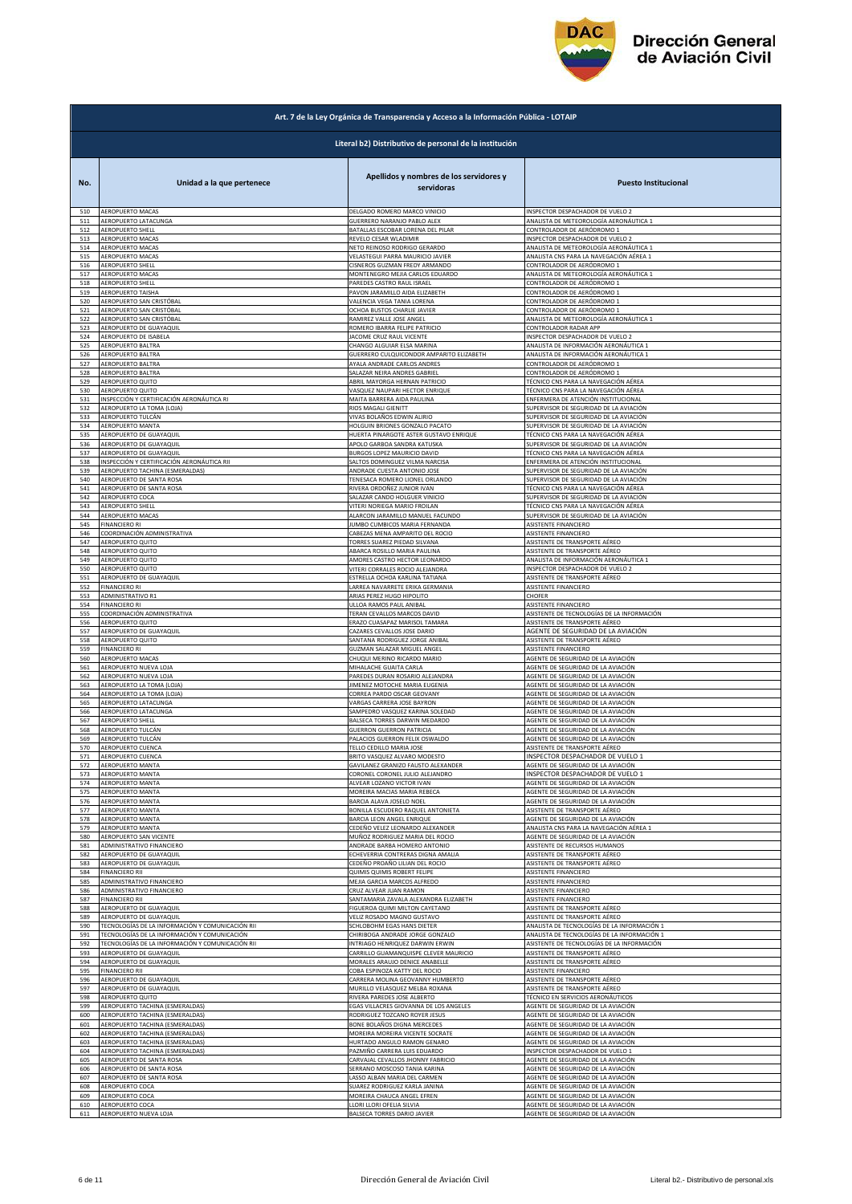| Art. 7 de la Ley Orgánica de Transparencia y Acceso a la Información Pública - LOTAIP | | | |
|---|---|---|---|
| Literal b2) Distributivo de personal de la institución | | | |
| No. | Unidad a la que pertenece | Apellidos y nombres de los servidores y servidoras | Puesto Institucional |
| 510 | AEROPUERTO MACAS | DELGADO ROMERO MARCO VINICIO | INSPECTOR DESPACHADOR DE VUELO 2 |
| 511 | AEROPUERTO LATACUNGA | GUERRERO NARANJO PABLO ALEX | ANALISTA DE METEOROLOGÍA AERONÁUTICA 1 |
| 512 | AEROPUERTO SHELL | BATALLAS ESCOBAR LORENA DEL PILAR | CONTROLADOR DE AERÓDROMO 1 |
| 513 | AEROPUERTO MACAS | REVELO CESAR WLADIMIR | INSPECTOR DESPACHADOR DE VUELO 2 |
| 514 | AEROPUERTO MACAS | NETO REINOSO RODRIGO GERARDO | ANALISTA DE METEOROLOGÍA AERONÁUTICA 1 |
| 515 | AEROPUERTO MACAS | VELASTEGUI PARRA MAURICIO JAVIER | ANALISTA CNS PARA LA NAVEGACIÓN AÉREA 1 |
| 516 | AEROPUERTO SHELL | CISNEROS GUZMAN FREDY ARMANDO | CONTROLADOR DE AERÓDROMO 1 |
| 517 | AEROPUERTO MACAS | MONTENEGRO MEJIA CARLOS EDUARDO | ANALISTA DE METEOROLOGÍA AERONÁUTICA 1 |
| 518 | AEROPUERTO SHELL | PAREDES CASTRO RAUL ISRAEL | CONTROLADOR DE AERÓDROMO 1 |
| 519 | AEROPUERTO TAISHA | PAVON JARAMILLO AIDA ELIZABETH | CONTROLADOR DE AERÓDROMO 1 |
| 520 | AEROPUERTO SAN CRISTÓBAL | VALENCIA VEGA TANIA LORENA | CONTROLADOR DE AERÓDROMO 1 |
| 521 | AEROPUERTO SAN CRISTÓBAL | OCHOA BUSTOS CHARLIE JAVIER | CONTROLADOR DE AERÓDROMO 1 |
| 522 | AEROPUERTO SAN CRISTÓBAL | RAMIREZ VALLE JOSE ANGEL | ANALISTA DE METEOROLOGÍA AERONÁUTICA 1 |
| 523 | AEROPUERTO DE GUAYAQUIL | ROMERO IBARRA FELIPE PATRICIO | CONTROLADOR RADAR APP |
| 524 | AEROPUERTO DE ISABELA | JACOME CRUZ RAUL VICENTE | INSPECTOR DESPACHADOR DE VUELO 2 |
| 525 | AEROPUERTO BALTRA | CHANGO ALGUIAR ELSA MARINA | ANALISTA DE INFORMACIÓN AERONÁUTICA 1 |
| 526 | AEROPUERTO BALTRA | GUERRERO CULQUICONDOR AMPARITO ELIZABETH | ANALISTA DE INFORMACIÓN AERONÁUTICA 1 |
| 527 | AEROPUERTO BALTRA | AYALA ANDRADE CARLOS ANDRES | CONTROLADOR DE AERÓDROMO 1 |
| 528 | AEROPUERTO BALTRA | SALAZAR NEIRA ANDRES GABRIEL | CONTROLADOR DE AERÓDROMO 1 |
| 529 | AEROPUERTO QUITO | ABRIL MAYORGA HERNAN PATRICIO | TÉCNICO CNS PARA LA NAVEGACIÓN AÉREA |
| 530 | AEROPUERTO QUITO | VASQUEZ NAUPARI HECTOR ENRIQUE | TÉCNICO CNS PARA LA NAVEGACIÓN AÉREA |
| 531 | INSPECCIÓN Y CERTIFICACIÓN AERONÁUTICA RI | MAITA BARRERA AIDA PAULINA | ENFERMERA DE ATENCIÓN INSTITUCIONAL |
| 532 | AEROPUERTO LA TOMA (LOJA) | RIOS MAGALI GIENITT | SUPERVISOR DE SEGURIDAD DE LA AVIACIÓN |
| 533 | AEROPUERTO TULCÁN | VIVAS BOLAÑOS EDWIN ALIRIO | SUPERVISOR DE SEGURIDAD DE LA AVIACIÓN |
| 534 | AEROPUERTO MANTA | HOLGUIN BRIONES GONZALO PACATO | SUPERVISOR DE SEGURIDAD DE LA AVIACIÓN |
| 535 | AEROPUERTO DE GUAYAQUIL | HUERTA PINARGOTE ASTER GUSTAVO ENRIQUE | TÉCNICO CNS PARA LA NAVEGACIÓN AÉREA |
| 536 | AEROPUERTO DE GUAYAQUIL | APOLO GARBOA SANDRA KATUSKA | SUPERVISOR DE SEGURIDAD DE LA AVIACIÓN |
| 537 | AEROPUERTO DE GUAYAQUIL | BURGOS LOPEZ MAURICIO DAVID | TÉCNICO CNS PARA LA NAVEGACIÓN AÉREA |
| 538 | INSPECCIÓN Y CERTIFICACIÓN AERONÁUTICA RII | SALTOS DOMINGUEZ VILMA NARCISA | ENFERMERA DE ATENCIÓN INSTITUCIONAL |
| 539 | AEROPUERTO TACHINA (ESMERALDAS) | ANDRADE CUESTA ANTONIO JOSE | SUPERVISOR DE SEGURIDAD DE LA AVIACIÓN |
| 540 | AEROPUERTO DE SANTA ROSA | TENESACA ROMERO LIONEL ORLANDO | SUPERVISOR DE SEGURIDAD DE LA AVIACIÓN |
| 541 | AEROPUERTO DE SANTA ROSA | RIVERA ORDOÑEZ JUNIOR IVAN | TÉCNICO CNS PARA LA NAVEGACIÓN AÉREA |
| 542 | AEROPUERTO COCA | SALAZAR CANDO HOLGUER VINICIO | SUPERVISOR DE SEGURIDAD DE LA AVIACIÓN |
| 543 | AEROPUERTO SHELL | VITERI NORIEGA MARIO FROILAN | TÉCNICO CNS PARA LA NAVEGACIÓN AÉREA |
| 544 | AEROPUERTO MACAS | ALARCON JARAMILLO MANUEL FACUNDO | SUPERVISOR DE SEGURIDAD DE LA AVIACIÓN |
| 545 | FINANCIERO RI | JUMBO CUMBICOS MARIA FERNANDA | ASISTENTE FINANCIERO |
| 546 | COORDINACIÓN ADMINISTRATIVA | CABEZAS MENA AMPARITO DEL ROCIO | ASISTENTE FINANCIERO |
| 547 | AEROPUERTO QUITO | TORRES SUAREZ PIEDAD SILVANA | ASISTENTE DE TRANSPORTE AÉREO |
| 548 | AEROPUERTO QUITO | ABARCA ROSILLO MARIA PAULINA | ASISTENTE DE TRANSPORTE AÉREO |
| 549 | AEROPUERTO QUITO | AMORES CASTRO HECTOR LEONARDO | ANALISTA DE INFORMACIÓN AERONÁUTICA 1 |
| 550 | AEROPUERTO QUITO | VITERI CORRALES ROCIO ALEJANDRA | INSPECTOR DESPACHADOR DE VUELO 2 |
| 551 | AEROPUERTO DE GUAYAQUIL | ESTRELLA OCHOA KARLINA TATIANA | ASISTENTE DE TRANSPORTE AÉREO |
| 552 | FINANCIERO RI | LARREA NAVARRETE ERIKA GERMANIA | ASISTENTE FINANCIERO |
| 553 | ADMINISTRATIVO R1 | ARIAS PEREZ HUGO HIPOLITO | CHOFER |
| 554 | FINANCIERO RI | ULLOA RAMOS PAUL ANIBAL | ASISTENTE FINANCIERO |
| 555 | COORDINACIÓN ADMINISTRATIVA | TERAN CEVALLOS MARCOS DAVID | ASISTENTE DE TECNOLOGÍAS DE LA INFORMACIÓN |
| 556 | AEROPUERTO QUITO | ERAZO CUASAPAZ MARISOL TAMARA | ASISTENTE DE TRANSPORTE AÉREO |
| 557 | AEROPUERTO DE GUAYAQUIL | CAZARES CEVALLOS JOSE DARIO | AGENTE DE SEGURIDAD DE LA AVIACIÓN |
| 558 | AEROPUERTO QUITO | SANTANA RODRIGUEZ JORGE ANIBAL | ASISTENTE DE TRANSPORTE AÉREO |
| 559 | FINANCIERO RI | GUZMAN SALAZAR MIGUEL ANGEL | ASISTENTE FINANCIERO |
| 560 | AEROPUERTO MACAS | CHUQUI MERINO RICARDO MARIO | AGENTE DE SEGURIDAD DE LA AVIACIÓN |
| 561 | AEROPUERTO NUEVA LOJA | MIHALACHE GUAITA CARLA | AGENTE DE SEGURIDAD DE LA AVIACIÓN |
| 562 | AEROPUERTO NUEVA LOJA | PAREDES DURAN ROSARIO ALEJANDRA | AGENTE DE SEGURIDAD DE LA AVIACIÓN |
| 563 | AEROPUERTO LA TOMA (LOJA) | JIMENEZ MOTOCHE MARIA EUGENIA | AGENTE DE SEGURIDAD DE LA AVIACIÓN |
| 564 | AEROPUERTO LA TOMA (LOJA) | CORREA PARDO OSCAR GEOVANY | AGENTE DE SEGURIDAD DE LA AVIACIÓN |
| 565 | AEROPUERTO LATACUNGA | VARGAS CARRERA JOSE BAYRON | AGENTE DE SEGURIDAD DE LA AVIACIÓN |
| 566 | AEROPUERTO LATACUNGA | SAMPEDRO VASQUEZ KARINA SOLEDAD | AGENTE DE SEGURIDAD DE LA AVIACIÓN |
| 567 | AEROPUERTO SHELL | BALSECA TORRES DARWIN MEDARDO | AGENTE DE SEGURIDAD DE LA AVIACIÓN |
| 568 | AEROPUERTO TULCÁN | GUERRON GUERRON PATRICIA | AGENTE DE SEGURIDAD DE LA AVIACIÓN |
| 569 | AEROPUERTO TULCÁN | PALACIOS GUERRON FELIX OSWALDO | AGENTE DE SEGURIDAD DE LA AVIACIÓN |
| 570 | AEROPUERTO CUENCA | TELLO CEDILLO MARIA JOSE | ASISTENTE DE TRANSPORTE AÉREO |
| 571 | AEROPUERTO CUENCA | BRITO VASQUEZ ALVARO MODESTO | INSPECTOR DESPACHADOR DE VUELO 1 |
| 572 | AEROPUERTO MANTA | GAVILANEZ GRANIZO FAUSTO ALEXANDER | AGENTE DE SEGURIDAD DE LA AVIACIÓN |
| 573 | AEROPUERTO MANTA | CORONEL CORONEL JULIO ALEJANDRO | INSPECTOR DESPACHADOR DE VUELO 1 |
| 574 | AEROPUERTO MANTA | ALVEAR LOZANO VICTOR IVAN | AGENTE DE SEGURIDAD DE LA AVIACIÓN |
| 575 | AEROPUERTO MANTA | MOREIRA MACIAS MARIA REBECA | AGENTE DE SEGURIDAD DE LA AVIACIÓN |
| 576 | AEROPUERTO MANTA | BARCIA ALAVA JOSELO NOEL | AGENTE DE SEGURIDAD DE LA AVIACIÓN |
| 577 | AEROPUERTO MANTA | BONILLA ESCUDERO RAQUEL ANTONIETA | ASISTENTE DE TRANSPORTE AÉREO |
| 578 | AEROPUERTO MANTA | BARCIA LEON ANGEL ENRIQUE | AGENTE DE SEGURIDAD DE LA AVIACIÓN |
| 579 | AEROPUERTO MANTA | CEDEÑO VELEZ LEONARDO ALEXANDER | ANALISTA CNS PARA LA NAVEGACIÓN AÉREA 1 |
| 580 | AEROPUERTO SAN VICENTE | MUÑOZ RODRIGUEZ MARIA DEL ROCIO | AGENTE DE SEGURIDAD DE LA AVIACIÓN |
| 581 | ADMINISTRATIVO FINANCIERO | ANDRADE BARBA HOMERO ANTONIO | ASISTENTE DE RECURSOS HUMANOS |
| 582 | AEROPUERTO DE GUAYAQUIL | ECHEVERRIA CONTRERAS DIGNA AMALIA | ASISTENTE DE TRANSPORTE AÉREO |
| 583 | AEROPUERTO DE GUAYAQUIL | CEDEÑO PROAÑO LILIAN DEL ROCIO | ASISTENTE DE TRANSPORTE AÉREO |
| 584 | FINANCIERO RII | QUIMIS QUIMIS ROBERT FELIPE | ASISTENTE FINANCIERO |
| 585 | ADMINISTRATIVO FINANCIERO | MEJIA GARCIA MARCOS ALFREDO | ASISTENTE FINANCIERO |
| 586 | ADMINISTRATIVO FINANCIERO | CRUZ ALVEAR JUAN RAMON | ASISTENTE FINANCIERO |
| 587 | FINANCIERO RII | SANTAMARIA ZAVALA ALEXANDRA ELIZABETH | ASISTENTE FINANCIERO |
| 588 | AEROPUERTO DE GUAYAQUIL | FIGUEROA QUIMI MILTON CAYETANO | ASISTENTE DE TRANSPORTE AÉREO |
| 589 | AEROPUERTO DE GUAYAQUIL | VELIZ ROSADO MAGNO GUSTAVO | ASISTENTE DE TRANSPORTE AÉREO |
| 590 | TECNOLOGÍAS DE LA INFORMACIÓN Y COMUNICACIÓN RII | SCHLOBOHM EGAS HANS DIETER | ANALISTA DE TECNOLOGÍAS DE LA INFORMACIÓN 1 |
| 591 | TECNOLOGÍAS DE LA INFORMACIÓN Y COMUNICACIÓN | CHIRIBOGA ANDRADE JORGE GONZALO | ANALISTA DE TECNOLOGÍAS DE LA INFORMACIÓN 1 |
| 592 | TECNOLOGÍAS DE LA INFORMACIÓN Y COMUNICACIÓN RII | INTRIAGO HENRIQUEZ DARWIN ERWIN | ASISTENTE DE TECNOLOGÍAS DE LA INFORMACIÓN |
| 593 | AEROPUERTO DE GUAYAQUIL | CARRILLO GUAMANQUISPE CLEVER MAURICIO | ASISTENTE DE TRANSPORTE AÉREO |
| 594 | AEROPUERTO DE GUAYAQUIL | MORALES ARAUJO DENICE ANABELLE | ASISTENTE DE TRANSPORTE AÉREO |
| 595 | FINANCIERO RII | COBA ESPINOZA KATTY DEL ROCIO | ASISTENTE FINANCIERO |
| 596 | AEROPUERTO DE GUAYAQUIL | CARRERA MOLINA GEOVANNY HUMBERTO | ASISTENTE DE TRANSPORTE AÉREO |
| 597 | AEROPUERTO DE GUAYAQUIL | MURILLO VELASQUEZ MELBA ROXANA | ASISTENTE DE TRANSPORTE AÉREO |
| 598 | AEROPUERTO QUITO | RIVERA PAREDES JOSE ALBERTO | TÉCNICO EN SERVICIOS AERONÁUTICOS |
| 599 | AEROPUERTO TACHINA (ESMERALDAS) | EGAS VILLACRES GIOVANNA DE LOS ANGELES | AGENTE DE SEGURIDAD DE LA AVIACIÓN |
| 600 | AEROPUERTO TACHINA (ESMERALDAS) | RODRIGUEZ TOZCANO ROYER JESUS | AGENTE DE SEGURIDAD DE LA AVIACIÓN |
| 601 | AEROPUERTO TACHINA (ESMERALDAS) | BONE BOLAÑOS DIGNA MERCEDES | AGENTE DE SEGURIDAD DE LA AVIACIÓN |
| 602 | AEROPUERTO TACHINA (ESMERALDAS) | MOREIRA MOREIRA VICENTE SOCRATE | AGENTE DE SEGURIDAD DE LA AVIACIÓN |
| 603 | AEROPUERTO TACHINA (ESMERALDAS) | HURTADO ANGULO RAMON GENARO | AGENTE DE SEGURIDAD DE LA AVIACIÓN |
| 604 | AEROPUERTO TACHINA (ESMERALDAS) | PAZMIÑO CARRERA LUIS EDUARDO | INSPECTOR DESPACHADOR DE VUELO 1 |
| 605 | AEROPUERTO DE SANTA ROSA | CARVAJAL CEVALLOS JHONNY FABRICIO | AGENTE DE SEGURIDAD DE LA AVIACIÓN |
| 606 | AEROPUERTO DE SANTA ROSA | SERRANO MOSCOSO TANIA KARINA | AGENTE DE SEGURIDAD DE LA AVIACIÓN |
| 607 | AEROPUERTO DE SANTA ROSA | LASSO ALBAN MARIA DEL CARMEN | AGENTE DE SEGURIDAD DE LA AVIACIÓN |
| 608 | AEROPUERTO COCA | SUAREZ RODRIGUEZ KARLA JANINA | AGENTE DE SEGURIDAD DE LA AVIACIÓN |
| 609 | AEROPUERTO COCA | MOREIRA CHAUCA ANGEL EFREN | AGENTE DE SEGURIDAD DE LA AVIACIÓN |
| 610 | AEROPUERTO COCA | LLORI LLORI OFELIA SILVIA | AGENTE DE SEGURIDAD DE LA AVIACIÓN |
| 611 | AEROPUERTO NUEVA LOJA | BALSECA TORRES DARIO JAVIER | AGENTE DE SEGURIDAD DE LA AVIACIÓN |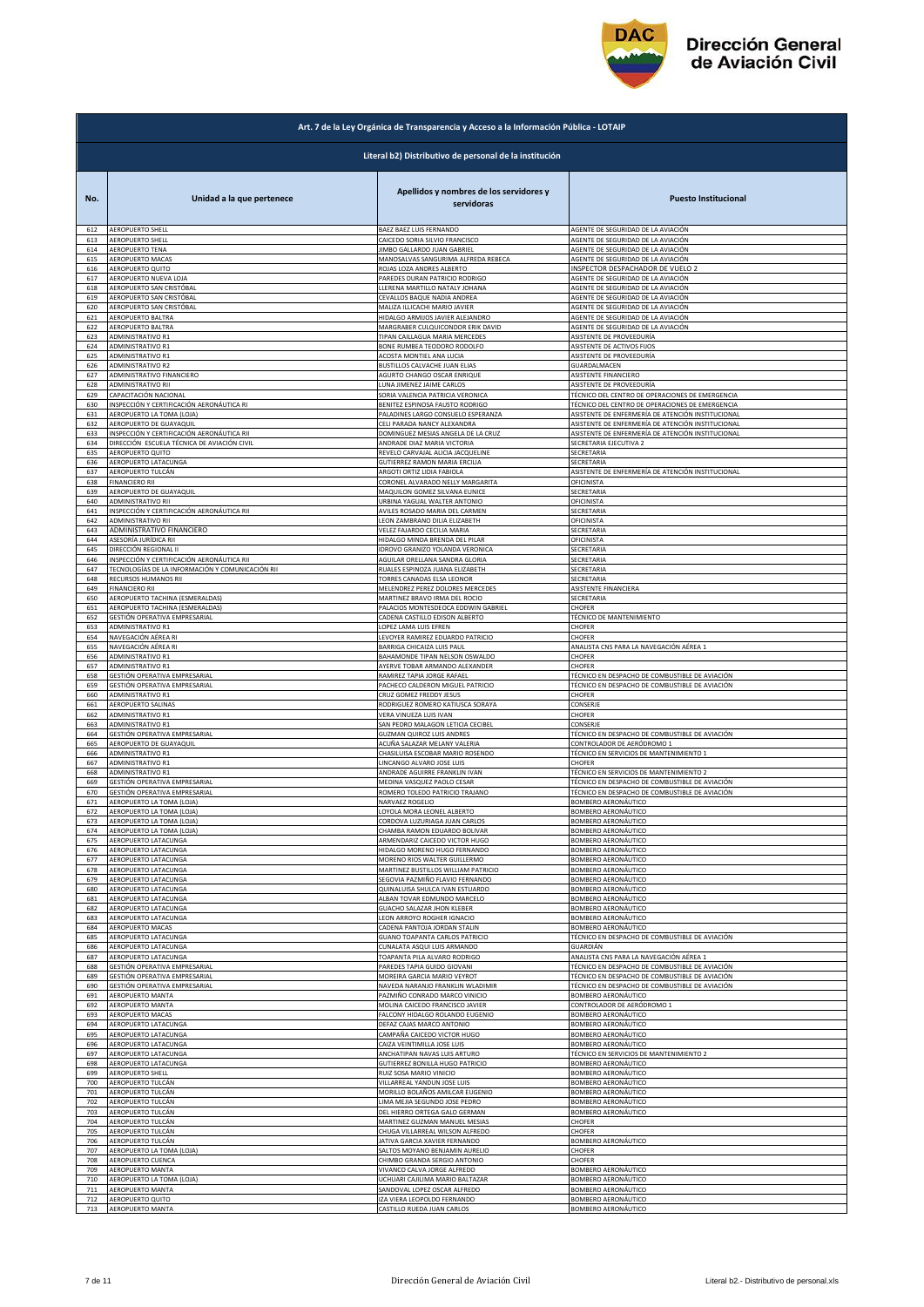**Art. 7 de la Ley Orgánica de Transparencia y Acceso a la Información Pública - LOTAIP**

**Literal b2) Distributivo de personal de la institución**

| No. | Unidad a la que pertenece | Apellidos y nombres de los servidores y servidoras | Puesto Institucional |
|---|---|---|---|
| 612 | AEROPUERTO SHELL | BAEZ BAEZ LUIS FERNANDO | AGENTE DE SEGURIDAD DE LA AVIACIÓN |
| 613 | AEROPUERTO SHELL | CAICEDO SORIA SILVIO FRANCISCO | AGENTE DE SEGURIDAD DE LA AVIACIÓN |
| 614 | AEROPUERTO TENA | JIMBO GALLARDO JUAN GABRIEL | AGENTE DE SEGURIDAD DE LA AVIACIÓN |
| 615 | AEROPUERTO MACAS | MANOSALVAS SANGURIMA ALFREDA REBECA | AGENTE DE SEGURIDAD DE LA AVIACIÓN |
| 616 | AEROPUERTO QUITO | ROJAS LOZA ANDRES ALBERTO | INSPECTOR DESPACHADOR DE VUELO 2 |
| 617 | AEROPUERTO NUEVA LOJA | PAREDES DURAN PATRICIO RODRIGO | AGENTE DE SEGURIDAD DE LA AVIACIÓN |
| 618 | AEROPUERTO SAN CRISTÓBAL | LLERENA MARTILLO NATALY JOHANA | AGENTE DE SEGURIDAD DE LA AVIACIÓN |
| 619 | AEROPUERTO SAN CRISTÓBAL | CEVALLOS BAQUE NADIA ANDREA | AGENTE DE SEGURIDAD DE LA AVIACIÓN |
| 620 | AEROPUERTO SAN CRISTÓBAL | MALIZA ILLICACHI MARIO JAVIER | AGENTE DE SEGURIDAD DE LA AVIACIÓN |
| 621 | AEROPUERTO BALTRA | HIDALGO ARMIJOS JAVIER ALEJANDRO | AGENTE DE SEGURIDAD DE LA AVIACIÓN |
| 622 | AEROPUERTO BALTRA | MARGRABER CULQUICONDOR ERIK DAVID | AGENTE DE SEGURIDAD DE LA AVIACIÓN |
| 623 | ADMINISTRATIVO R1 | TIPAN CAILLAGUA MARIA MERCEDES | ASISTENTE DE PROVEEDURÍA |
| 624 | ADMINISTRATIVO R1 | BONE RUMBEA TEODORO RODOLFO | ASISTENTE DE ACTIVOS FIJOS |
| 625 | ADMINISTRATIVO R1 | ACOSTA MONTIEL ANA LUCIA | ASISTENTE DE PROVEEDURÍA |
| 626 | ADMINISTRATIVO R2 | BUSTILLOS CALVACHE JUAN ELIAS | GUARDALMACEN |
| 627 | ADMINISTRATIVO FINANCIERO | AGURTO CHANGO OSCAR ENRIQUE | ASISTENTE FINANCIERO |
| 628 | ADMINISTRATIVO RII | LUNA JIMENEZ JAIME CARLOS | ASISTENTE DE PROVEEDURÍA |
| 629 | CAPACITACIÓN NACIONAL | SORIA VALENCIA PATRICIA VERONICA | TÉCNICO DEL CENTRO DE OPERACIONES DE EMERGENCIA |
| 630 | INSPECCIÓN Y CERTIFICACIÓN AERONÁUTICA RI | BENITEZ ESPINOSA FAUSTO RODRIGO | TÉCNICO DEL CENTRO DE OPERACIONES DE EMERGENCIA |
| 631 | AEROPUERTO LA TOMA (LOJA) | PALADINES LARGO CONSUELO ESPERANZA | ASISTENTE DE ENFERMERÍA DE ATENCIÓN INSTITUCIONAL |
| 632 | AEROPUERTO DE GUAYAQUIL | CELI PARADA NANCY ALEXANDRA | ASISTENTE DE ENFERMERÍA DE ATENCIÓN INSTITUCIONAL |
| 633 | INSPECCIÓN Y CERTIFICACIÓN AERONÁUTICA RII | DOMINGUEZ MESIAS ANGELA DE LA CRUZ | ASISTENTE DE ENFERMERÍA DE ATENCIÓN INSTITUCIONAL |
| 634 | DIRECCIÓN ESCUELA TÉCNICA DE AVIACIÓN CIVIL | ANDRADE DIAZ MARIA VICTORIA | SECRETARIA EJECUTIVA 2 |
| 635 | AEROPUERTO QUITO | REVELO CARVAJAL ALICIA JACQUELINE | SECRETARIA |
| 636 | AEROPUERTO LATACUNGA | GUTIERREZ RAMON MARIA ERCILIA | SECRETARIA |
| 637 | AEROPUERTO TULCÁN | ARGOTI ORTIZ LIDIA FABIOLA | ASISTENTE DE ENFERMERÍA DE ATENCIÓN INSTITUCIONAL |
| 638 | FINANCIERO RII | CORONEL ALVARADO NELLY MARGARITA | OFICINISTA |
| 639 | AEROPUERTO DE GUAYAQUIL | MAQUILON GOMEZ SILVANA EUNICE | SECRETARIA |
| 640 | ADMINISTRATIVO RII | URBINA YAGUAL WALTER ANTONIO | OFICINISTA |
| 641 | INSPECCIÓN Y CERTIFICACIÓN AERONÁUTICA RII | AVILES ROSADO MARIA DEL CARMEN | SECRETARIA |
| 642 | ADMINISTRATIVO RII | LEON ZAMBRANO DILIA ELIZABETH | OFICINISTA |
| 643 | ADMINISTRATIVO FINANCIERO | VELEZ FAJARDO CECILIA MARIA | SECRETARIA |
| 644 | ASESORÍA JURÍDICA RII | HIDALGO MINDA BRENDA DEL PILAR | OFICINISTA |
| 645 | DIRECCIÓN REGIONAL II | IDROVO GRANIZO YOLANDA VERONICA | SECRETARIA |
| 646 | INSPECCIÓN Y CERTIFICACIÓN AERONÁUTICA RII | AGUILAR ORELLANA SANDRA GLORIA | SECRETARIA |
| 647 | TECNOLOGÍAS DE LA INFORMACIÓN Y COMUNICACIÓN RII | RUALES ESPINOZA JUANA ELIZABETH | SECRETARIA |
| 648 | RECURSOS HUMANOS RII | TORRES CANADAS ELSA LEONOR | SECRETARIA |
| 649 | FINANCIERO RII | MELENDREZ PEREZ DOLORES MERCEDES | ASISTENTE FINANCIERA |
| 650 | AEROPUERTO TACHINA (ESMERALDAS) | MARTINEZ BRAVO IRMA DEL ROCIO | SECRETARIA |
| 651 | AEROPUERTO TACHINA (ESMERALDAS) | PALACIOS MONTESDEOCA EDDWIN GABRIEL | CHOFER |
| 652 | GESTIÓN OPERATIVA EMPRESARIAL | CADENA CASTILLO EDISON ALBERTO | TÉCNICO DE MANTENIMIENTO |
| 653 | ADMINISTRATIVO R1 | LOPEZ LAMA LUIS EFREN | CHOFER |
| 654 | NAVEGACIÓN AÉREA RI | LEVOYER RAMIREZ EDUARDO PATRICIO | CHOFER |
| 655 | NAVEGACIÓN AÉREA RI | BARRIGA CHICAIZA LUIS PAUL | ANALISTA CNS PARA LA NAVEGACIÓN AÉREA 1 |
| 656 | ADMINISTRATIVO R1 | BAHAMONDE TIPAN NELSON OSWALDO | CHOFER |
| 657 | ADMINISTRATIVO R1 | AYERVE TOBAR ARMANDO ALEXANDER | CHOFER |
| 658 | GESTIÓN OPERATIVA EMPRESARIAL | RAMIREZ TAPIA JORGE RAFAEL | TÉCNICO EN DESPACHO DE COMBUSTIBLE DE AVIACIÓN |
| 659 | GESTIÓN OPERATIVA EMPRESARIAL | PACHECO CALDERON MIGUEL PATRICIO | TÉCNICO EN DESPACHO DE COMBUSTIBLE DE AVIACIÓN |
| 660 | ADMINISTRATIVO R1 | CRUZ GOMEZ FREDDY JESUS | CHOFER |
| 661 | AEROPUERTO SALINAS | RODRIGUEZ ROMERO KATIUSCA SORAYA | CONSERJE |
| 662 | ADMINISTRATIVO R1 | VERA VINUEZA LUIS IVAN | CHOFER |
| 663 | ADMINISTRATIVO R1 | SAN PEDRO MALAGON LETICIA CECIBEL | CONSERJE |
| 664 | GESTIÓN OPERATIVA EMPRESARIAL | GUZMAN QUIROZ LUIS ANDRES | TÉCNICO EN DESPACHO DE COMBUSTIBLE DE AVIACIÓN |
| 665 | AEROPUERTO DE GUAYAQUIL | ACUÑA SALAZAR MELANY VALERIA | CONTROLADOR DE AERÓDROMO 1 |
| 666 | ADMINISTRATIVO R1 | CHASILUISA ESCOBAR MARIO ROSENDO | TÉCNICO EN SERVICIOS DE MANTENIMIENTO 1 |
| 667 | ADMINISTRATIVO R1 | LINCANGO ALVARO JOSE LUIS | CHOFER |
| 668 | ADMINISTRATIVO R1 | ANDRADE AGUIRRE FRANKLIN IVAN | TÉCNICO EN SERVICIOS DE MANTENIMIENTO 2 |
| 669 | GESTIÓN OPERATIVA EMPRESARIAL | MEDINA VASQUEZ PAOLO CESAR | TÉCNICO EN DESPACHO DE COMBUSTIBLE DE AVIACIÓN |
| 670 | GESTIÓN OPERATIVA EMPRESARIAL | ROMERO TOLEDO PATRICIO TRAJANO | TÉCNICO EN DESPACHO DE COMBUSTIBLE DE AVIACIÓN |
| 671 | AEROPUERTO LA TOMA (LOJA) | NARVAEZ ROGELIO | BOMBERO AERONÁUTICO |
| 672 | AEROPUERTO LA TOMA (LOJA) | LOYOLA MORA LEONEL ALBERTO | BOMBERO AERONÁUTICO |
| 673 | AEROPUERTO LA TOMA (LOJA) | CORDOVA LUZURIAGA JUAN CARLOS | BOMBERO AERONÁUTICO |
| 674 | AEROPUERTO LA TOMA (LOJA) | CHAMBA RAMON EDUARDO BOLIVAR | BOMBERO AERONÁUTICO |
| 675 | AEROPUERTO LATACUNGA | ARMENDARIZ CAICEDO VICTOR HUGO | BOMBERO AERONÁUTICO |
| 676 | AEROPUERTO LATACUNGA | HIDALGO MORENO HUGO FERNANDO | BOMBERO AERONÁUTICO |
| 677 | AEROPUERTO LATACUNGA | MORENO RIOS WALTER GUILLERMO | BOMBERO AERONÁUTICO |
| 678 | AEROPUERTO LATACUNGA | MARTINEZ BUSTILLOS WILLIAM PATRICIO | BOMBERO AERONÁUTICO |
| 679 | AEROPUERTO LATACUNGA | SEGOVIA PAZMIÑO FLAVIO FERNANDO | BOMBERO AERONÁUTICO |
| 680 | AEROPUERTO LATACUNGA | QUINALUISA SHULCA IVAN ESTUARDO | BOMBERO AERONÁUTICO |
| 681 | AEROPUERTO LATACUNGA | ALBAN TOVAR EDMUNDO MARCELO | BOMBERO AERONÁUTICO |
| 682 | AEROPUERTO LATACUNGA | GUACHO SALAZAR JHON KLEBER | BOMBERO AERONÁUTICO |
| 683 | AEROPUERTO LATACUNGA | LEON ARROYO ROGHER IGNACIO | BOMBERO AERONÁUTICO |
| 684 | AEROPUERTO MACAS | CADENA PANTOJA JORDAN STALIN | BOMBERO AERONÁUTICO |
| 685 | AEROPUERTO LATACUNGA | GUANO TOAPANTA CARLOS PATRICIO | TÉCNICO EN DESPACHO DE COMBUSTIBLE DE AVIACIÓN |
| 686 | AEROPUERTO LATACUNGA | CUNALATA ASQUI LUIS ARMANDO | GUARDIÁN |
| 687 | AEROPUERTO LATACUNGA | TOAPANTA PILA ALVARO RODRIGO | ANALISTA CNS PARA LA NAVEGACIÓN AÉREA 1 |
| 688 | GESTIÓN OPERATIVA EMPRESARIAL | PAREDES TAPIA GUIDO GIOVANI | TÉCNICO EN DESPACHO DE COMBUSTIBLE DE AVIACIÓN |
| 689 | GESTIÓN OPERATIVA EMPRESARIAL | MOREIRA GARCIA MARIO VEYROT | TÉCNICO EN DESPACHO DE COMBUSTIBLE DE AVIACIÓN |
| 690 | GESTIÓN OPERATIVA EMPRESARIAL | NAVEDA NARANJO FRANKLIN WLADIMIR | TÉCNICO EN DESPACHO DE COMBUSTIBLE DE AVIACIÓN |
| 691 | AEROPUERTO MANTA | PAZMIÑO CONRADO MARCO VINICIO | BOMBERO AERONÁUTICO |
| 692 | AEROPUERTO MANTA | MOLINA CAICEDO FRANCISCO JAVIER | CONTROLADOR DE AERÓDROMO 1 |
| 693 | AEROPUERTO MACAS | FALCONY HIDALGO ROLANDO EUGENIO | BOMBERO AERONÁUTICO |
| 694 | AEROPUERTO LATACUNGA | DEFAZ CAJAS MARCO ANTONIO | BOMBERO AERONÁUTICO |
| 695 | AEROPUERTO LATACUNGA | CAMPAÑA CAICEDO VICTOR HUGO | BOMBERO AERONÁUTICO |
| 696 | AEROPUERTO LATACUNGA | CAIZA VEINTIMILLA JOSE LUIS | BOMBERO AERONÁUTICO |
| 697 | AEROPUERTO LATACUNGA | ANCHATIPAN NAVAS LUIS ARTURO | TÉCNICO EN SERVICIOS DE MANTENIMIENTO 2 |
| 698 | AEROPUERTO LATACUNGA | GUTIERREZ BONILLA HUGO PATRICIO | BOMBERO AERONÁUTICO |
| 699 | AEROPUERTO SHELL | RUIZ SOSA MARIO VINICIO | BOMBERO AERONÁUTICO |
| 700 | AEROPUERTO TULCÁN | VILLARREAL YANDUN JOSE LUIS | BOMBERO AERONÁUTICO |
| 701 | AEROPUERTO TULCÁN | MORILLO BOLAÑOS AMILCAR EUGENIO | BOMBERO AERONÁUTICO |
| 702 | AEROPUERTO TULCÁN | LIMA MEJIA SEGUNDO JOSE PEDRO | BOMBERO AERONÁUTICO |
| 703 | AEROPUERTO TULCÁN | DEL HIERRO ORTEGA GALO GERMAN | BOMBERO AERONÁUTICO |
| 704 | AEROPUERTO TULCÁN | MARTINEZ GUZMAN MANUEL MESIAS | CHOFER |
| 705 | AEROPUERTO TULCÁN | CHUGA VILLARREAL WILSON ALFREDO | CHOFER |
| 706 | AEROPUERTO TULCÁN | JATIVA GARCIA XAVIER FERNANDO | BOMBERO AERONÁUTICO |
| 707 | AEROPUERTO LA TOMA (LOJA) | SALTOS MOYANO BENJAMIN AURELIO | CHOFER |
| 708 | AEROPUERTO CUENCA | CHIMBO GRANDA SERGIO ANTONIO | CHOFER |
| 709 | AEROPUERTO MANTA | VIVANCO CALVA JORGE ALFREDO | BOMBERO AERONÁUTICO |
| 710 | AEROPUERTO LA TOMA (LOJA) | UCHUARI CAJILIMA MARIO BALTAZAR | BOMBERO AERONÁUTICO |
| 711 | AEROPUERTO MANTA | SANDOVAL LOPEZ OSCAR ALFREDO | BOMBERO AERONÁUTICO |
| 712 | AEROPUERTO QUITO | IZA VIERA LEOPOLDO FERNANDO | BOMBERO AERONÁUTICO |
| 713 | AEROPUERTO MANTA | CASTILLO RUEDA JUAN CARLOS | BOMBERO AERONÁUTICO |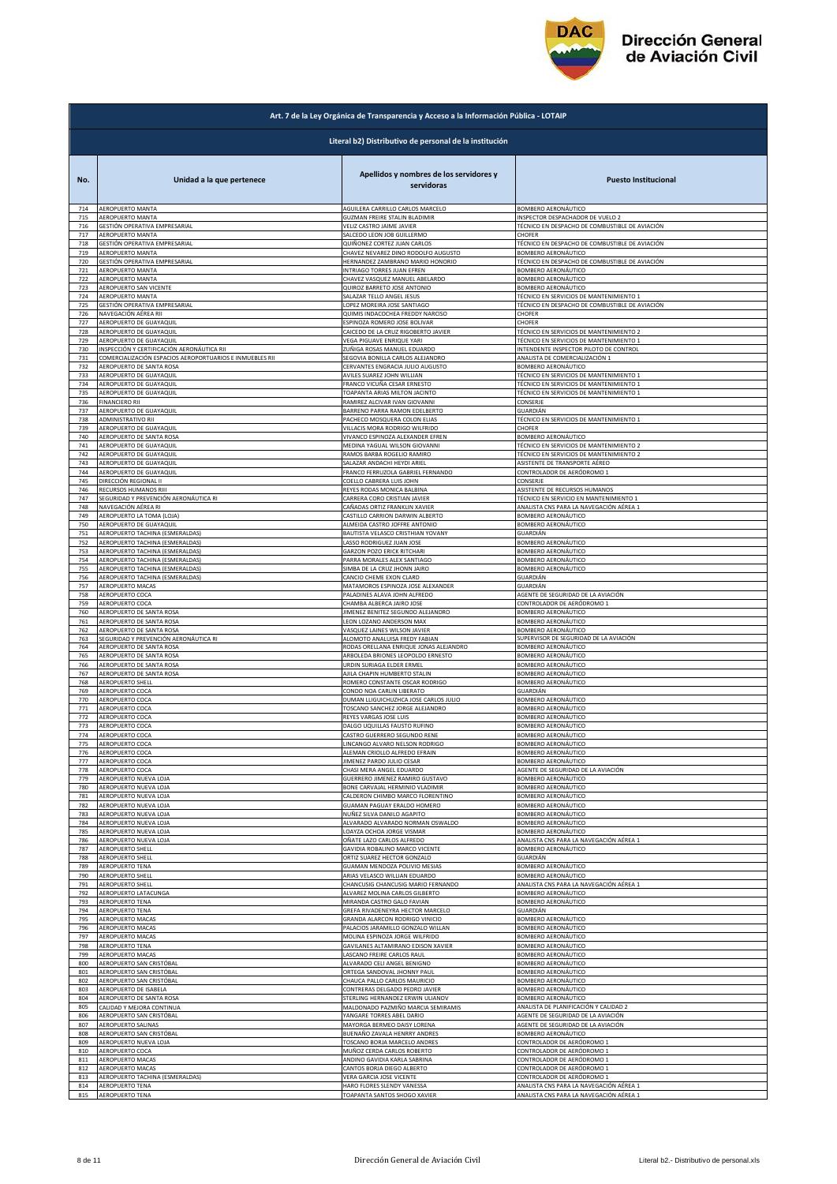## Art. 7 de la Ley Orgánica de Transparencia y Acceso a la Información Pública - LOTAIP

### Literal b2) Distributivo de personal de la institución

| No. | Unidad a la que pertenece | Apellidos y nombres de los servidores y servidoras | Puesto Institucional |
|---|---|---|---|
| 714 | AEROPUERTO MANTA | AGUILERA CARRILLO CARLOS MARCELO | BOMBERO AERONÁUTICO |
| 715 | AEROPUERTO MANTA | GUZMAN FREIRE STALIN BLADIMIR | INSPECTOR DESPACHADOR DE VUELO 2 |
| 716 | GESTIÓN OPERATIVA EMPRESARIAL | VELIZ CASTRO JAIME JAVIER | TÉCNICO EN DESPACHO DE COMBUSTIBLE DE AVIACIÓN |
| 717 | AEROPUERTO MANTA | SALCEDO LEON JOB GUILLERMO | CHOFER |
| 718 | GESTIÓN OPERATIVA EMPRESARIAL | QUIÑONEZ CORTEZ JUAN CARLOS | TÉCNICO EN DESPACHO DE COMBUSTIBLE DE AVIACIÓN |
| 719 | AEROPUERTO MANTA | CHAVEZ NEVAREZ DINO RODOLFO AUGUSTO | BOMBERO AERONÁUTICO |
| 720 | GESTIÓN OPERATIVA EMPRESARIAL | HERNANDEZ ZAMBRANO MARIO HONORIO | TÉCNICO EN DESPACHO DE COMBUSTIBLE DE AVIACIÓN |
| 721 | AEROPUERTO MANTA | INTRIAGO TORRES JUAN EFREN | BOMBERO AERONÁUTICO |
| 722 | AEROPUERTO MANTA | CHAVEZ VASQUEZ MANUEL ABELARDO | BOMBERO AERONÁUTICO |
| 723 | AEROPUERTO SAN VICENTE | QUIROZ BARRETO JOSE ANTONIO | BOMBERO AERONÁUTICO |
| 724 | AEROPUERTO MANTA | SALAZAR TELLO ANGEL JESUS | TÉCNICO EN SERVICIOS DE MANTENIMIENTO 1 |
| 725 | GESTIÓN OPERATIVA EMPRESARIAL | LOPEZ MOREIRA JOSE SANTIAGO | TÉCNICO EN DESPACHO DE COMBUSTIBLE DE AVIACIÓN |
| 726 | NAVEGACIÓN AÉREA RII | QUIMIS INDACOCHEA FREDDY NARCISO | CHOFER |
| 727 | AEROPUERTO DE GUAYAQUIL | ESPINOZA ROMERO JOSE BOLIVAR | CHOFER |
| 728 | AEROPUERTO DE GUAYAQUIL | CAICEDO DE LA CRUZ RIGOBERTO JAVIER | TÉCNICO EN SERVICIOS DE MANTENIMIENTO 2 |
| 729 | AEROPUERTO DE GUAYAQUIL | VEGA PIGUAVE ENRIQUE YARI | TÉCNICO EN SERVICIOS DE MANTENIMIENTO 1 |
| 730 | INSPECCIÓN Y CERTIFICACIÓN AERONÁUTICA RII | ZUÑIGA ROSAS MANUEL EDUARDO | INTENDENTE INSPECTOR PILOTO DE CONTROL |
| 731 | COMERCIALIZACIÓN ESPACIOS AEROPORTUARIOS E INMUEBLES RII | SEGOVIA BONILLA CARLOS ALEJANDRO | ANALISTA DE COMERCIALIZACIÓN 1 |
| 732 | AEROPUERTO DE SANTA ROSA | CERVANTES ENGRACIA JULIO AUGUSTO | BOMBERO AERONÁUTICO |
| 733 | AEROPUERTO DE GUAYAQUIL | AVILES SUAREZ JOHN WILLIAN | TÉCNICO EN SERVICIOS DE MANTENIMIENTO 1 |
| 734 | AEROPUERTO DE GUAYAQUIL | FRANCO VICUÑA CESAR ERNESTO | TÉCNICO EN SERVICIOS DE MANTENIMIENTO 1 |
| 735 | AEROPUERTO DE GUAYAQUIL | TOAPANTA ARIAS MILTON JACINTO | TÉCNICO EN SERVICIOS DE MANTENIMIENTO 1 |
| 736 | FINANCIERO RII | RAMIREZ ALCIVAR IVAN GIOVANNI | CONSERJE |
| 737 | AEROPUERTO DE GUAYAQUIL | BARRENO PARRA RAMON EDELBERTO | GUARDIÁN |
| 738 | ADMINISTRATIVO RII | PACHECO MOSQUERA COLON ELIAS | TÉCNICO EN SERVICIOS DE MANTENIMIENTO 1 |
| 739 | AEROPUERTO DE GUAYAQUIL | VILLACIS MORA RODRIGO WILFRIDO | CHOFER |
| 740 | AEROPUERTO DE SANTA ROSA | VIVANCO ESPINOZA ALEXANDER EFREN | BOMBERO AERONÁUTICO |
| 741 | AEROPUERTO DE GUAYAQUIL | MEDINA YAGUAL WILSON GIOVANNI | TÉCNICO EN SERVICIOS DE MANTENIMIENTO 2 |
| 742 | AEROPUERTO DE GUAYAQUIL | RAMOS BARBA ROGELIO RAMIRO | TÉCNICO EN SERVICIOS DE MANTENIMIENTO 2 |
| 743 | AEROPUERTO DE GUAYAQUIL | SALAZAR ANDACHI HEYDI ARIEL | ASISTENTE DE TRANSPORTE AÉREO |
| 744 | AEROPUERTO DE GUAYAQUIL | FRANCO FERRUZOLA GABRIEL FERNANDO | CONTROLADOR DE AERÓDROMO 1 |
| 745 | DIRECCIÓN REGIONAL II | COELLO CABRERA LUIS JOHN | CONSERJE |
| 746 | RECURSOS HUMANOS RIII | REYES RODAS MONICA BALBINA | ASISTENTE DE RECURSOS HUMANOS |
| 747 | SEGURIDAD Y PREVENCIÓN AERONÁUTICA RI | CARRERA CORO CRISTIAN JAVIER | TÉCNICO EN SERVICIO EN MANTENIMIENTO 1 |
| 748 | NAVEGACIÓN AÉREA RI | CAÑADAS ORTIZ FRANKLIN XAVIER | ANALISTA CNS PARA LA NAVEGACIÓN AÉREA 1 |
| 749 | AEROPUERTO LA TOMA (LOJA) | CASTILLO CARRION DARWIN ALBERTO | BOMBERO AERONÁUTICO |
| 750 | AEROPUERTO DE GUAYAQUIL | ALMEIDA CASTRO JOFFRE ANTONIO | BOMBERO AERONÁUTICO |
| 751 | AEROPUERTO TACHINA (ESMERALDAS) | BAUTISTA VELASCO CRISTHIAN YOVANY | GUARDIÁN |
| 752 | AEROPUERTO TACHINA (ESMERALDAS) | LASSO RODRIGUEZ JUAN JOSE | BOMBERO AERONÁUTICO |
| 753 | AEROPUERTO TACHINA (ESMERALDAS) | GARZON POZO ERICK RITCHARI | BOMBERO AERONÁUTICO |
| 754 | AEROPUERTO TACHINA (ESMERALDAS) | PARRA MORALES ALEX SANTIAGO | BOMBERO AERONÁUTICO |
| 755 | AEROPUERTO TACHINA (ESMERALDAS) | SIMBA DE LA CRUZ JHONN JAIRO | BOMBERO AERONÁUTICO |
| 756 | AEROPUERTO TACHINA (ESMERALDAS) | CANCIO CHEME EXON CLARD | GUARDIÁN |
| 757 | AEROPUERTO MACAS | MATAMOROS ESPINOZA JOSE ALEXANDER | GUARDIÁN |
| 758 | AEROPUERTO COCA | PALADINES ALAVA JOHN ALFREDO | AGENTE DE SEGURIDAD DE LA AVIACIÓN |
| 759 | AEROPUERTO COCA | CHAMBA ALBERCA JAIRO JOSE | CONTROLADOR DE AERÓDROMO 1 |
| 760 | AEROPUERTO DE SANTA ROSA | JIMENEZ BENITEZ SEGUNDO ALEJANDRO | BOMBERO AERONÁUTICO |
| 761 | AEROPUERTO DE SANTA ROSA | LEON LOZANO ANDERSON MAX | BOMBERO AERONÁUTICO |
| 762 | AEROPUERTO DE SANTA ROSA | VASQUEZ LAINES WILSON JAVIER | BOMBERO AERONÁUTICO |
| 763 | SEGURIDAD Y PREVENCIÓN AERONÁUTICA RI | ALOMOTO ANALUISA FREDY FABIAN | SUPERVISOR DE SEGURIDAD DE LA AVIACIÓN |
| 764 | AEROPUERTO DE SANTA ROSA | RODAS ORELLANA ENRIQUE JONAS ALEJANDRO | BOMBERO AERONÁUTICO |
| 765 | AEROPUERTO DE SANTA ROSA | ARBOLEDA BRIONES LEOPOLDO ERNESTO | BOMBERO AERONÁUTICO |
| 766 | AEROPUERTO DE SANTA ROSA | URDIN SURIAGA ELDER ERMEL | BOMBERO AERONÁUTICO |
| 767 | AEROPUERTO DE SANTA ROSA | AJILA CHAPIN HUMBERTO STALIN | BOMBERO AERONÁUTICO |
| 768 | AEROPUERTO SHELL | ROMERO CONSTANTE OSCAR RODRIGO | BOMBERO AERONÁUTICO |
| 769 | AEROPUERTO COCA | CONDO NOA CARLIN LIBERATO | GUARDIÁN |
| 770 | AEROPUERTO COCA | DUMAN LLIGUICHUZHCA JOSE CARLOS JULIO | BOMBERO AERONÁUTICO |
| 771 | AEROPUERTO COCA | TOSCANO SANCHEZ JORGE ALEJANDRO | BOMBERO AERONÁUTICO |
| 772 | AEROPUERTO COCA | REYES VARGAS JOSE LUIS | BOMBERO AERONÁUTICO |
| 773 | AEROPUERTO COCA | DALGO UQUILLAS FAUSTO RUFINO | BOMBERO AERONÁUTICO |
| 774 | AEROPUERTO COCA | CASTRO GUERRERO SEGUNDO RENE | BOMBERO AERONÁUTICO |
| 775 | AEROPUERTO COCA | LINCANGO ALVARO NELSON RODRIGO | BOMBERO AERONÁUTICO |
| 776 | AEROPUERTO COCA | ALEMAN CRIOLLO ALFREDO EFRAIN | BOMBERO AERONÁUTICO |
| 777 | AEROPUERTO COCA | JIMENEZ PARDO JULIO CESAR | BOMBERO AERONÁUTICO |
| 778 | AEROPUERTO COCA | CHASI MERA ANGEL EDUARDO | AGENTE DE SEGURIDAD DE LA AVIACIÓN |
| 779 | AEROPUERTO NUEVA LOJA | GUERRERO JIMENEZ RAMIRO GUSTAVO | BOMBERO AERONÁUTICO |
| 780 | AEROPUERTO NUEVA LOJA | BONE CARVAJAL HERMINIO VLADIMIR | BOMBERO AERONÁUTICO |
| 781 | AEROPUERTO NUEVA LOJA | CALDERON CHIMBO MARCO FLORENTINO | BOMBERO AERONÁUTICO |
| 782 | AEROPUERTO NUEVA LOJA | GUAMAN PAGUAY ERALDO HOMERO | BOMBERO AERONÁUTICO |
| 783 | AEROPUERTO NUEVA LOJA | NUÑEZ SILVA DANILO AGAPITO | BOMBERO AERONÁUTICO |
| 784 | AEROPUERTO NUEVA LOJA | ALVARADO ALVARADO NORMAN OSWALDO | BOMBERO AERONÁUTICO |
| 785 | AEROPUERTO NUEVA LOJA | LOAYZA OCHOA JORGE VISMAR | BOMBERO AERONÁUTICO |
| 786 | AEROPUERTO NUEVA LOJA | OÑATE LAZO CARLOS ALFREDO | ANALISTA CNS PARA LA NAVEGACIÓN AÉREA 1 |
| 787 | AEROPUERTO SHELL | GAVIDIA ROBALINO MARCO VICENTE | BOMBERO AERONÁUTICO |
| 788 | AEROPUERTO SHELL | ORTIZ SUAREZ HECTOR GONZALO | GUARDIÁN |
| 789 | AEROPUERTO TENA | GUAMAN MENDOZA POLIVIO MESIAS | BOMBERO AERONÁUTICO |
| 790 | AEROPUERTO SHELL | ARIAS VELASCO WILLIAN EDUARDO | BOMBERO AERONÁUTICO |
| 791 | AEROPUERTO SHELL | CHANCUSIG CHANCUSIG MARIO FERNANDO | ANALISTA CNS PARA LA NAVEGACIÓN AÉREA 1 |
| 792 | AEROPUERTO LATACUNGA | ALVAREZ MOLINA CARLOS GILBERTO | BOMBERO AERONÁUTICO |
| 793 | AEROPUERTO TENA | MIRANDA CASTRO GALO FAVIAN | BOMBERO AERONÁUTICO |
| 794 | AEROPUERTO TENA | GREFA RIVADENEYRA HECTOR MARCELO | GUARDIÁN |
| 795 | AEROPUERTO MACAS | GRANDA ALARCON RODRIGO VINICIO | BOMBERO AERONÁUTICO |
| 796 | AEROPUERTO MACAS | PALACIOS JARAMILLO GONZALO WILLAN | BOMBERO AERONÁUTICO |
| 797 | AEROPUERTO MACAS | MOLINA ESPINOZA JORGE WILFRIDO | BOMBERO AERONÁUTICO |
| 798 | AEROPUERTO TENA | GAVILANES ALTAMIRANO EDISON XAVIER | BOMBERO AERONÁUTICO |
| 799 | AEROPUERTO MACAS | LASCANO FREIRE CARLOS RAUL | BOMBERO AERONÁUTICO |
| 800 | AEROPUERTO SAN CRISTÓBAL | ALVARADO CELI ANGEL BENIGNO | BOMBERO AERONÁUTICO |
| 801 | AEROPUERTO SAN CRISTÓBAL | ORTEGA SANDOVAL JHONNY PAUL | BOMBERO AERONÁUTICO |
| 802 | AEROPUERTO SAN CRISTÓBAL | CHAUCA PALLO CARLOS MAURICIO | BOMBERO AERONÁUTICO |
| 803 | AEROPUERTO DE ISABELA | CONTRERAS DELGADO PEDRO JAVIER | BOMBERO AERONÁUTICO |
| 804 | AEROPUERTO DE SANTA ROSA | STERLING HERNANDEZ ERWIN ULIANOV | BOMBERO AERONÁUTICO |
| 805 | CALIDAD Y MEJORA CONTINUA | MALDONADO PAZMIÑO MARCIA SEMIRAMIS | ANALISTA DE PLANIFICACIÓN Y CALIDAD 2 |
| 806 | AEROPUERTO SAN CRISTÓBAL | YANGARE TORRES ABEL DARIO | AGENTE DE SEGURIDAD DE LA AVIACIÓN |
| 807 | AEROPUERTO SALINAS | MAYORGA BERMEO DAISY LORENA | AGENTE DE SEGURIDAD DE LA AVIACIÓN |
| 808 | AEROPUERTO SAN CRISTÓBAL | BUENAÑO ZAVALA HENRRY ANDRES | BOMBERO AERONÁUTICO |
| 809 | AEROPUERTO NUEVA LOJA | TOSCANO BORJA MARCELO ANDRES | CONTROLADOR DE AERÓDROMO 1 |
| 810 | AEROPUERTO COCA | MUÑOZ CERDA CARLOS ROBERTO | CONTROLADOR DE AERÓDROMO 1 |
| 811 | AEROPUERTO MACAS | ANDINO GAVIDIA KARLA SABRINA | CONTROLADOR DE AERÓDROMO 1 |
| 812 | AEROPUERTO MACAS | CANTOS BORJA DIEGO ALBERTO | CONTROLADOR DE AERÓDROMO 1 |
| 813 | AEROPUERTO TACHINA (ESMERALDAS) | VERA GARCIA JOSE VICENTE | CONTROLADOR DE AERÓDROMO 1 |
| 814 | AEROPUERTO TENA | HARO FLORES SLENDY VANESSA | ANALISTA CNS PARA LA NAVEGACIÓN AÉREA 1 |
| 815 | AEROPUERTO TENA | TOAPANTA SANTOS SHOGO XAVIER | ANALISTA CNS PARA LA NAVEGACIÓN AÉREA 1 |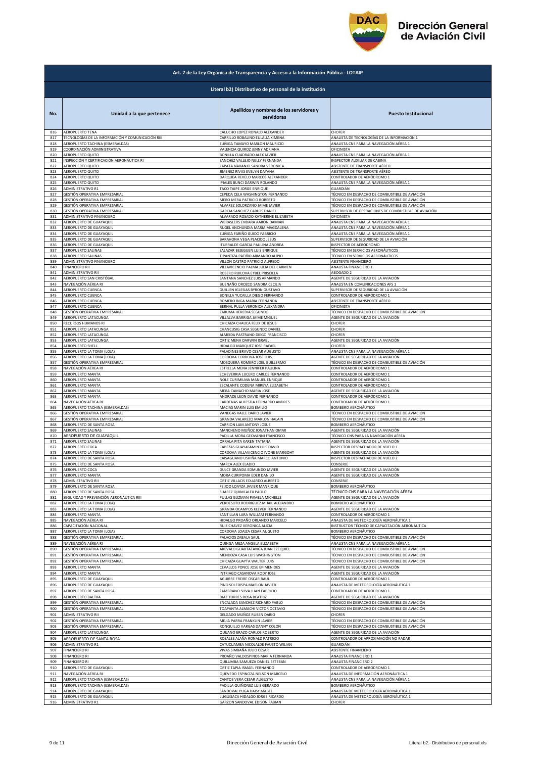**Dirección General de Aviación Civil**

**Art. 7 de la Ley Orgánica de Transparencia y Acceso a la Información Pública - LOTAIP**

**Literal b2) Distributivo de personal de la institución**

| No. | Unidad a la que pertenece | Apellidos y nombres de los servidores y servidoras | Puesto Institucional |
|---|---|---|---|
| 816 | AEROPUERTO TENA | CALUCHO LOPEZ RONALD ALEXANDER | CHOFER |
| 817 | TECNOLOGÍAS DE LA INFORMACIÓN Y COMUNICACIÓN RIII | CARRILLO ROBALINO EULALIA XIMENA | ANALISTA DE TECNOLOGÍAS DE LA INFORMACIÓN 1 |
| 818 | AEROPUERTO TACHINA (ESMERALDAS) | ZUÑIGA TAMAYO MARLON MAURICIO | ANALISTA CNS PARA LA NAVEGACIÓN AÉREA 1 |
| 819 | COORDINACIÓN ADMINISTRATIVA | VALENCIA QUIROZ JENNY ADRIANA | OFICINISTA |
| 820 | AEROPUERTO QUITO | BONILLA CUADRADO ALEX JAVIER | ANALISTA CNS PARA LA NAVEGACIÓN AÉREA 1 |
| 821 | INSPECCIÓN Y CERTIFICACIÓN AERONÁUTICA RI | SANCHEZ VALLEJO NELLY FERNANDA | INSPECTOR AUXILIAR DE CABINA |
| 822 | AEROPUERTO QUITO | ZAPATA NARANJO SANDRA VERONICA | ASISTENTE DE TRANSPORTE AÉREO |
| 823 | AEROPUERTO QUITO | JIMENEZ RIVAS EVELYN DAYANA | ASISTENTE DE TRANSPORTE AÉREO |
| 824 | AEROPUERTO QUITO | DARQUEA REVELO MARCOS ALEXANDER | CONTROLADOR DE AERÓDROMO 1 |
| 825 | AEROPUERTO QUITO | IPIALES BUNCI DARWIN ROLANDO | ANALISTA CNS PARA LA NAVEGACIÓN AÉREA 1 |
| 826 | ADMINISTRATIVO R1 | TACO TAIPE JORGE ENRIQUE | GUARDIÁN |
| 827 | GESTIÓN OPERATIVA EMPRESARIAL | CEPEDA CELA WASHINGTON FERNANDO | TÉCNICO EN DESPACHO DE COMBUSTIBLE DE AVIACIÓN |
| 828 | GESTIÓN OPERATIVA EMPRESARIAL | MERO MERA PATRICIO ROBERTO | TÉCNICO EN DESPACHO DE COMBUSTIBLE DE AVIACIÓN |
| 829 | GESTIÓN OPERATIVA EMPRESARIAL | ALVAREZ SOLORZANO JAIME JAVIER | TÉCNICO EN DESPACHO DE COMBUSTIBLE DE AVIACIÓN |
| 830 | GESTIÓN OPERATIVA EMPRESARIAL | GARCIA SANCHEZ CARLOS DANIEL | SUPERVISOR DE OPERACIONES DE COMBUSTIBLE DE AVIACIÓN |
| 831 | ADMINISTRATIVO FINANCIERO | ALVARADO ROSADO KATHERINE ELIZABETH | OFICINISTA |
| 832 | AEROPUERTO DE GUAYAQUIL | WBRASLERS ENDARA AARON DAMIAN | ANALISTA CNS PARA LA NAVEGACIÓN AÉREA 1 |
| 833 | AEROPUERTO DE GUAYAQUIL | RUGEL ANCHUNDIA MARIA MAGDALENA | ANALISTA CNS PARA LA NAVEGACIÓN AÉREA 1 |
| 834 | AEROPUERTO DE GUAYAQUIL | ZUÑIGA FARIÑO GUIDO FABRICIO | ANALISTA CNS PARA LA NAVEGACIÓN AÉREA 1 |
| 835 | AEROPUERTO DE GUAYAQUIL | BARAHONA VEGA PLACIDO JESUS | SUPERVISOR DE SEGURIDAD DE LA AVIACIÓN |
| 836 | AEROPUERTO DE GUAYAQUIL | ITURRALDE GARCIA PAULINA ANDREA | INSPECTOR DE AERÓDROMO |
| 837 | AEROPUERTO SALINAS | SALAZAR BEJEGUEN LUIS ENRIQUE | TÉCNICO EN SERVICIOS AERONÁUTICOS |
| 838 | AEROPUERTO SALINAS | TIPANTIZA PATIÑO ARMANDO ALIPIO | TÉCNICO EN SERVICIOS AERONÁUTICOS |
| 839 | ADMINISTRATIVO FINANCIERO | VILLON CASTRO PATRICIO ALFREDO | ASISTENTE FINANCIERO |
| 840 | FINANCIERO RII | VILLAVICENCIO PALMA JULIA DEL CARMEN | ANALISTA FINANCIERO 1 |
| 841 | ADMINISTRATIVO RII | ROSERO RUILOVA EYBEL PRISCILLA | ABOGADO 2 |
| 842 | AEROPUERTO SAN CRISTÓBAL | SANTANA SANCHEZ LUIS ARMANDO | AGENTE DE SEGURIDAD DE LA AVIACIÓN |
| 843 | NAVEGACIÓN AÉREA RI | BUENAÑO OROZCO SANDRA CECILIA | ANALISTA EN COMUNICACIONES AFS 1 |
| 844 | AEROPUERTO CUENCA | GUILLEN IGLESIAS BYRON GUSTAVO | SUPERVISOR DE SEGURIDAD DE LA AVIACIÓN |
| 845 | AEROPUERTO CUENCA | BONILLA YUCAILLA DIEGO FERNANDO | CONTROLADOR DE AERÓDROMO 1 |
| 846 | AEROPUERTO CUENCA | ROMERO INGA MARIA FERNANDA | ASISTENTE DE TRANSPORTE AÉREO |
| 847 | AEROPUERTO CUENCA | BERNAL PULLA VERONICA ALEXANDRA | OFICINISTA |
| 848 | GESTIÓN OPERATIVA EMPRESARIAL | ZARUMA HEREDIA SEGUNDO | TÉCNICO EN DESPACHO DE COMBUSTIBLE DE AVIACIÓN |
| 849 | AEROPUERTO LATACUNGA | VILLALVA BARRIGA JAIME MIGUEL | AGENTE DE SEGURIDAD DE LA AVIACIÓN |
| 850 | RECURSOS HUMANOS RI | CHICAIZA CHAUCA FELIX DE JESUS | CHOFER |
| 851 | AEROPUERTO LATACUNGA | CHANCUSIG CASA SEGUNDO DANIEL | CHOFER |
| 852 | AEROPUERTO LATACUNGA | ALMEIDA PASTRANO DIEGO FRANCISCO | CHOFER |
| 853 | AEROPUERTO LATACUNGA | ORTIZ MENA DARWIN ISRAEL | AGENTE DE SEGURIDAD DE LA AVIACIÓN |
| 854 | AEROPUERTO SHELL | HIDALGO MARQUEZ JOSE RAFAEL | CHOFER |
| 855 | AEROPUERTO LA TOMA (LOJA) | PALADINES BRAVO CESAR AUGUSTO | ANALISTA CNS PARA LA NAVEGACIÓN AÉREA 1 |
| 856 | AEROPUERTO LA TOMA (LOJA) | CORDOVA CORDOVA JOSE LUIS | AGENTE DE SEGURIDAD DE LA AVIACIÓN |
| 857 | GESTIÓN OPERATIVA EMPRESARIAL | MOSQUERA ROMERO JOEL GUILLERMO | TÉCNICO EN DESPACHO DE COMBUSTIBLE DE AVIACIÓN |
| 858 | NAVEGACIÓN AÉREA RI | ESTRELLA MENA JENNIFER PAULINA | CONTROLADOR DE AERÓDROMO 1 |
| 859 | AEROPUERTO MANTA | ECHEVERRIA LUCERO CARLOS FERNANDO | CONTROLADOR DE AERÓDROMO 1 |
| 860 | AEROPUERTO MANTA | NOLE CURIMILMA MANUEL ENRIQUE | CONTROLADOR DE AERÓDROMO 1 |
| 861 | AEROPUERTO MANTA | ESCALANTE CODENA MIREYA ELIZABETH | CONTROLADOR DE AERÓDROMO 1 |
| 862 | AEROPUERTO MANTA | MERA CAMACHO MARIA JOSE | AGENTE DE SEGURIDAD DE LA AVIACIÓN |
| 863 | AEROPUERTO MANTA | ANDRADE LEON DAVID FERNANDO | CONTROLADOR DE AERÓDROMO 1 |
| 864 | NAVEGACIÓN AÉREA RI | CARDENAS AULESTIA LEONARDO ANDRES | CONTROLADOR DE AERÓDROMO 1 |
| 865 | AEROPUERTO TACHINA (ESMERALDAS) | MACIAS MARIN LUIS EMILIO | BOMBERO AERONÁUTICO |
| 866 | GESTIÓN OPERATIVA EMPRESARIAL | VANEGAS VALLE DARIO JAVIER | TÉCNICO EN DESPACHO DE COMBUSTIBLE DE AVIACIÓN |
| 867 | GESTIÓN OPERATIVA EMPRESARIAL | GRANDA VALAREZO MARLON HALAIN | TÉCNICO EN DESPACHO DE COMBUSTIBLE DE AVIACIÓN |
| 868 | AEROPUERTO DE SANTA ROSA | CARRION LAM ANTONY JOSUE | BOMBERO AERONÁUTICO |
| 869 | AEROPUERTO SALINAS | MANCHENO MUÑOZ JONATHAN OMAR | AGENTE DE SEGURIDAD DE LA AVIACIÓN |
| 870 | AEROPUERTO DE GUAYAQUIL | PADILLA MORA GEOVANNI FRANCISCO | TÉCNICO CNS PARA LA NAVEGACIÓN AÉREA |
| 871 | AEROPUERTO SALINAS | ORRALA PITA KAREN TATIANA | AGENTE DE SEGURIDAD DE LA AVIACIÓN |
| 872 | AEROPUERTO COCA | CABEZAS GUAYASAMIN LUIS DAVID | INSPECTOR DESPACHADOR DE VUELO 1 |
| 873 | AEROPUERTO LA TOMA (LOJA) | CORDOVA VILLAVICENCIO IVONE MARGOHT | AGENTE DE SEGURIDAD DE LA AVIACIÓN |
| 874 | AEROPUERTO DE SANTA ROSA | CAISAGUANO USHIÑA MARCO ANTONIO | INSPECTOR DESPACHADOR DE VUELO 2 |
| 875 | AEROPUERTO DE SANTA ROSA | MARCA ALEX ELADIO | CONSERJE |
| 876 | AEROPUERTO COCA | DULCE GRANDA EDMUNDO JAVIER | AGENTE DE SEGURIDAD DE LA AVIACIÓN |
| 877 | AEROPUERTO MANTA | MORA CURIPOMA EDER DANILO | AGENTE DE SEGURIDAD DE LA AVIACIÓN |
| 878 | ADMINISTRATIVO RII | ORTIZ VILLACIS EDUARDO ALBERTO | CONSERJE |
| 879 | AEROPUERTO DE SANTA ROSA | FEIJOO LOAYZA JAVIER MANRIQUE | BOMBERO AERONÁUTICO |
| 880 | AEROPUERTO DE SANTA ROSA | SUAREZ QUIMI ALEX PAOLO | TÉCNICO CNS PARA LA NAVEGACIÓN AÉREA |
| 881 | SEGURIDAD Y PREVENCIÓN AERONÁUTICA RIII | PULLAS GUZMAN PAMELA MICHELLE | AGENTE DE SEGURIDAD DE LA AVIACIÓN |
| 882 | AEROPUERTO LA TOMA (LOJA) | VERDESOTO RODRIGUEZ MIJAIL ALEJANDRO | BOMBERO AERONÁUTICO |
| 883 | AEROPUERTO LA TOMA (LOJA) | GRANDA OCAMPOS KLEVER FERNANDO | AGENTE DE SEGURIDAD DE LA AVIACIÓN |
| 884 | AEROPUERTO MANTA | SANTILLAN LARA WILLIAM FERNANDO | CONTROLADOR DE AERÓDROMO 1 |
| 885 | NAVEGACIÓN AÉREA RI | HIDALGO PROAÑO ORLANDO MARCELO | ANALISTA DE METEOROLOGÍA AERONÁUTICA 1 |
| 886 | CAPACITACIÓN NACIONAL | RUIZ CHAVEZ VERONICA ALICIA | INSTRUCTOR TÉCNICO DE CAPACITACIÓN AERONÁUTICA |
| 887 | AEROPUERTO LA TOMA (LOJA) | CORDOVA LOAIZA CESAR AUGUSTO | BOMBERO AERONÁUTICO |
| 888 | GESTIÓN OPERATIVA EMPRESARIAL | PALACIOS ZABALA SAUL | TÉCNICO EN DESPACHO DE COMBUSTIBLE DE AVIACIÓN |
| 889 | NAVEGACIÓN AÉREA RI | QUINGA MEZA ANGELA ELIZABETH | ANALISTA CNS PARA LA NAVEGACIÓN AÉREA 1 |
| 890 | GESTIÓN OPERATIVA EMPRESARIAL | AREVALO GUARTATANGA JUAN EZEQUIEL | TÉCNICO EN DESPACHO DE COMBUSTIBLE DE AVIACIÓN |
| 891 | GESTIÓN OPERATIVA EMPRESARIAL | MENDOZA CASA LUIS WASHINGTON | TÉCNICO EN DESPACHO DE COMBUSTIBLE DE AVIACIÓN |
| 892 | GESTIÓN OPERATIVA EMPRESARIAL | CHICAIZA GUAYTA WALTER LUIS | TÉCNICO EN DESPACHO DE COMBUSTIBLE DE AVIACIÓN |
| 893 | AEROPUERTO MANTA | CEVALLOS PONCE JOSE EPIMENIDES | AGENTE DE SEGURIDAD DE LA AVIACIÓN |
| 894 | AEROPUERTO MANTA | INTRIAGO CASANOVA RODY JOSE | AGENTE DE SEGURIDAD DE LA AVIACIÓN |
| 895 | AEROPUERTO DE GUAYAQUIL | AGUIRRE FREIRE OSCAR RAUL | CONTROLADOR DE AERÓDROMO 1 |
| 896 | AEROPUERTO DE GUAYAQUIL | PINO SOLEDISPA MARLON JAVIER | ANALISTA DE METEOROLOGÍA AERONÁUTICA 1 |
| 897 | AEROPUERTO DE SANTA ROSA | ZAMBRANO SILVA JUAN FABRICIO | CONTROLADOR DE AERÓDROMO 1 |
| 898 | AEROPUERTO BALTRA | DIAZ TORRES ROSA BEATRIZ | AGENTE DE SEGURIDAD DE LA AVIACIÓN |
| 899 | GESTIÓN OPERATIVA EMPRESARIAL | ENCALADA SANCHEZ RICHARD PABLO | TÉCNICO EN DESPACHO DE COMBUSTIBLE DE AVIACIÓN |
| 900 | GESTIÓN OPERATIVA EMPRESARIAL | TOAPANTA ALMACHI VICTOR OCTAVIO | TÉCNICO EN DESPACHO DE COMBUSTIBLE DE AVIACIÓN |
| 901 | ADMINISTRATIVO RII | DELGADO MUÑOZ RUBEN DARIO | CHOFER |
| 902 | GESTIÓN OPERATIVA EMPRESARIAL | MEJIA PARRA FRANKLIN JAVIER | TÉCNICO EN DESPACHO DE COMBUSTIBLE DE AVIACIÓN |
| 903 | GESTIÓN OPERATIVA EMPRESARIAL | RONQUILLO VARGAS DANNY COLON | TÉCNICO EN DESPACHO DE COMBUSTIBLE DE AVIACIÓN |
| 904 | AEROPUERTO LATACUNGA | QUIJANO ERAZO CARLOS ROBERTO | AGENTE DE SEGURIDAD DE LA AVIACIÓN |
| 905 | AEROPUERTO DE SANTA ROSA | ROSALES ALAÑA RONALD PATRICIO | CONTROLADOR DE APROXIMACIÓN NO RADAR |
| 906 | ADMINISTRATIVO R1 | CATUCUAMBA NICOLALDE FAUSTO WILIAN | GUARDIÁN |
| 907 | FINANCIERO RI | VIVAS SIMBAÑA JULIO CESAR | ASISTENTE FINANCIERO |
| 908 | FINANCIERO RI | PROAÑO VALDOSPINOS MARIA FERNANDA | ANALISTA FINANCIERO 1 |
| 909 | FINANCIERO RI | QUILUMBA SAMUEZA DANIEL ESTEBAN | ANALISTA FINANCIERO 2 |
| 910 | AEROPUERTO DE GUAYAQUIL | ORTIZ TAPIA ISMAEL FERNANDO | CONTROLADOR DE AERÓDROMO 1 |
| 911 | NAVEGACIÓN AÉREA RI | QUEVEDO ESPINOZA NELSON MARCELO | ANALISTA DE INFORMACIÓN AERONÁUTICA 1 |
| 912 | AEROPUERTO TACHINA (ESMERALDAS) | CANTOS VERA CESAR AUGUSTO | ANALISTA CNS PARA LA NAVEGACIÓN AÉREA 1 |
| 913 | AEROPUERTO TACHINA (ESMERALDAS) | PADILLA QUIÑONEZ LUIS GERARDO | BOMBERO AERONÁUTICO |
| 914 | AEROPUERTO DE GUAYAQUIL | SANDOVAL PUGA DAISY MABEL | ANALISTA DE METEOROLOGÍA AERONÁUTICA 1 |
| 915 | AEROPUERTO DE GUAYAQUIL | LLIGUISACA HIDALGO JORGE RICARDO | ANALISTA DE METEOROLOGÍA AERONÁUTICA 1 |
| 916 | ADMINISTRATIVO R1 | GARZON SANDOVAL EDISON FABIAN | CHOFER |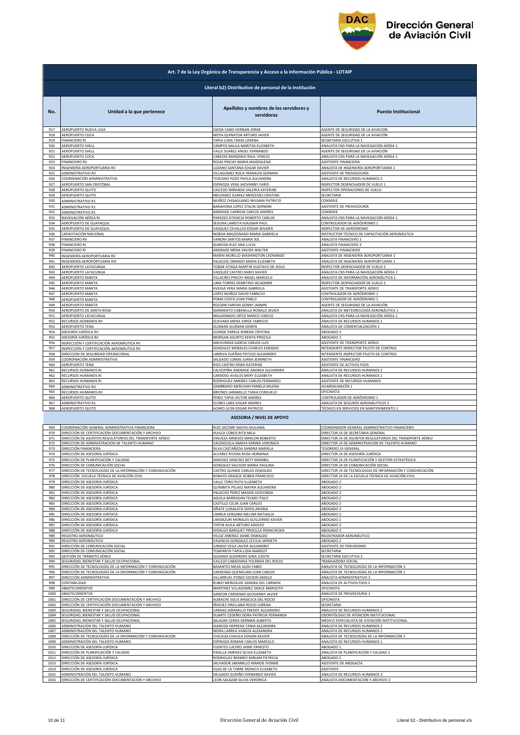## Art. 7 de la Ley Orgánica de Transparencia y Acceso a la Información Pública - LOTAIP

### Literal b2) Distributivo de personal de la institución

| No. | Unidad a la que pertenece | Apellidos y nombres de los servidores y servidoras | Puesto Institucional |
|---|---|---|---|
| 917 | AEROPUERTO NUEVA LOJA | OJEDA CANO HERNAN JORGE | AGENTE DE SEGURIDAD DE LA AVIACIÓN |
| 918 | AEROPUERTO COCA | MOYA QUINATOA ARTURO JAVIER | AGENTE DE SEGURIDAD DE LA AVIACIÓN |
| 919 | FINANCIERO RI | TAPIA LUNA TANIA LORENA | SECRETARIA EJECUTIVA 1 |
| 920 | AEROPUERTO SHELL | CAMPOS NAULA MARITZA ELIZABETH | ANALISTA CNS PARA LA NAVEGACIÓN AÉREA 1 |
| 921 | AEROPUERTO SHELL | VALLE SUAREZ ANGEL FERNANDO | AGENTE DE SEGURIDAD DE LA AVIACIÓN |
| 922 | AEROPUERTO COCA | CABEZAS MANZANO RAUL VINICIO | ANALISTA CNS PARA LA NAVEGACIÓN AÉREA 1 |
| 923 | FINANCIERO RII | ROJAS PINCAY MARIA MAGDALENA | ASISTENTE FINANCIERA |
| 924 | INGENIERÍA AEROPORTUARIA RII | LOZANO SANTANA EDGAR XAVIER | ANALISTA DE INGENIERÍA AEROPORTUARIA 1 |
| 925 | ADMINISTRATIVO RII | VILLAGOMEZ ROCA FRANKLIN GERMAN | ASISTENTE DE PROVEEDURÍA |
| 926 | COORDINACIÓN ADMINISTRATIVA | TOSCANO POZO PAOLA ALEJANDRA | ANALISTA DE RECURSOS HUMANOS 2 |
| 927 | AEROPUERTO SAN CRISTÓBAL | ESPINOZA VERA JHOVANNY FARID | INSPECTOR DESPACHADOR DE VUELO 1 |
| 928 | AEROPUERTO QUITO | CAICEDO MIRANDA VALERIA KATERINE | INSPECTOR OPERACIONES DE VUELO |
| 929 | AEROPUERTO QUITO | MELENDEZ SUAREZ MERCEDES CRISTINA | SECRETARIA |
| 930 | ADMINISTRATIVO R1 | MUÑOZ CHISAGUANO WILMAN PATRICIO | CONSERJE |
| 931 | ADMINISTRATIVO R1 | BARAHONA LOPEZ STALIN GERMAN | ASISTENTE DE PROVEEDURÍA |
| 932 | ADMINISTRATIVO R1 | ANDRADE CARRION CARLOS ANDRES | CONSERJE |
| 933 | NAVEGACIÓN AÉREA RI | PAREDES ATIENCIA ROBERTO CARLOS | ANALISTA CNS PARA LA NAVEGACIÓN AÉREA 1 |
| 934 | AEROPUERTO DE GUAYAQUIL | SEGURA LAMOTA HJALMAR PAUL | CONTROLADOR DE AERÓDROMO 1 |
| 935 | AEROPUERTO DE GUAYAQUIL | VASQUEZ CEVALLOS EDGAR WILMER | INSPECTOR DE AERÓDROMO |
| 936 | CAPACITACIÓN NACIONAL | NOBOA MALDONADO MARIA GABRIELA | INSTRUCTOR TÉCNICO DE CAPACITACIÓN AERONÁUTICA |
| 937 | FINANCIERO RII | VANONI SANTOS MARIA SOL | ANALISTA FINANCIERO 2 |
| 938 | FINANCIERO RI | ALMEIDA RUIZ ANA LUCIA | ANALISTA FINANCIERO 2 |
| 939 | FINANCIERO RI | ANDRADE MENA XAVIER WALTER | ASISTENTE FINANCIERO |
| 940 | INGENIERÍA AEROPORTUARIA RII | MARIN MURILLO WASHINGTON LEONARDO | ANALISTA DE INGENIERÍA AEROPORTUARIA 1 |
| 941 | INGENIERÍA AEROPORTUARIA RIII | PALACIOS OBANDO MARIA ELIZABETH | ANALISTA DE INGENIERÍA AEROPORTUARIA 1 |
| 942 | AEROPUERTO LATACUNGA | TOBAR ATIAGA MARTIN GUSTAVO DE JESUS | INSPECTOR DESPACHADOR DE VUELO 2 |
| 943 | AEROPUERTO LATACUNGA | VASQUEZ CASTRO DARIO XAVIER | ANALISTA CNS PARA LA NAVEGACIÓN AÉREA 1 |
| 944 | AEROPUERTO MANTA | VILLACRES PINCAY ANGEL MARCELO | ANALISTA DE INFORMACIÓN AERONÁUTICA 1 |
| 945 | AEROPUERTO MANTA | LIMA TORRES DEMETRIO WLADIMIR | INSPECTOR DESPACHADOR DE VUELO 2 |
| 946 | AEROPUERTO MANTA | AVEIGA VERA MARIA GABRIELA | ASISTENTE DE TRANSPORTE AÉREO |
| 947 | AEROPUERTO MANTA | LOPEZ MUÑOZ DAVID FABRICIO | CONTROLADOR DE AERÓDROMO 1 |
| 948 | AEROPUERTO MANTA | POMA COSTA JUAN PABLO | CONTROLADOR DE AERÓDROMO 1 |
| 949 | AEROPUERTO MANTA | ROLDAN FARFAN GENNY JASMIN | AGENTE DE SEGURIDAD DE LA AVIACIÓN |
| 950 | AEROPUERTO DE SANTA ROSA | SARMIENTO CABANILLA RONALD JAVIER | ANALISTA DE METEOROLOGÍA AERONÁUTICA 1 |
| 951 | AEROPUERTO LATACUNGA | MALDONADO ORTIZ MARCO VINICIO | ANALISTA CNS PARA LA NAVEGACIÓN AÉREA 1 |
| 952 | RECURSOS HUMANOS RII | GUEVARA MENA JORGE FABRICIO | ANALISTA DE RECURSOS HUMANOS 1 |
| 953 | AEROPUERTO TENA | GUZMAN GUZMAN EDWIN | ANALISTA DE COMERCIALIZACIÓN 1 |
| 954 | ASESORÍA JURÍDICA RII | QUINDE PAREJA XIMENA CRISTINA | ABOGADO 3 |
| 955 | ASESORÍA JURÍDICA RII | MORGAN AGURTO KENYA PRISCILA | ABOGADO 1 |
| 956 | INSPECCIÓN Y CERTIFICACIÓN AERONÁUTICA RII | ANCHUNDIA GARCIA CARLOS LUIS | ASISTENTE DE TRANSPORTE AÉREO |
| 957 | INSPECCIÓN Y CERTIFICACIÓN AERONÁUTICA RII | GONZALEZ MORALES CHARLES EMIGDIO | INTENDENTE INSPECTOR PILOTO DE CONTROL |
| 958 | DIRECCION DE SEGURIDAD OPERACIONAL | LARRIVA DUEÑAS PATICIO ALEJANDRO | INTENDENTE INSPECTOR PILOTO DE CONTROL |
| 959 | COORDINACIÓN ADMINISTRATIVA | SALGADO LOMAS JUANA JEANNETH | ASISTENTE FINANCIERO |
| 960 | AEROPUERTO TENA | RIOS CASTRO ERIKA KATERINE | ASISTENTE DE ACTIVOS FIJOS |
| 961 | RECURSOS HUMANOS RI | CALVOPIÑA ANDRADE ANDREA ALEJANDRA | ANALISTA DE RECURSOS HUMANOS 2 |
| 962 | RECURSOS HUMANOS RI | CARDOSO AVALOS MERY ELIZABETH | ANALISTA DE RECURSOS HUMANOS 1 |
| 963 | RECURSOS HUMANOS RI | RODRIGUEZ AMORES CARLOS FERNANDO | ASISTENTE DE RECURSOS HUMANOS |
| 964 | ADMINISTRATIVO RII | ZAMBRANO MERCHAN PAMELA MILENA | GUARDALMACÉN 1 |
| 965 | RECURSOS HUMANOS RII | BRIONES JARAMILLO TANIA CONSUELO | OFICINISTA |
| 966 | AEROPUERTO QUITO | PEREZ TAPIA VICTOR ANDRES | CONTROLADOR DE AERÓDROMO 1 |
| 967 | ADMINISTRATIVO R1 | FLORES LARA EDGAR ANDRES | ANALISTA DE SEGUROS AERONÁUTICOS 3 |
| 968 | AEROPUERTO QUITO | ACARO LEON EDGAR PATRICIO | TÉCNICO EN SERVICIOS EN MANTENIMIENTO 1 |
| | | **ASESORIA / NIVEL DE APOYO** | |
| 969 | COORDINACIÓN GENERAL ADMINISTRATIVA FINANCIERA | RUIZ JACOME NADYA GIULIANA | COORDINADOR GENERAL ADMINISTRATIVO FINANCIERO |
| 970 | DIRECCIÓN DE CERTIFICACIÓN DOCUMENTACIÓN Y ARCHIVO | HUILCA COBOS RITA MILA | DIRECTOR /A DE SECRETARIA GENERAL |
| 971 | DIRECCIÓN DE ASUNTOS REGULATORIOS DEL TRANSPORTE AÉREO | VINUEZA ARMIJOS MARLON ROBERTO | DIRECTOR /A DE ASUNTOS REGULATORIOS DEL TRANSPORTE AÉREO |
| 972 | DIRECCIÓN DE ADMINISTRACION DE TALENTO HUMANO | VALENZUELA AMAYA KARINA VERONICA | DIRECTOR /A DE ADMINISTRACION DE TALENTO HUMANO |
| 973 | DIRECCIÓN FINANCIERA | SILVA CASTAÑEDA SANDRA MARIELA | TESORERO /A GENERAL |
| 974 | DIRECCIÓN DE ASESORÍA JURÍDICA | ALVAREZ RIVERA ROSA HERMINIA | DIRECTOR /A DE ASESORÍA JURÍDICA |
| 975 | DIRECCIÓN DE PLANIFICACIÓN Y CALIDAD | SANCHEZ SANCHEZ BETY MARIBEL | DIRECTOR /A DE PLANIFICACIÓN Y GESTIÓN ESTRATÉGICA |
| 976 | DIRECCIÓN DE COMUNICACIÓN SOCIAL | GONZALEZ SALCEDO MARIA PAULINA | DIRECTOR /A DE COMUNICACIÓN SOCIAL |
| 977 | DIRECCIÓN DE TECNOLOGÍAS DE LA INFORMACIÓN Y COMUNICACIÓN | CASTRO QUINDE CARLOS OSWALDO | DIRECTOR /A DE TECNOLOGÍAS DE INFORMACIÓN Y COMUNICACIÓN |
| 978 | DIRECCIÓN ESCUELA TÉCNICA DE AVIACIÓN CIVIL | ROBAYO ARAQUE RUBEN FRANCISCO | DIRECTOR /A DE LA ESCUELA TÉCNICA DE AVIACIÓN CIVIL |
| 979 | DIRECCIÓN DE ASESORÍA JURÍDICA | VALLE TORO RUTH ELIZABETH | ABOGADO 2 |
| 980 | DIRECCIÓN DE ASESORÍA JURÍDICA | QUIMBITA PELAEZ MAYRA ALEJANDRA | ABOGADO 2 |
| 981 | DIRECCIÓN DE ASESORÍA JURÍDICA | PALACIOS PEREZ MAGDA GIOCONDA | ABOGADO 2 |
| 982 | DIRECCIÓN DE ASESORÍA JURÍDICA | AGUILA BARRAGAN TELMO ITALO | ABOGADO 2 |
| 983 | DIRECCIÓN DE ASESORÍA JURÍDICA | CASTILLO CELIN JUAN CARLOS | ABOGADO 2 |
| 984 | DIRECCIÓN DE ASESORÍA JURÍDICA | OÑATE CUNALATA DORIS ARIANA | ABOGADO 3 |
| 985 | DIRECCIÓN DE ASESORÍA JURÍDICA | LARREA VERGARA MELINA NATHALIA | ABOGADO 2 |
| 986 | DIRECCIÓN DE ASESORÍA JURÍDICA | LANDAZURI MORALES GUILLERMO XAVIER | ABOGADO 2 |
| 987 | DIRECCIÓN DE ASESORÍA JURÍDICA | TINTIN AVILA ARTURO ADOLFO | ABOGADO 3 |
| 988 | DIRECCIÓN DE ASESORÍA JURÍDICA | HIDALGO BARQUET PRISCILLA FRANCHESKA | ABOGADO 3 |
| 989 | REGISTRO AERONÁUTICO | VELOZ JIMENEZ JAIME OSWALDO | REGISTRADOR AERONÁUTICO |
| 990 | REGISTRO AERONÁUTICO | VALENCIA GONZALEZ CECILIA JANNETH | ABOGADO 2 |
| 991 | DIRECCIÓN DE COMUNICACIÓN SOCIAL | JURADO VEGA JAVIER ALEJANDRO | ASISTENTE DE PERIODISMO |
| 992 | DIRECCIÓN DE COMUNICACIÓN SOCIAL | TOAPANTA TAPIA LIDIA MARGOT | SECRETARIA |
| 993 | GESTIÓN DE TRÁNSITO AÉREO | QUIJANO GUERRERO GINA JUDITH | SECRETARIA EJECUTIVA 2 |
| 994 | SEGURIDAD, BIENESTAR Y SALUD OCUPACIONAL | VALLEJO CABADIANA YOLANDA DEL ROCIO | TRABAJADORA SOCIAL |
| 995 | DIRECCIÓN DE TECNOLOGÍAS DE LA INFORMACIÓN Y COMUNICACIÓN | BASANTES MEJIA ALDO FABIO | ANALISTA DE TECNOLOGÍAS DE LA INFORMACIÓN 3 |
| 996 | DIRECCIÓN DE TECNOLOGÍAS DE LA INFORMACIÓN Y COMUNICACIÓN | CARDENAS QUENGUAN JUAN CARLOS | ANALISTA DE TECNOLOGÍAS DE LA INFORMACIÓN 1 |
| 997 | DIRECCIÓN ADMINISTRATIVA | VILLARRUEL PONCE EDISON DANILO | ANALISTA ADMINISTRATIVO 3 |
| 998 | CONTABILIDAD | RUBIO MERIZALDE SANDRA DEL CARMEN | ANALISTA DE ACTIVOS FIJOS 2 |
| 999 | ABASTECIMIENTOS | MARTINEZ VILLAGOMEZ GRACE MARGOTH | OFICINISTA |
| 1000 | ABASTECIMIENTOS | GARZON CARDENAS GEOVANNY JAVIER | ANALISTA DE PROVEEDURIA 2 |
| 1001 | DIRECCIÓN DE CERTIFICACIÓN DOCUMENTACIÓN Y ARCHIVO | ALMACHE SOLIS ANGELICA DEL ROCIO | OFICINISTA |
| 1002 | DIRECCIÓN DE CERTIFICACIÓN DOCUMENTACIÓN Y ARCHIVO | IÑIGUEZ ORELLANA ROCIO LORENA | SECRETARIA |
| 1003 | SEGURIDAD, BIENESTAR Y SALUD OCUPACIONAL | VARGAS JARAMILLO FREDDY ALEJANDRO | ANALISTA DE RECURSOS HUMANOS 2 |
| 1004 | SEGURIDAD, BIENESTAR Y SALUD OCUPACIONAL | DUARTE CEDEÑO DORA PATRICIA FERNANDA | ODONTÓLOGO DE ATENCIÓN INSTITUCIONAL |
| 1005 | SEGURIDAD, BIENESTAR Y SALUD OCUPACIONAL | SALAZAR CERDA GERMAN ALBERTO | MÉDICO ESPECIALISTA DE ATENCIÓN INSTITUCIONAL |
| 1006 | ADMINISTRACIÓN DEL TALENTO HUMANO | ALMEIDA HERRERA TANIA ALEJANDRA | ANALISTA DE RECURSOS HUMANOS 2 |
| 1007 | ADMINISTRACIÓN DEL TALENTO HUMANO | MORA LARREA VANEZA ALEXANDRA | ANALISTA DE RECURSOS HUMANOS 2 |
| 1008 | DIRECCIÓN DE TECNOLOGÍAS DE LA INFORMACIÓN Y COMUNICACIÓN | CHICAIZA CHAUCA EDISON XAVIER | ANALISTA DE TECNOLOGÍAS DE LA INFORMACIÓN 2 |
| 1009 | ADMINISTRACIÓN DEL TALENTO HUMANO | ESPINOZA ROMAN CARLOS MARCELO | ANALISTA DE RECURSOS HUMANOS 1 |
| 1010 | DIRECCIÓN DE ASESORÍA JURÍDICA | FUENTES LUCERO JAIME ERNESTO | ABOGADO 1 |
| 1011 | DIRECCIÓN DE PLANIFICACIÓN Y CALIDAD | PADILLA JIMENEZ SILVIA ELIZABETH | ANALISTA DE PLANIFICACIÓN Y CALIDAD 2 |
| 1012 | DIRECCIÓN DE ASESORÍA JURÍDICA | RODRIGUEZ BERMEO MIRIAM PATRICIA | ABOGADO 2 |
| 1013 | DIRECCIÓN DE ASESORÍA JURÍDICA | SALVADOR JARAMILLO MARGIE IVONNE | ASISTENTE DE ABOGACÍA |
| 1014 | DIRECCIÓN DE ASESORÍA JURÍDICA | EGAS DE LA TORRE MONICA ELIZABETH | ASISTENTE |
| 1015 | ADMINISTRACIÓN DEL TALENTO HUMANO | DELGADO GUDIÑO FERNANDO XAVIER | ANALISTA DE RECURSOS HUMANOS 3 |
| 1016 | DIRECCIÓN DE CERTIFICACIÓN DOCUMENTACIÓN Y ARCHIVO | LEON SALAZAR SILVIA VERONICA | ANALISTA DOCUMENTACIÓN Y ARCHIVO 2 |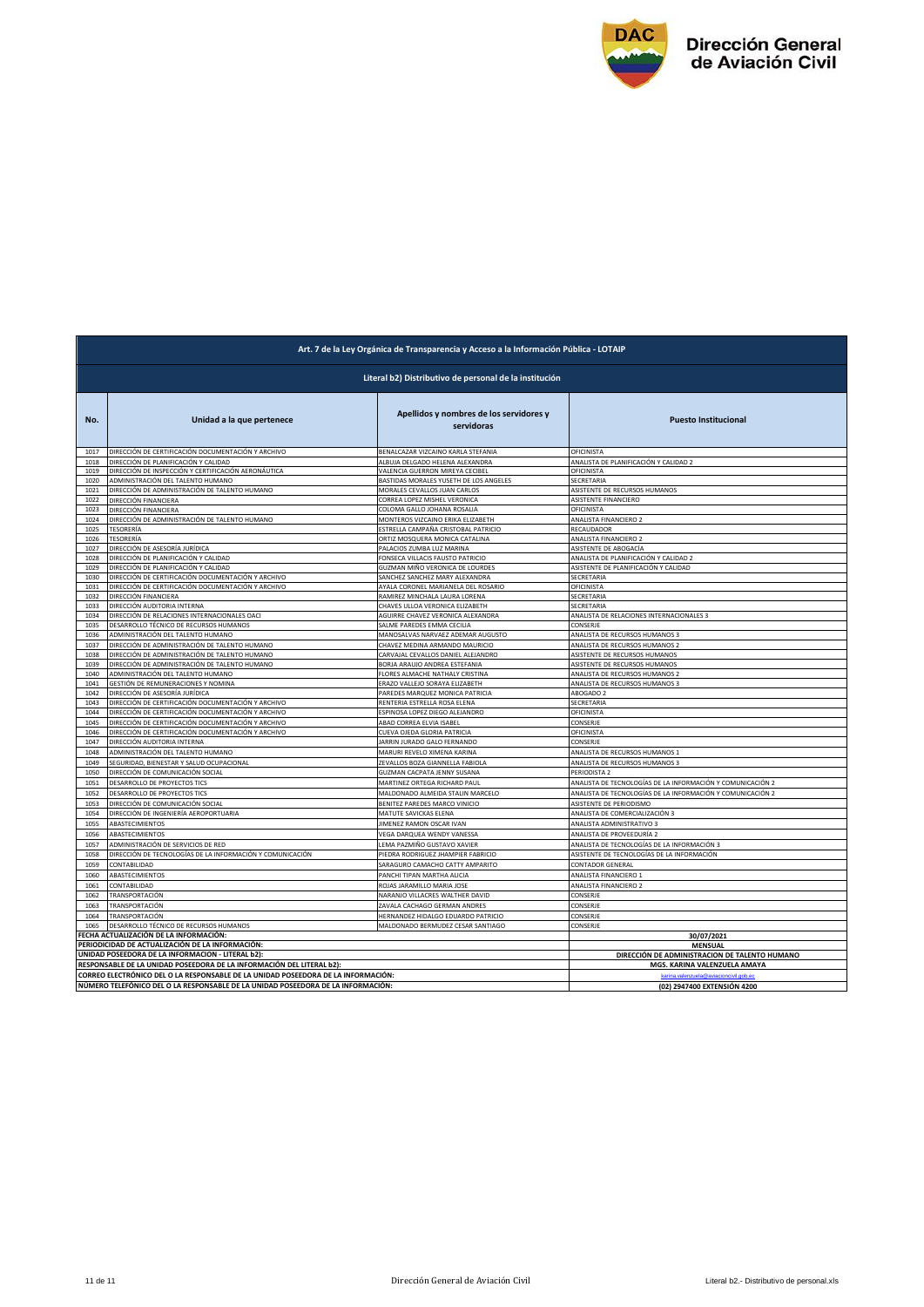Dirección General de Aviación Civil

| Art. 7 de la Ley Orgánica de Transparencia y Acceso a la Información Pública - LOTAIP | | | |
|---|---|---|---|
| Literal b2) Distributivo de personal de la institución | | | |
| No. | Unidad a la que pertenece | Apellidos y nombres de los servidores y servidoras | Puesto Institucional |
| 1017 | DIRECCIÓN DE CERTIFICACIÓN DOCUMENTACIÓN Y ARCHIVO | BENALCAZAR VIZCAINO KARLA STEFANIA | OFICINISTA |
| 1018 | DIRECCIÓN DE PLANIFICACIÓN Y CALIDAD | ALBUJA DELGADO HELENA ALEXANDRA | ANALISTA DE PLANIFICACIÓN Y CALIDAD 2 |
| 1019 | DIRECCIÓN DE INSPECCIÓN Y CERTIFICACIÓN AERONÁUTICA | VALENCIA GUERRON MIREYA CECIBEL | OFICINISTA |
| 1020 | ADMINISTRACIÓN DEL TALENTO HUMANO | BASTIDAS MORALES YUSETH DE LOS ANGELES | SECRETARIA |
| 1021 | DIRECCIÓN DE ADMINISTRACIÓN DE TALENTO HUMANO | MORALES CEVALLOS JUAN CARLOS | ASISTENTE DE RECURSOS HUMANOS |
| 1022 | DIRECCIÓN FINANCIERA | CORREA LOPEZ MISHEL VERONICA | ASISTENTE FINANCIERO |
| 1023 | DIRECCIÓN FINANCIERA | COLOMA GALLO JOHANA ROSALIA | OFICINISTA |
| 1024 | DIRECCIÓN DE ADMINISTRACIÓN DE TALENTO HUMANO | MONTEROS VIZCAINO ERIKA ELIZABETH | ANALISTA FINANCIERO 2 |
| 1025 | TESORERÍA | ESTRELLA CAMPAÑA CRISTOBAL PATRICIO | RECAUDADOR |
| 1026 | TESORERÍA | ORTIZ MOSQUERA MONICA CATALINA | ANALISTA FINANCIERO 2 |
| 1027 | DIRECCIÓN DE ASESORÍA JURÍDICA | PALACIOS ZUMBA LUZ MARINA | ASISTENTE DE ABOGACÍA |
| 1028 | DIRECCIÓN DE PLANIFICACIÓN Y CALIDAD | FONSECA VILLACIS FAUSTO PATRICIO | ANALISTA DE PLANIFICACIÓN Y CALIDAD 2 |
| 1029 | DIRECCIÓN DE PLANIFICACIÓN Y CALIDAD | GUZMAN MIÑO VERONICA DE LOURDES | ASISTENTE DE PLANIFICACIÓN Y CALIDAD |
| 1030 | DIRECCIÓN DE CERTIFICACIÓN DOCUMENTACIÓN Y ARCHIVO | SANCHEZ SANCHEZ MARY ALEXANDRA | SECRETARIA |
| 1031 | DIRECCIÓN DE CERTIFICACIÓN DOCUMENTACIÓN Y ARCHIVO | AYALA CORONEL MARIANELA DEL ROSARIO | OFICINISTA |
| 1032 | DIRECCIÓN FINANCIERA | RAMIREZ MINCHALA LAURA LORENA | SECRETARIA |
| 1033 | DIRECCIÓN AUDITORIA INTERNA | CHAVES ULLOA VERONICA ELIZABETH | SECRETARIA |
| 1034 | DIRECCIÓN DE RELACIONES INTERNACIONALES OACI | AGUIRRE CHAVEZ VERONICA ALEXANDRA | ANALISTA DE RELACIONES INTERNACIONALES 3 |
| 1035 | DESARROLLO TÉCNICO DE RECURSOS HUMANOS | SALME PAREDES EMMA CECILIA | CONSERJE |
| 1036 | ADMINISTRACIÓN DEL TALENTO HUMANO | MANOSALVAS NARVAEZ ADEMAR AUGUSTO | ANALISTA DE RECURSOS HUMANOS 3 |
| 1037 | DIRECCIÓN DE ADMINISTRACIÓN DE TALENTO HUMANO | CHAVEZ MEDINA ARMANDO MAURICIO | ANALISTA DE RECURSOS HUMANOS 2 |
| 1038 | DIRECCIÓN DE ADMINISTRACIÓN DE TALENTO HUMANO | CARVAJAL CEVALLOS DANIEL ALEJANDRO | ASISTENTE DE RECURSOS HUMANOS |
| 1039 | DIRECCIÓN DE ADMINISTRACIÓN DE TALENTO HUMANO | BORJA ARAUJO ANDREA ESTEFANIA | ASISTENTE DE RECURSOS HUMANOS |
| 1040 | ADMINISTRACIÓN DEL TALENTO HUMANO | FLORES ALMACHE NATHALY CRISTINA | ANALISTA DE RECURSOS HUMANOS 2 |
| 1041 | GESTIÓN DE REMUNERACIONES Y NOMINA | ERAZO VALLEJO SORAYA ELIZABETH | ANALISTA DE RECURSOS HUMANOS 3 |
| 1042 | DIRECCIÓN DE ASESORÍA JURÍDICA | PAREDES MARQUEZ MONICA PATRICIA | ABOGADO 2 |
| 1043 | DIRECCIÓN DE CERTIFICACIÓN DOCUMENTACIÓN Y ARCHIVO | RENTERIA ESTRELLA ROSA ELENA | SECRETARIA |
| 1044 | DIRECCIÓN DE CERTIFICACIÓN DOCUMENTACIÓN Y ARCHIVO | ESPINOSA LOPEZ DIEGO ALEJANDRO | OFICINISTA |
| 1045 | DIRECCIÓN DE CERTIFICACIÓN DOCUMENTACIÓN Y ARCHIVO | ABAD CORREA ELVIA ISABEL | CONSERJE |
| 1046 | DIRECCIÓN DE CERTIFICACIÓN DOCUMENTACIÓN Y ARCHIVO | CUEVA OJEDA GLORIA PATRICIA | OFICINISTA |
| 1047 | DIRECCIÓN AUDITORIA INTERNA | JARRIN JURADO GALO FERNANDO | CONSERJE |
| 1048 | ADMINISTRACIÓN DEL TALENTO HUMANO | MARURI REVELO XIMENA KARINA | ANALISTA DE RECURSOS HUMANOS 1 |
| 1049 | SEGURIDAD, BIENESTAR Y SALUD OCUPACIONAL | ZEVALLOS BOZA GIANNELLA FABIOLA | ANALISTA DE RECURSOS HUMANOS 3 |
| 1050 | DIRECCIÓN DE COMUNICACIÓN SOCIAL | GUZMAN CACPATA JENNY SUSANA | PERIODISTA 2 |
| 1051 | DESARROLLO DE PROYECTOS TICS | MARTINEZ ORTEGA RICHARD PAUL | ANALISTA DE TECNOLOGÍAS DE LA INFORMACIÓN Y COMUNICACIÓN 2 |
| 1052 | DESARROLLO DE PROYECTOS TICS | MALDONADO ALMEIDA STALIN MARCELO | ANALISTA DE TECNOLOGÍAS DE LA INFORMACIÓN Y COMUNICACIÓN 2 |
| 1053 | DIRECCIÓN DE COMUNICACIÓN SOCIAL | BENITEZ PAREDES MARCO VINICIO | ASISTENTE DE PERIODISMO |
| 1054 | DIRECCIÓN DE INGENIERÍA AEROPORTUARIA | MATUTE SAVICKAS ELENA | ANALISTA DE COMERCIALIZACIÓN 3 |
| 1055 | ABASTECIMIENTOS | JIMENEZ RAMON OSCAR IVAN | ANALISTA ADMINISTRATIVO 3 |
| 1056 | ABASTECIMIENTOS | VEGA DARQUEA WENDY VANESSA | ANALISTA DE PROVEEDURÍA 2 |
| 1057 | ADMINISTRACIÓN DE SERVICIOS DE RED | LEMA PAZMIÑO GUSTAVO XAVIER | ANALISTA DE TECNOLOGÍAS DE LA INFORMACIÓN 3 |
| 1058 | DIRECCIÓN DE TECNOLOGÍAS DE LA INFORMACIÓN Y COMUNICACIÓN | PIEDRA RODRIGUEZ JHAMPIER FABRICIO | ASISTENTE DE TECNOLOGÍAS DE LA INFORMACIÓN |
| 1059 | CONTABILIDAD | SARAGURO CAMACHO CATTY AMPARITO | CONTADOR GENERAL |
| 1060 | ABASTECIMIENTOS | PANCHI TIPAN MARTHA ALICIA | ANALISTA FINANCIERO 1 |
| 1061 | CONTABILIDAD | ROJAS JARAMILLO MARIA JOSE | ANALISTA FINANCIERO 2 |
| 1062 | TRANSPORTACIÓN | NARANJO VILLACRES WALTHER DAVID | CONSERJE |
| 1063 | TRANSPORTACIÓN | ZAVALA CACHAGO GERMAN ANDRES | CONSERJE |
| 1064 | TRANSPORTACIÓN | HERNANDEZ HIDALGO EDUARDO PATRICIO | CONSERJE |
| 1065 | DESARROLLO TÉCNICO DE RECURSOS HUMANOS | MALDONADO BERMUDEZ CESAR SANTIAGO | CONSERJE |
| FECHA ACTUALIZACIÓN DE LA INFORMACIÓN: | | | 30/07/2021 |
| PERIODICIDAD DE ACTUALIZACIÓN DE LA INFORMACIÓN: | | | MENSUAL |
| UNIDAD POSEEDORA DE LA INFORMACION - LITERAL b2): | | | DIRECCIÓN DE ADMINISTRACION DE TALENTO HUMANO |
| RESPONSABLE DE LA UNIDAD POSEEDORA DE LA INFORMACIÓN DEL LITERAL b2): | | | MGS. KARINA VALENZUELA AMAYA |
| CORREO ELECTRÓNICO DEL O LA RESPONSABLE DE LA UNIDAD POSEEDORA DE LA INFORMACIÓN: | | | karina.valenzuela@aviacioncivil.gob.ec |
| NÚMERO TELEFÓNICO DEL O LA RESPONSABLE DE LA UNIDAD POSEEDORA DE LA INFORMACIÓN: | | | (02) 2947400 EXTENSIÓN 4200 |